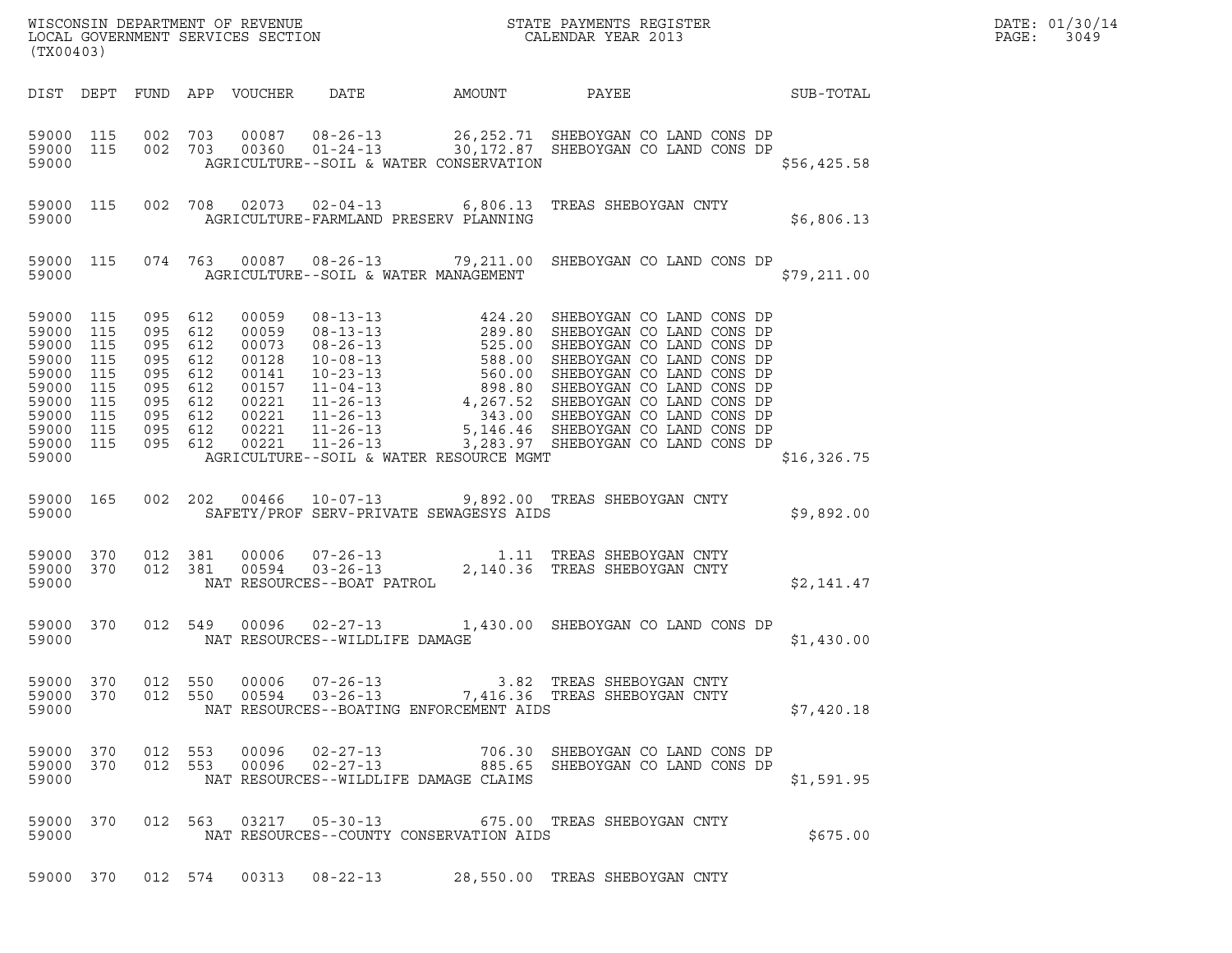WISCONSIN DEPARTMENT OF REVENUE
LOCAL GOVERNMENT SERVICES SECTION
(TX00403)

STATE PAYMENTS REGISTER
CALENDAR YEAR 2013

DATE: 01/30/14
PAGE: 3049

| DIST | DEPT | FUND | APP | VOUCHER | DATE | AMOUNT | PAYEE | SUB-TOTAL |
|---|---|---|---|---|---|---|---|---|
| 59000 | 115 | 002 | 703 | 00087 | 08-26-13 | 26,252.71 | SHEBOYGAN CO LAND CONS DP | |
| 59000 | 115 | 002 | 703 | 00360 | 01-24-13 | 30,172.87 | SHEBOYGAN CO LAND CONS DP | |
| 59000 | | | | | AGRICULTURE--SOIL & WATER CONSERVATION | | | $56,425.58 |
| 59000 | 115 | 002 | 708 | 02073 | 02-04-13 | 6,806.13 | TREAS SHEBOYGAN CNTY | |
| 59000 | | | | | AGRICULTURE-FARMLAND PRESERV PLANNING | | | $6,806.13 |
| 59000 | 115 | 074 | 763 | 00087 | 08-26-13 | 79,211.00 | SHEBOYGAN CO LAND CONS DP | |
| 59000 | | | | | AGRICULTURE--SOIL & WATER MANAGEMENT | | | $79,211.00 |
| 59000 | 115 | 095 | 612 | 00059 | 08-13-13 | 424.20 | SHEBOYGAN CO LAND CONS DP | |
| 59000 | 115 | 095 | 612 | 00059 | 08-13-13 | 289.80 | SHEBOYGAN CO LAND CONS DP | |
| 59000 | 115 | 095 | 612 | 00073 | 08-26-13 | 525.00 | SHEBOYGAN CO LAND CONS DP | |
| 59000 | 115 | 095 | 612 | 00128 | 10-08-13 | 588.00 | SHEBOYGAN CO LAND CONS DP | |
| 59000 | 115 | 095 | 612 | 00141 | 10-23-13 | 560.00 | SHEBOYGAN CO LAND CONS DP | |
| 59000 | 115 | 095 | 612 | 00157 | 11-04-13 | 898.80 | SHEBOYGAN CO LAND CONS DP | |
| 59000 | 115 | 095 | 612 | 00221 | 11-26-13 | 4,267.52 | SHEBOYGAN CO LAND CONS DP | |
| 59000 | 115 | 095 | 612 | 00221 | 11-26-13 | 343.00 | SHEBOYGAN CO LAND CONS DP | |
| 59000 | 115 | 095 | 612 | 00221 | 11-26-13 | 5,146.46 | SHEBOYGAN CO LAND CONS DP | |
| 59000 | 115 | 095 | 612 | 00221 | 11-26-13 | 3,283.97 | SHEBOYGAN CO LAND CONS DP | |
| 59000 | | | | | AGRICULTURE--SOIL & WATER RESOURCE MGMT | | | $16,326.75 |
| 59000 | 165 | 002 | 202 | 00466 | 10-07-13 | 9,892.00 | TREAS SHEBOYGAN CNTY | |
| 59000 | | | | | SAFETY/PROF SERV-PRIVATE SEWAGESYS AIDS | | | $9,892.00 |
| 59000 | 370 | 012 | 381 | 00006 | 07-26-13 | 1.11 | TREAS SHEBOYGAN CNTY | |
| 59000 | 370 | 012 | 381 | 00594 | 03-26-13 | 2,140.36 | TREAS SHEBOYGAN CNTY | |
| 59000 | | | | | NAT RESOURCES--BOAT PATROL | | | $2,141.47 |
| 59000 | 370 | 012 | 549 | 00096 | 02-27-13 | 1,430.00 | SHEBOYGAN CO LAND CONS DP | |
| 59000 | | | | | NAT RESOURCES--WILDLIFE DAMAGE | | | $1,430.00 |
| 59000 | 370 | 012 | 550 | 00006 | 07-26-13 | 3.82 | TREAS SHEBOYGAN CNTY | |
| 59000 | 370 | 012 | 550 | 00594 | 03-26-13 | 7,416.36 | TREAS SHEBOYGAN CNTY | |
| 59000 | | | | | NAT RESOURCES--BOATING ENFORCEMENT AIDS | | | $7,420.18 |
| 59000 | 370 | 012 | 553 | 00096 | 02-27-13 | 706.30 | SHEBOYGAN CO LAND CONS DP | |
| 59000 | 370 | 012 | 553 | 00096 | 02-27-13 | 885.65 | SHEBOYGAN CO LAND CONS DP | |
| 59000 | | | | | NAT RESOURCES--WILDLIFE DAMAGE CLAIMS | | | $1,591.95 |
| 59000 | 370 | 012 | 563 | 03217 | 05-30-13 | 675.00 | TREAS SHEBOYGAN CNTY | |
| 59000 | | | | | NAT RESOURCES--COUNTY CONSERVATION AIDS | | | $675.00 |
| 59000 | 370 | 012 | 574 | 00313 | 08-22-13 | 28,550.00 | TREAS SHEBOYGAN CNTY | |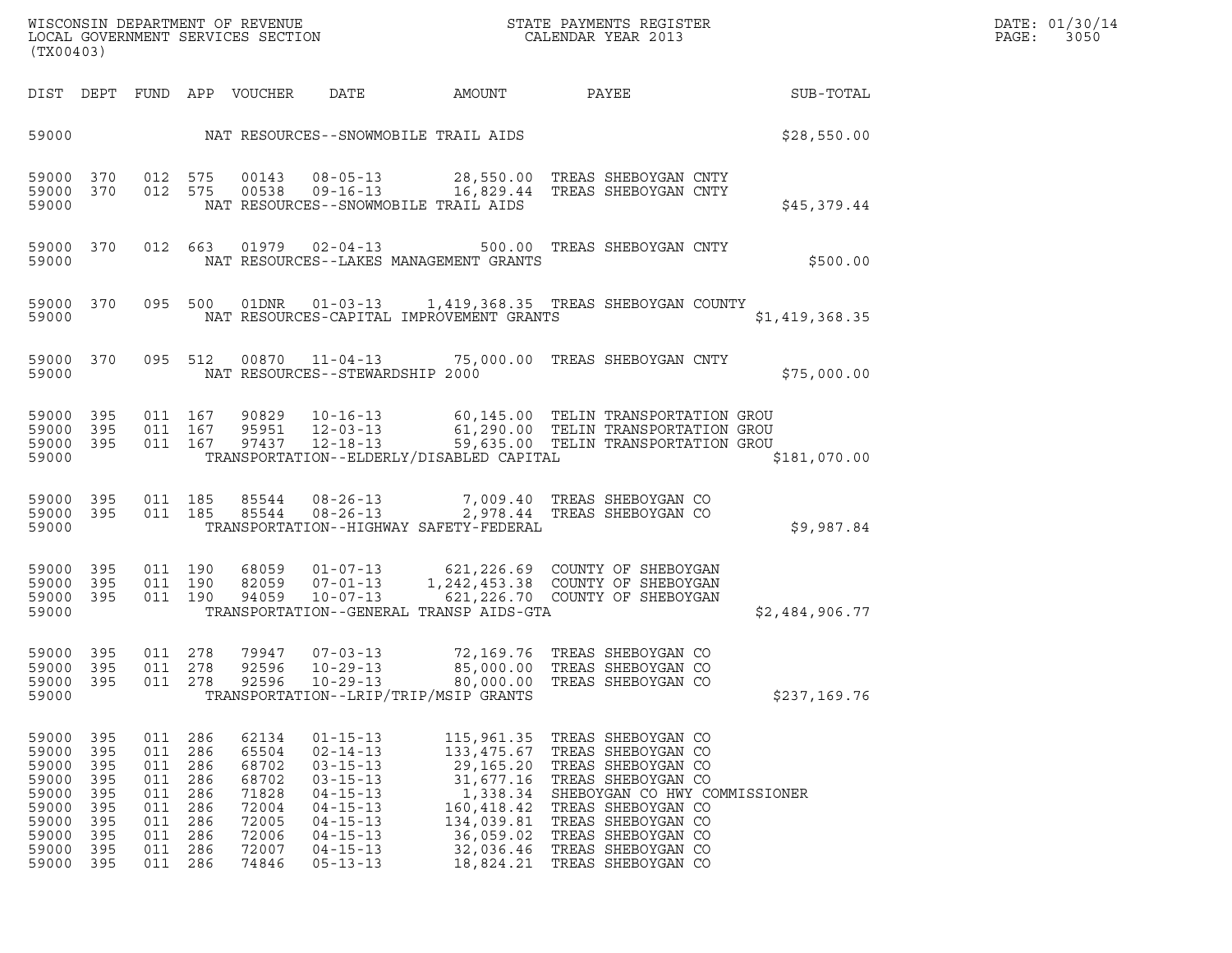WISCONSIN DEPARTMENT OF REVENUE
LOCAL GOVERNMENT SERVICES SECTION
(TX00403)

STATE PAYMENTS REGISTER
CALENDAR YEAR 2013

DATE: 01/30/14
PAGE: 3050

| DIST | DEPT | FUND | APP | VOUCHER | DATE | AMOUNT | PAYEE | SUB-TOTAL |
|---|---|---|---|---|---|---|---|---|
| 59000 | | | | NAT RESOURCES--SNOWMOBILE TRAIL AIDS | | | | $28,550.00 |
| 59000 | 370 | 012 | 575 | 00143 | 08-05-13 | 28,550.00 | TREAS SHEBOYGAN CNTY | |
| 59000 | 370 | 012 | 575 | 00538 | 09-16-13 | 16,829.44 | TREAS SHEBOYGAN CNTY | |
| 59000 | | | | NAT RESOURCES--SNOWMOBILE TRAIL AIDS | | | | $45,379.44 |
| 59000 | 370 | 012 | 663 | 01979 | 02-04-13 | 500.00 | TREAS SHEBOYGAN CNTY | |
| 59000 | | | | NAT RESOURCES--LAKES MANAGEMENT GRANTS | | | | $500.00 |
| 59000 | 370 | 095 | 500 | 01DNR | 01-03-13 | 1,419,368.35 | TREAS SHEBOYGAN COUNTY | |
| 59000 | | | | NAT RESOURCES-CAPITAL IMPROVEMENT GRANTS | | | | $1,419,368.35 |
| 59000 | 370 | 095 | 512 | 00870 | 11-04-13 | 75,000.00 | TREAS SHEBOYGAN CNTY | |
| 59000 | | | | NAT RESOURCES--STEWARDSHIP 2000 | | | | $75,000.00 |
| 59000 | 395 | 011 | 167 | 90829 | 10-16-13 | 60,145.00 | TELIN TRANSPORTATION GROU | |
| 59000 | 395 | 011 | 167 | 95951 | 12-03-13 | 61,290.00 | TELIN TRANSPORTATION GROU | |
| 59000 | 395 | 011 | 167 | 97437 | 12-18-13 | 59,635.00 | TELIN TRANSPORTATION GROU | |
| 59000 | | | | TRANSPORTATION--ELDERLY/DISABLED CAPITAL | | | | $181,070.00 |
| 59000 | 395 | 011 | 185 | 85544 | 08-26-13 | 7,009.40 | TREAS SHEBOYGAN CO | |
| 59000 | 395 | 011 | 185 | 85544 | 08-26-13 | 2,978.44 | TREAS SHEBOYGAN CO | |
| 59000 | | | | TRANSPORTATION--HIGHWAY SAFETY-FEDERAL | | | | $9,987.84 |
| 59000 | 395 | 011 | 190 | 68059 | 01-07-13 | 621,226.69 | COUNTY OF SHEBOYGAN | |
| 59000 | 395 | 011 | 190 | 82059 | 07-01-13 | 1,242,453.38 | COUNTY OF SHEBOYGAN | |
| 59000 | 395 | 011 | 190 | 94059 | 10-07-13 | 621,226.70 | COUNTY OF SHEBOYGAN | |
| 59000 | | | | TRANSPORTATION--GENERAL TRANSP AIDS-GTA | | | | $2,484,906.77 |
| 59000 | 395 | 011 | 278 | 79947 | 07-03-13 | 72,169.76 | TREAS SHEBOYGAN CO | |
| 59000 | 395 | 011 | 278 | 92596 | 10-29-13 | 85,000.00 | TREAS SHEBOYGAN CO | |
| 59000 | 395 | 011 | 278 | 92596 | 10-29-13 | 80,000.00 | TREAS SHEBOYGAN CO | |
| 59000 | | | | TRANSPORTATION--LRIP/TRIP/MSIP GRANTS | | | | $237,169.76 |
| 59000 | 395 | 011 | 286 | 62134 | 01-15-13 | 115,961.35 | TREAS SHEBOYGAN CO | |
| 59000 | 395 | 011 | 286 | 65504 | 02-14-13 | 133,475.67 | TREAS SHEBOYGAN CO | |
| 59000 | 395 | 011 | 286 | 68702 | 03-15-13 | 29,165.20 | TREAS SHEBOYGAN CO | |
| 59000 | 395 | 011 | 286 | 68702 | 03-15-13 | 31,677.16 | TREAS SHEBOYGAN CO | |
| 59000 | 395 | 011 | 286 | 71828 | 04-15-13 | 1,338.34 | SHEBOYGAN CO HWY COMMISSIONER | |
| 59000 | 395 | 011 | 286 | 72004 | 04-15-13 | 160,418.42 | TREAS SHEBOYGAN CO | |
| 59000 | 395 | 011 | 286 | 72005 | 04-15-13 | 134,039.81 | TREAS SHEBOYGAN CO | |
| 59000 | 395 | 011 | 286 | 72006 | 04-15-13 | 36,059.02 | TREAS SHEBOYGAN CO | |
| 59000 | 395 | 011 | 286 | 72007 | 04-15-13 | 32,036.46 | TREAS SHEBOYGAN CO | |
| 59000 | 395 | 011 | 286 | 74846 | 05-13-13 | 18,824.21 | TREAS SHEBOYGAN CO | |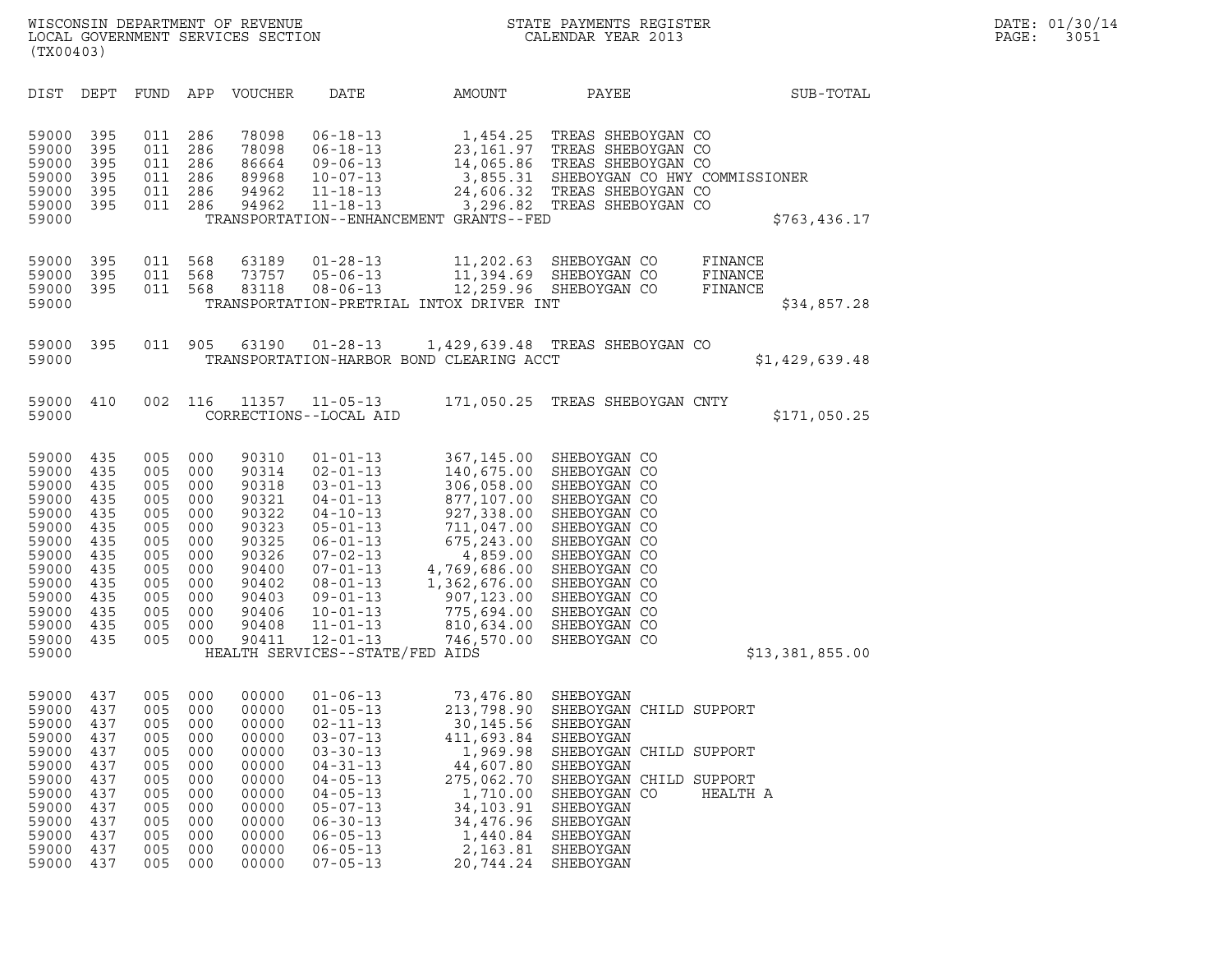WISCONSIN DEPARTMENT OF REVENUE
LOCAL GOVERNMENT SERVICES SECTION
(TX00403)

STATE PAYMENTS REGISTER
CALENDAR YEAR 2013

DATE: 01/30/14

| DIST | DEPT | FUND | APP | VOUCHER | DATE | AMOUNT | PAYEE | SUB-TOTAL |
|---|---|---|---|---|---|---|---|---|
| 59000 | 395 | 011 | 286 | 78098 | 06-18-13 | 1,454.25 | TREAS SHEBOYGAN CO | |
| 59000 | 395 | 011 | 286 | 78098 | 06-18-13 | 23,161.97 | TREAS SHEBOYGAN CO | |
| 59000 | 395 | 011 | 286 | 86664 | 09-06-13 | 14,065.86 | TREAS SHEBOYGAN CO | |
| 59000 | 395 | 011 | 286 | 89968 | 10-07-13 | 3,855.31 | SHEBOYGAN CO HWY COMMISSIONER | |
| 59000 | 395 | 011 | 286 | 94962 | 11-18-13 | 24,606.32 | TREAS SHEBOYGAN CO | |
| 59000 | 395 | 011 | 286 | 94962 | 11-18-13 | 3,296.82 | TREAS SHEBOYGAN CO | |
| 59000 | | | | | TRANSPORTATION--ENHANCEMENT GRANTS--FED | | | $763,436.17 |
| 59000 | 395 | 011 | 568 | 63189 | 01-28-13 | 11,202.63 | SHEBOYGAN CO FINANCE | |
| 59000 | 395 | 011 | 568 | 73757 | 05-06-13 | 11,394.69 | SHEBOYGAN CO FINANCE | |
| 59000 | 395 | 011 | 568 | 83118 | 08-06-13 | 12,259.96 | SHEBOYGAN CO FINANCE | |
| 59000 | | | | | TRANSPORTATION-PRETRIAL INTOX DRIVER INT | | | $34,857.28 |
| 59000 | 395 | 011 | 905 | 63190 | 01-28-13 | 1,429,639.48 | TREAS SHEBOYGAN CO | |
| 59000 | | | | | TRANSPORTATION-HARBOR BOND CLEARING ACCT | | | $1,429,639.48 |
| 59000 | 410 | 002 | 116 | 11357 | 11-05-13 | 171,050.25 | TREAS SHEBOYGAN CNTY | |
| 59000 | | | | | CORRECTIONS--LOCAL AID | | | $171,050.25 |
| 59000 | 435 | 005 | 000 | 90310 | 01-01-13 | 367,145.00 | SHEBOYGAN CO | |
| 59000 | 435 | 005 | 000 | 90314 | 02-01-13 | 140,675.00 | SHEBOYGAN CO | |
| 59000 | 435 | 005 | 000 | 90318 | 03-01-13 | 306,058.00 | SHEBOYGAN CO | |
| 59000 | 435 | 005 | 000 | 90321 | 04-01-13 | 877,107.00 | SHEBOYGAN CO | |
| 59000 | 435 | 005 | 000 | 90322 | 04-10-13 | 927,338.00 | SHEBOYGAN CO | |
| 59000 | 435 | 005 | 000 | 90323 | 05-01-13 | 711,047.00 | SHEBOYGAN CO | |
| 59000 | 435 | 005 | 000 | 90325 | 06-01-13 | 675,243.00 | SHEBOYGAN CO | |
| 59000 | 435 | 005 | 000 | 90326 | 07-02-13 | 4,859.00 | SHEBOYGAN CO | |
| 59000 | 435 | 005 | 000 | 90400 | 07-01-13 | 4,769,686.00 | SHEBOYGAN CO | |
| 59000 | 435 | 005 | 000 | 90402 | 08-01-13 | 1,362,676.00 | SHEBOYGAN CO | |
| 59000 | 435 | 005 | 000 | 90403 | 09-01-13 | 907,123.00 | SHEBOYGAN CO | |
| 59000 | 435 | 005 | 000 | 90406 | 10-01-13 | 775,694.00 | SHEBOYGAN CO | |
| 59000 | 435 | 005 | 000 | 90408 | 11-01-13 | 810,634.00 | SHEBOYGAN CO | |
| 59000 | 435 | 005 | 000 | 90411 | 12-01-13 | 746,570.00 | SHEBOYGAN CO | |
| 59000 | | | | | HEALTH SERVICES--STATE/FED AIDS | | | $13,381,855.00 |
| 59000 | 437 | 005 | 000 | 00000 | 01-06-13 | 73,476.80 | SHEBOYGAN | |
| 59000 | 437 | 005 | 000 | 00000 | 01-05-13 | 213,798.90 | SHEBOYGAN CHILD SUPPORT | |
| 59000 | 437 | 005 | 000 | 00000 | 02-11-13 | 30,145.56 | SHEBOYGAN | |
| 59000 | 437 | 005 | 000 | 00000 | 03-07-13 | 411,693.84 | SHEBOYGAN | |
| 59000 | 437 | 005 | 000 | 00000 | 03-30-13 | 1,969.98 | SHEBOYGAN CHILD SUPPORT | |
| 59000 | 437 | 005 | 000 | 00000 | 04-31-13 | 44,607.80 | SHEBOYGAN | |
| 59000 | 437 | 005 | 000 | 00000 | 04-05-13 | 275,062.70 | SHEBOYGAN CHILD SUPPORT | |
| 59000 | 437 | 005 | 000 | 00000 | 04-05-13 | 1,710.00 | SHEBOYGAN CO HEALTH A | |
| 59000 | 437 | 005 | 000 | 00000 | 05-07-13 | 34,103.91 | SHEBOYGAN | |
| 59000 | 437 | 005 | 000 | 00000 | 06-30-13 | 34,476.96 | SHEBOYGAN | |
| 59000 | 437 | 005 | 000 | 00000 | 06-05-13 | 1,440.84 | SHEBOYGAN | |
| 59000 | 437 | 005 | 000 | 00000 | 06-05-13 | 2,163.81 | SHEBOYGAN | |
| 59000 | 437 | 005 | 000 | 00000 | 07-05-13 | 20,744.24 | SHEBOYGAN | |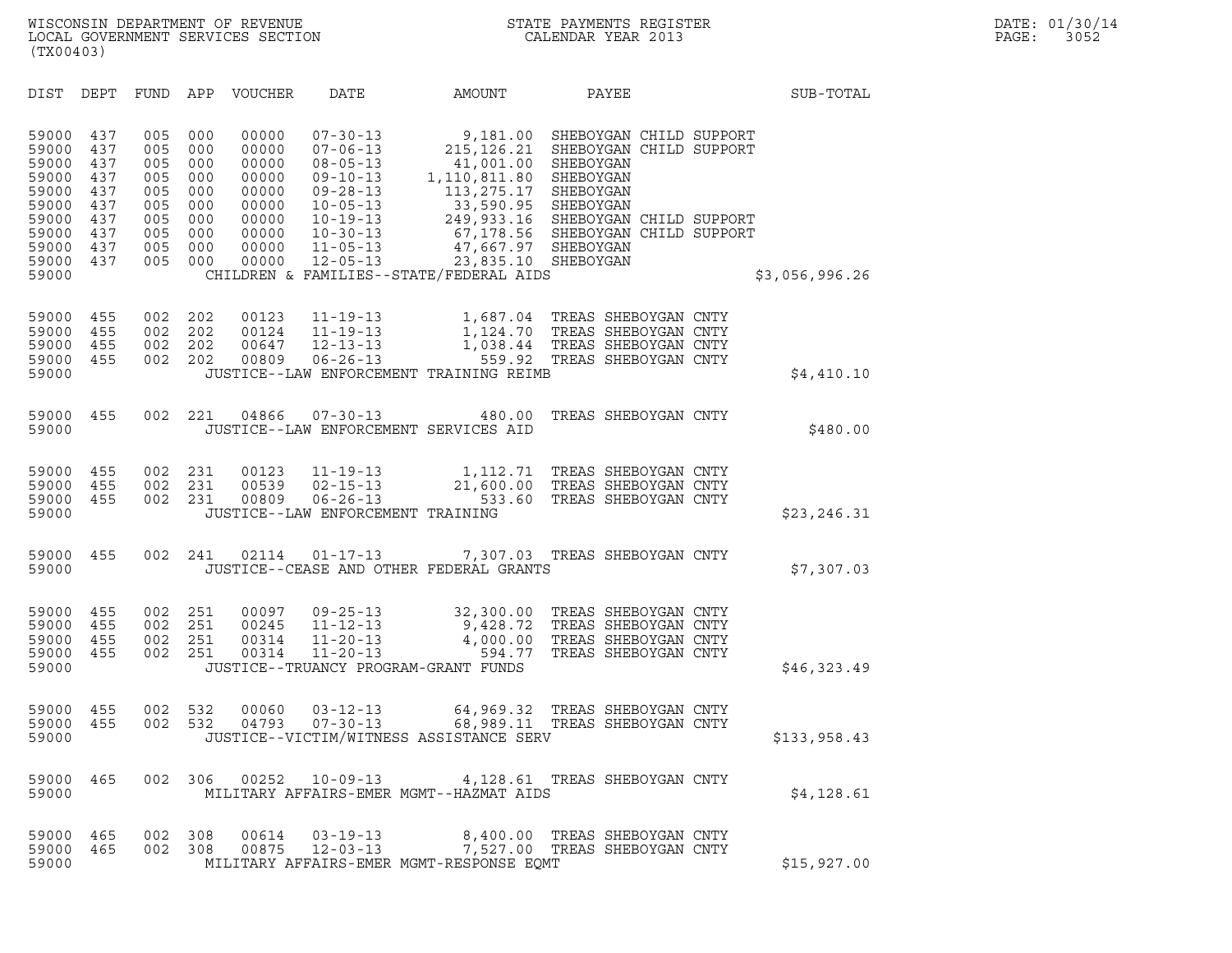WISCONSIN DEPARTMENT OF REVENUE
LOCAL GOVERNMENT SERVICES SECTION
(TX00403)

STATE PAYMENTS REGISTER
CALENDAR YEAR 2013

DATE: 01/30/14
PAGE: 3052

| DIST | DEPT | FUND | APP | VOUCHER | DATE | AMOUNT | PAYEE | SUB-TOTAL |
|---|---|---|---|---|---|---|---|---|
| 59000 | 437 | 005 | 000 | 00000 | 07-30-13 | 9,181.00 | SHEBOYGAN CHILD SUPPORT | |
| 59000 | 437 | 005 | 000 | 00000 | 07-06-13 | 215,126.21 | SHEBOYGAN CHILD SUPPORT | |
| 59000 | 437 | 005 | 000 | 00000 | 08-05-13 | 41,001.00 | SHEBOYGAN | |
| 59000 | 437 | 005 | 000 | 00000 | 09-10-13 | 1,110,811.80 | SHEBOYGAN | |
| 59000 | 437 | 005 | 000 | 00000 | 09-28-13 | 113,275.17 | SHEBOYGAN | |
| 59000 | 437 | 005 | 000 | 00000 | 10-05-13 | 33,590.95 | SHEBOYGAN | |
| 59000 | 437 | 005 | 000 | 00000 | 10-19-13 | 249,933.16 | SHEBOYGAN CHILD SUPPORT | |
| 59000 | 437 | 005 | 000 | 00000 | 10-30-13 | 67,178.56 | SHEBOYGAN CHILD SUPPORT | |
| 59000 | 437 | 005 | 000 | 00000 | 11-05-13 | 47,667.97 | SHEBOYGAN | |
| 59000 | 437 | 005 | 000 | 00000 | 12-05-13 | 23,835.10 | SHEBOYGAN | |
| 59000 | | | | | CHILDREN & FAMILIES--STATE/FEDERAL AIDS | | | $3,056,996.26 |
| 59000 | 455 | 002 | 202 | 00123 | 11-19-13 | 1,687.04 | TREAS SHEBOYGAN CNTY | |
| 59000 | 455 | 002 | 202 | 00124 | 11-19-13 | 1,124.70 | TREAS SHEBOYGAN CNTY | |
| 59000 | 455 | 002 | 202 | 00647 | 12-13-13 | 1,038.44 | TREAS SHEBOYGAN CNTY | |
| 59000 | 455 | 002 | 202 | 00809 | 06-26-13 | 559.92 | TREAS SHEBOYGAN CNTY | |
| 59000 | | | | | JUSTICE--LAW ENFORCEMENT TRAINING REIMB | | | $4,410.10 |
| 59000 | 455 | 002 | 221 | 04866 | 07-30-13 | 480.00 | TREAS SHEBOYGAN CNTY | |
| 59000 | | | | | JUSTICE--LAW ENFORCEMENT SERVICES AID | | | $480.00 |
| 59000 | 455 | 002 | 231 | 00123 | 11-19-13 | 1,112.71 | TREAS SHEBOYGAN CNTY | |
| 59000 | 455 | 002 | 231 | 00539 | 02-15-13 | 21,600.00 | TREAS SHEBOYGAN CNTY | |
| 59000 | 455 | 002 | 231 | 00809 | 06-26-13 | 533.60 | TREAS SHEBOYGAN CNTY | |
| 59000 | | | | | JUSTICE--LAW ENFORCEMENT TRAINING | | | $23,246.31 |
| 59000 | 455 | 002 | 241 | 02114 | 01-17-13 | 7,307.03 | TREAS SHEBOYGAN CNTY | |
| 59000 | | | | | JUSTICE--CEASE AND OTHER FEDERAL GRANTS | | | $7,307.03 |
| 59000 | 455 | 002 | 251 | 00097 | 09-25-13 | 32,300.00 | TREAS SHEBOYGAN CNTY | |
| 59000 | 455 | 002 | 251 | 00245 | 11-12-13 | 9,428.72 | TREAS SHEBOYGAN CNTY | |
| 59000 | 455 | 002 | 251 | 00314 | 11-20-13 | 4,000.00 | TREAS SHEBOYGAN CNTY | |
| 59000 | 455 | 002 | 251 | 00314 | 11-20-13 | 594.77 | TREAS SHEBOYGAN CNTY | |
| 59000 | | | | | JUSTICE--TRUANCY PROGRAM-GRANT FUNDS | | | $46,323.49 |
| 59000 | 455 | 002 | 532 | 00060 | 03-12-13 | 64,969.32 | TREAS SHEBOYGAN CNTY | |
| 59000 | 455 | 002 | 532 | 04793 | 07-30-13 | 68,989.11 | TREAS SHEBOYGAN CNTY | |
| 59000 | | | | | JUSTICE--VICTIM/WITNESS ASSISTANCE SERV | | | $133,958.43 |
| 59000 | 465 | 002 | 306 | 00252 | 10-09-13 | 4,128.61 | TREAS SHEBOYGAN CNTY | |
| 59000 | | | | | MILITARY AFFAIRS-EMER MGMT--HAZMAT AIDS | | | $4,128.61 |
| 59000 | 465 | 002 | 308 | 00614 | 03-19-13 | 8,400.00 | TREAS SHEBOYGAN CNTY | |
| 59000 | 465 | 002 | 308 | 00875 | 12-03-13 | 7,527.00 | TREAS SHEBOYGAN CNTY | |
| 59000 | | | | | MILITARY AFFAIRS-EMER MGMT-RESPONSE EQMT | | | $15,927.00 |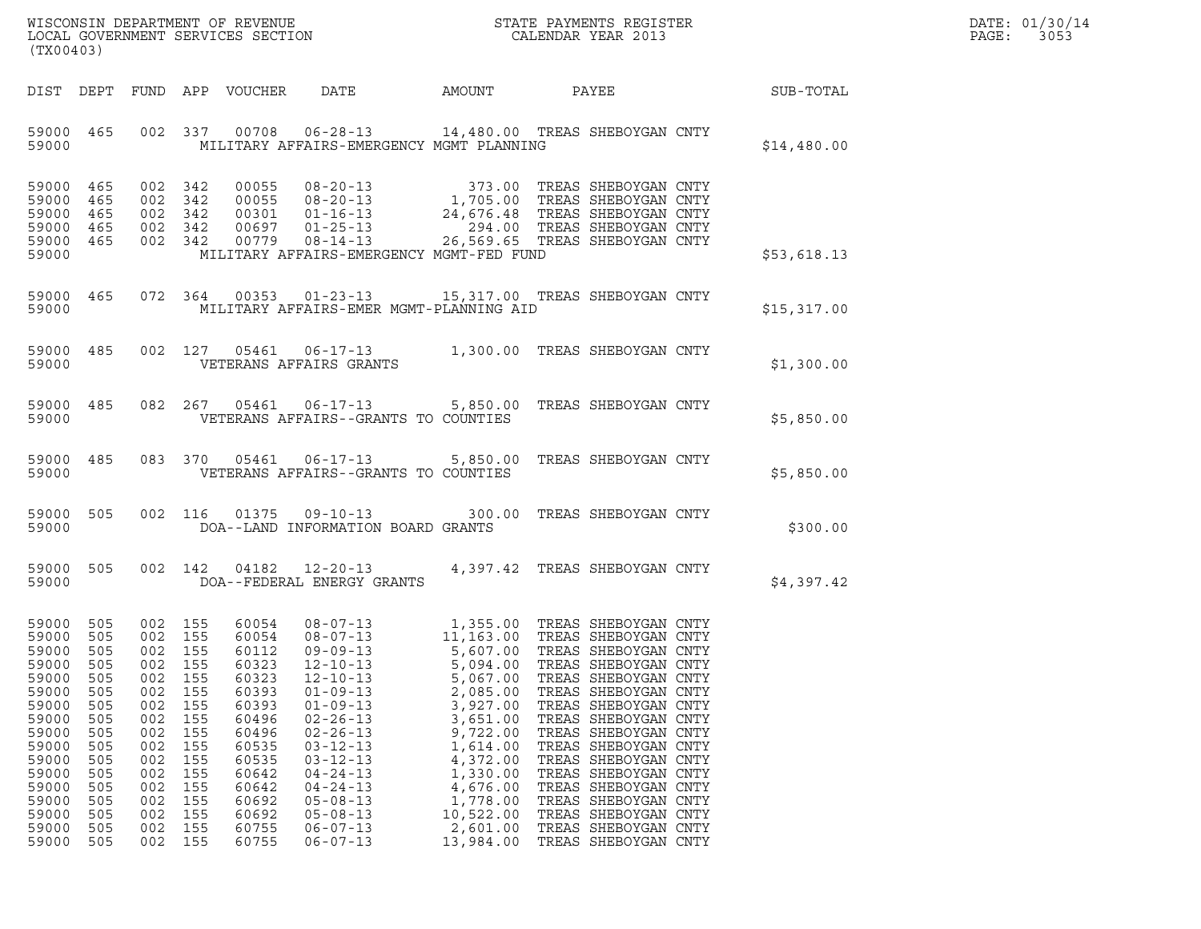WISCONSIN DEPARTMENT OF REVENUE
LOCAL GOVERNMENT SERVICES SECTION
(TX00403)

STATE PAYMENTS REGISTER
CALENDAR YEAR 2013

DATE: 01/30/14
PAGE: 3053

| DIST | DEPT | FUND | APP | VOUCHER | DATE | AMOUNT | PAYEE | SUB-TOTAL |
|---|---|---|---|---|---|---|---|---|
| 59000 | 465 | 002 | 337 | 00708 | 06-28-13 | 14,480.00 | TREAS SHEBOYGAN CNTY | |
| 59000 | | | | | MILITARY AFFAIRS-EMERGENCY MGMT PLANNING | | | $14,480.00 |
| 59000 | 465 | 002 | 342 | 00055 | 08-20-13 | 373.00 | TREAS SHEBOYGAN CNTY | |
| 59000 | 465 | 002 | 342 | 00055 | 08-20-13 | 1,705.00 | TREAS SHEBOYGAN CNTY | |
| 59000 | 465 | 002 | 342 | 00301 | 01-16-13 | 24,676.48 | TREAS SHEBOYGAN CNTY | |
| 59000 | 465 | 002 | 342 | 00697 | 01-25-13 | 294.00 | TREAS SHEBOYGAN CNTY | |
| 59000 | 465 | 002 | 342 | 00779 | 08-14-13 | 26,569.65 | TREAS SHEBOYGAN CNTY | |
| 59000 | | | | | MILITARY AFFAIRS-EMERGENCY MGMT-FED FUND | | | $53,618.13 |
| 59000 | 465 | 072 | 364 | 00353 | 01-23-13 | 15,317.00 | TREAS SHEBOYGAN CNTY | |
| 59000 | | | | | MILITARY AFFAIRS-EMER MGMT-PLANNING AID | | | $15,317.00 |
| 59000 | 485 | 002 | 127 | 05461 | 06-17-13 | 1,300.00 | TREAS SHEBOYGAN CNTY | |
| 59000 | | | | | VETERANS AFFAIRS GRANTS | | | $1,300.00 |
| 59000 | 485 | 082 | 267 | 05461 | 06-17-13 | 5,850.00 | TREAS SHEBOYGAN CNTY | |
| 59000 | | | | | VETERANS AFFAIRS--GRANTS TO COUNTIES | | | $5,850.00 |
| 59000 | 485 | 083 | 370 | 05461 | 06-17-13 | 5,850.00 | TREAS SHEBOYGAN CNTY | |
| 59000 | | | | | VETERANS AFFAIRS--GRANTS TO COUNTIES | | | $5,850.00 |
| 59000 | 505 | 002 | 116 | 01375 | 09-10-13 | 300.00 | TREAS SHEBOYGAN CNTY | |
| 59000 | | | | | DOA--LAND INFORMATION BOARD GRANTS | | | $300.00 |
| 59000 | 505 | 002 | 142 | 04182 | 12-20-13 | 4,397.42 | TREAS SHEBOYGAN CNTY | |
| 59000 | | | | | DOA--FEDERAL ENERGY GRANTS | | | $4,397.42 |
| 59000 | 505 | 002 | 155 | 60054 | 08-07-13 | 1,355.00 | TREAS SHEBOYGAN CNTY | |
| 59000 | 505 | 002 | 155 | 60054 | 08-07-13 | 11,163.00 | TREAS SHEBOYGAN CNTY | |
| 59000 | 505 | 002 | 155 | 60112 | 09-09-13 | 5,607.00 | TREAS SHEBOYGAN CNTY | |
| 59000 | 505 | 002 | 155 | 60323 | 12-10-13 | 5,094.00 | TREAS SHEBOYGAN CNTY | |
| 59000 | 505 | 002 | 155 | 60323 | 12-10-13 | 5,067.00 | TREAS SHEBOYGAN CNTY | |
| 59000 | 505 | 002 | 155 | 60393 | 01-09-13 | 2,085.00 | TREAS SHEBOYGAN CNTY | |
| 59000 | 505 | 002 | 155 | 60393 | 01-09-13 | 3,927.00 | TREAS SHEBOYGAN CNTY | |
| 59000 | 505 | 002 | 155 | 60496 | 02-26-13 | 3,651.00 | TREAS SHEBOYGAN CNTY | |
| 59000 | 505 | 002 | 155 | 60496 | 02-26-13 | 9,722.00 | TREAS SHEBOYGAN CNTY | |
| 59000 | 505 | 002 | 155 | 60535 | 03-12-13 | 1,614.00 | TREAS SHEBOYGAN CNTY | |
| 59000 | 505 | 002 | 155 | 60535 | 03-12-13 | 4,372.00 | TREAS SHEBOYGAN CNTY | |
| 59000 | 505 | 002 | 155 | 60642 | 04-24-13 | 1,330.00 | TREAS SHEBOYGAN CNTY | |
| 59000 | 505 | 002 | 155 | 60642 | 04-24-13 | 4,676.00 | TREAS SHEBOYGAN CNTY | |
| 59000 | 505 | 002 | 155 | 60692 | 05-08-13 | 1,778.00 | TREAS SHEBOYGAN CNTY | |
| 59000 | 505 | 002 | 155 | 60692 | 05-08-13 | 10,522.00 | TREAS SHEBOYGAN CNTY | |
| 59000 | 505 | 002 | 155 | 60755 | 06-07-13 | 2,601.00 | TREAS SHEBOYGAN CNTY | |
| 59000 | 505 | 002 | 155 | 60755 | 06-07-13 | 13,984.00 | TREAS SHEBOYGAN CNTY | |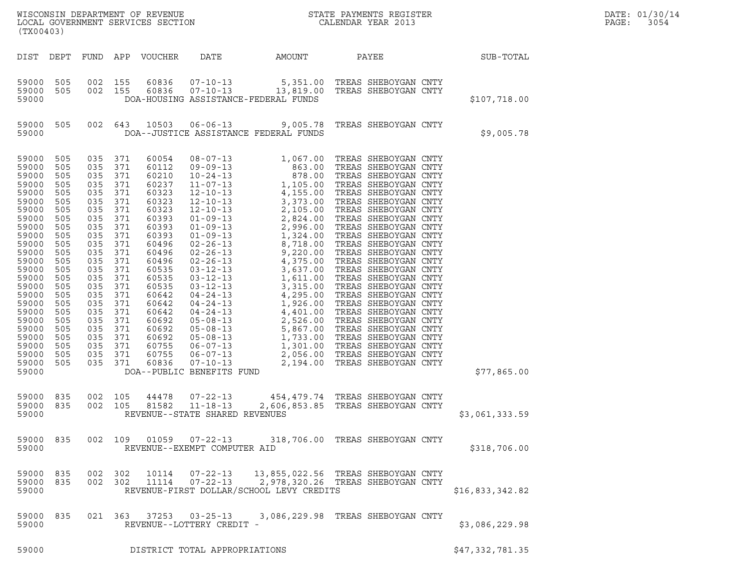WISCONSIN DEPARTMENT OF REVENUE
LOCAL GOVERNMENT SERVICES SECTION
(TX00403)

STATE PAYMENTS REGISTER
CALENDAR YEAR 2013

DATE: 01/30/14

| DIST | DEPT | FUND | APP | VOUCHER | DATE | AMOUNT | PAYEE | SUB-TOTAL |
|---|---|---|---|---|---|---|---|---|
| 59000 | 505 | 002 | 155 | 60836 | 07-10-13 | 5,351.00 | TREAS SHEBOYGAN CNTY | |
| 59000 | 505 | 002 | 155 | 60836 | 07-10-13 | 13,819.00 | TREAS SHEBOYGAN CNTY | |
| 59000 | | | | | DOA-HOUSING ASSISTANCE-FEDERAL FUNDS | | | $107,718.00 |
| 59000 | 505 | 002 | 643 | 10503 | 06-06-13 | 9,005.78 | TREAS SHEBOYGAN CNTY | |
| 59000 | | | | | DOA--JUSTICE ASSISTANCE FEDERAL FUNDS | | | $9,005.78 |
| 59000 | 505 | 035 | 371 | 60054 | 08-07-13 | 1,067.00 | TREAS SHEBOYGAN CNTY | |
| 59000 | 505 | 035 | 371 | 60112 | 09-09-13 | 863.00 | TREAS SHEBOYGAN CNTY | |
| 59000 | 505 | 035 | 371 | 60210 | 10-24-13 | 878.00 | TREAS SHEBOYGAN CNTY | |
| 59000 | 505 | 035 | 371 | 60237 | 11-07-13 | 1,105.00 | TREAS SHEBOYGAN CNTY | |
| 59000 | 505 | 035 | 371 | 60323 | 12-10-13 | 4,155.00 | TREAS SHEBOYGAN CNTY | |
| 59000 | 505 | 035 | 371 | 60323 | 12-10-13 | 3,373.00 | TREAS SHEBOYGAN CNTY | |
| 59000 | 505 | 035 | 371 | 60323 | 12-10-13 | 2,105.00 | TREAS SHEBOYGAN CNTY | |
| 59000 | 505 | 035 | 371 | 60393 | 01-09-13 | 2,824.00 | TREAS SHEBOYGAN CNTY | |
| 59000 | 505 | 035 | 371 | 60393 | 01-09-13 | 2,996.00 | TREAS SHEBOYGAN CNTY | |
| 59000 | 505 | 035 | 371 | 60393 | 01-09-13 | 1,324.00 | TREAS SHEBOYGAN CNTY | |
| 59000 | 505 | 035 | 371 | 60496 | 02-26-13 | 8,718.00 | TREAS SHEBOYGAN CNTY | |
| 59000 | 505 | 035 | 371 | 60496 | 02-26-13 | 9,220.00 | TREAS SHEBOYGAN CNTY | |
| 59000 | 505 | 035 | 371 | 60496 | 02-26-13 | 4,375.00 | TREAS SHEBOYGAN CNTY | |
| 59000 | 505 | 035 | 371 | 60535 | 03-12-13 | 3,637.00 | TREAS SHEBOYGAN CNTY | |
| 59000 | 505 | 035 | 371 | 60535 | 03-12-13 | 1,611.00 | TREAS SHEBOYGAN CNTY | |
| 59000 | 505 | 035 | 371 | 60535 | 03-12-13 | 3,315.00 | TREAS SHEBOYGAN CNTY | |
| 59000 | 505 | 035 | 371 | 60642 | 04-24-13 | 4,295.00 | TREAS SHEBOYGAN CNTY | |
| 59000 | 505 | 035 | 371 | 60642 | 04-24-13 | 1,926.00 | TREAS SHEBOYGAN CNTY | |
| 59000 | 505 | 035 | 371 | 60642 | 04-24-13 | 4,401.00 | TREAS SHEBOYGAN CNTY | |
| 59000 | 505 | 035 | 371 | 60692 | 05-08-13 | 2,526.00 | TREAS SHEBOYGAN CNTY | |
| 59000 | 505 | 035 | 371 | 60692 | 05-08-13 | 5,867.00 | TREAS SHEBOYGAN CNTY | |
| 59000 | 505 | 035 | 371 | 60692 | 05-08-13 | 1,733.00 | TREAS SHEBOYGAN CNTY | |
| 59000 | 505 | 035 | 371 | 60755 | 06-07-13 | 1,301.00 | TREAS SHEBOYGAN CNTY | |
| 59000 | 505 | 035 | 371 | 60755 | 06-07-13 | 2,056.00 | TREAS SHEBOYGAN CNTY | |
| 59000 | 505 | 035 | 371 | 60836 | 07-10-13 | 2,194.00 | TREAS SHEBOYGAN CNTY | |
| 59000 | | | | | DOA--PUBLIC BENEFITS FUND | | | $77,865.00 |
| 59000 | 835 | 002 | 105 | 44478 | 07-22-13 | 454,479.74 | TREAS SHEBOYGAN CNTY | |
| 59000 | 835 | 002 | 105 | 81582 | 11-18-13 | 2,606,853.85 | TREAS SHEBOYGAN CNTY | |
| 59000 | | | | | REVENUE--STATE SHARED REVENUES | | | $3,061,333.59 |
| 59000 | 835 | 002 | 109 | 01059 | 07-22-13 | 318,706.00 | TREAS SHEBOYGAN CNTY | |
| 59000 | | | | | REVENUE--EXEMPT COMPUTER AID | | | $318,706.00 |
| 59000 | 835 | 002 | 302 | 10114 | 07-22-13 | 13,855,022.56 | TREAS SHEBOYGAN CNTY | |
| 59000 | 835 | 002 | 302 | 11114 | 07-22-13 | 2,978,320.26 | TREAS SHEBOYGAN CNTY | |
| 59000 | | | | | REVENUE-FIRST DOLLAR/SCHOOL LEVY CREDITS | | | $16,833,342.82 |
| 59000 | 835 | 021 | 363 | 37253 | 03-25-13 | 3,086,229.98 | TREAS SHEBOYGAN CNTY | |
| 59000 | | | | | REVENUE--LOTTERY CREDIT - | | | $3,086,229.98 |
| 59000 | | | | | DISTRICT TOTAL APPROPRIATIONS | | | $47,332,781.35 |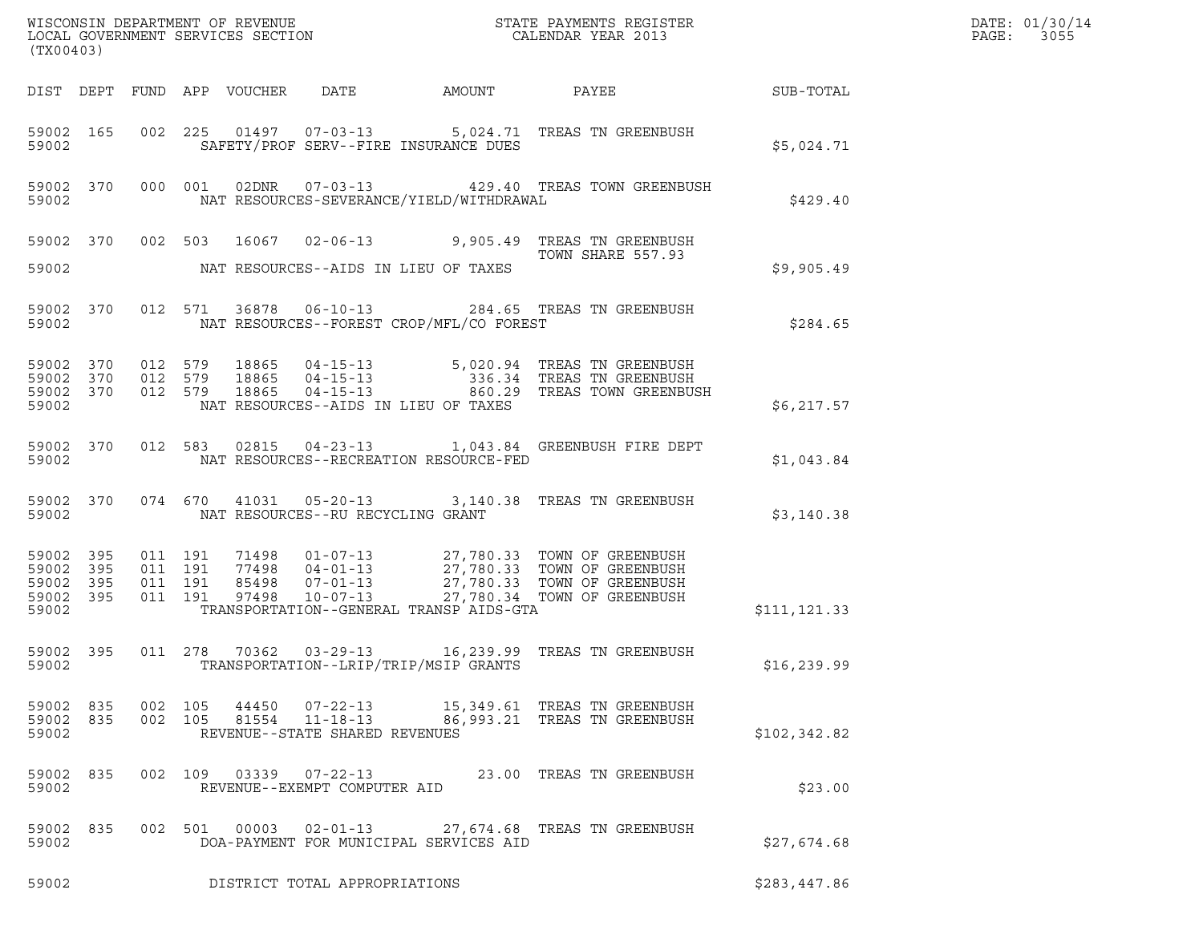WISCONSIN DEPARTMENT OF REVENUE
LOCAL GOVERNMENT SERVICES SECTION
(TX00403)

STATE PAYMENTS REGISTER
CALENDAR YEAR 2013

DATE: 01/30/14
PAGE: 3055

| DIST | DEPT | FUND | APP | VOUCHER | DATE | AMOUNT | PAYEE | SUB-TOTAL |
|---|---|---|---|---|---|---|---|---|
| 59002 | 165 | 002 | 225 | 01497 | 07-03-13 | 5,024.71 | TREAS TN GREENBUSH | |
| 59002 | | | | SAFETY/PROF SERV--FIRE INSURANCE DUES | | | | $5,024.71 |
| 59002 | 370 | 000 | 001 | 02DNR | 07-03-13 | 429.40 | TREAS TOWN GREENBUSH | |
| 59002 | | | | NAT RESOURCES-SEVERANCE/YIELD/WITHDRAWAL | | | | $429.40 |
| 59002 | 370 | 002 | 503 | 16067 | 02-06-13 | 9,905.49 | TREAS TN GREENBUSH TOWN SHARE 557.93 | |
| 59002 | | | | NAT RESOURCES--AIDS IN LIEU OF TAXES | | | | $9,905.49 |
| 59002 | 370 | 012 | 571 | 36878 | 06-10-13 | 284.65 | TREAS TN GREENBUSH | |
| 59002 | | | | NAT RESOURCES--FOREST CROP/MFL/CO FOREST | | | | $284.65 |
| 59002 | 370 | 012 | 579 | 18865 | 04-15-13 | 5,020.94 | TREAS TN GREENBUSH | |
| 59002 | 370 | 012 | 579 | 18865 | 04-15-13 | 336.34 | TREAS TN GREENBUSH | |
| 59002 | 370 | 012 | 579 | 18865 | 04-15-13 | 860.29 | TREAS TOWN GREENBUSH | |
| 59002 | | | | NAT RESOURCES--AIDS IN LIEU OF TAXES | | | | $6,217.57 |
| 59002 | 370 | 012 | 583 | 02815 | 04-23-13 | 1,043.84 | GREENBUSH FIRE DEPT | |
| 59002 | | | | NAT RESOURCES--RECREATION RESOURCE-FED | | | | $1,043.84 |
| 59002 | 370 | 074 | 670 | 41031 | 05-20-13 | 3,140.38 | TREAS TN GREENBUSH | |
| 59002 | | | | NAT RESOURCES--RU RECYCLING GRANT | | | | $3,140.38 |
| 59002 | 395 | 011 | 191 | 71498 | 01-07-13 | 27,780.33 | TOWN OF GREENBUSH | |
| 59002 | 395 | 011 | 191 | 77498 | 04-01-13 | 27,780.33 | TOWN OF GREENBUSH | |
| 59002 | 395 | 011 | 191 | 85498 | 07-01-13 | 27,780.33 | TOWN OF GREENBUSH | |
| 59002 | 395 | 011 | 191 | 97498 | 10-07-13 | 27,780.34 | TOWN OF GREENBUSH | |
| 59002 | | | | TRANSPORTATION--GENERAL TRANSP AIDS-GTA | | | | $111,121.33 |
| 59002 | 395 | 011 | 278 | 70362 | 03-29-13 | 16,239.99 | TREAS TN GREENBUSH | |
| 59002 | | | | TRANSPORTATION--LRIP/TRIP/MSIP GRANTS | | | | $16,239.99 |
| 59002 | 835 | 002 | 105 | 44450 | 07-22-13 | 15,349.61 | TREAS TN GREENBUSH | |
| 59002 | 835 | 002 | 105 | 81554 | 11-18-13 | 86,993.21 | TREAS TN GREENBUSH | |
| 59002 | | | | REVENUE--STATE SHARED REVENUES | | | | $102,342.82 |
| 59002 | 835 | 002 | 109 | 03339 | 07-22-13 | 23.00 | TREAS TN GREENBUSH | |
| 59002 | | | | REVENUE--EXEMPT COMPUTER AID | | | | $23.00 |
| 59002 | 835 | 002 | 501 | 00003 | 02-01-13 | 27,674.68 | TREAS TN GREENBUSH | |
| 59002 | | | | DOA-PAYMENT FOR MUNICIPAL SERVICES AID | | | | $27,674.68 |
| 59002 | | | | DISTRICT TOTAL APPROPRIATIONS | | | | $283,447.86 |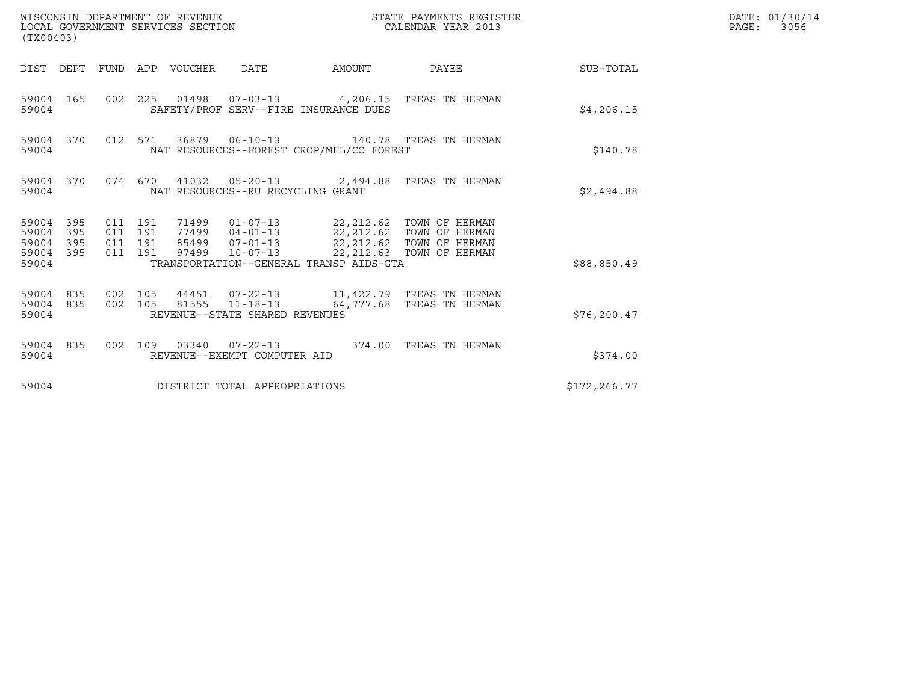WISCONSIN DEPARTMENT OF REVENUE
LOCAL GOVERNMENT SERVICES SECTION
(TX00403)

STATE PAYMENTS REGISTER
CALENDAR YEAR 2013

DATE: 01/30/14
PAGE: 3056

| DIST | DEPT | FUND | APP | VOUCHER | DATE | AMOUNT | PAYEE | SUB-TOTAL |
|---|---|---|---|---|---|---|---|---|
| 59004 | 165 | 002 | 225 | 01498 | 07-03-13 | 4,206.15 | TREAS TN HERMAN | |
| 59004 | | | | SAFETY/PROF SERV--FIRE INSURANCE DUES | | | | $4,206.15 |
| 59004 | 370 | 012 | 571 | 36879 | 06-10-13 | 140.78 | TREAS TN HERMAN | |
| 59004 | | | | NAT RESOURCES--FOREST CROP/MFL/CO FOREST | | | | $140.78 |
| 59004 | 370 | 074 | 670 | 41032 | 05-20-13 | 2,494.88 | TREAS TN HERMAN | |
| 59004 | | | | NAT RESOURCES--RU RECYCLING GRANT | | | | $2,494.88 |
| 59004 | 395 | 011 | 191 | 71499 | 01-07-13 | 22,212.62 | TOWN OF HERMAN | |
| 59004 | 395 | 011 | 191 | 77499 | 04-01-13 | 22,212.62 | TOWN OF HERMAN | |
| 59004 | 395 | 011 | 191 | 85499 | 07-01-13 | 22,212.62 | TOWN OF HERMAN | |
| 59004 | 395 | 011 | 191 | 97499 | 10-07-13 | 22,212.63 | TOWN OF HERMAN | |
| 59004 | | | | TRANSPORTATION--GENERAL TRANSP AIDS-GTA | | | | $88,850.49 |
| 59004 | 835 | 002 | 105 | 44451 | 07-22-13 | 11,422.79 | TREAS TN HERMAN | |
| 59004 | 835 | 002 | 105 | 81555 | 11-18-13 | 64,777.68 | TREAS TN HERMAN | |
| 59004 | | | | REVENUE--STATE SHARED REVENUES | | | | $76,200.47 |
| 59004 | 835 | 002 | 109 | 03340 | 07-22-13 | 374.00 | TREAS TN HERMAN | |
| 59004 | | | | REVENUE--EXEMPT COMPUTER AID | | | | $374.00 |
| 59004 | | | | DISTRICT TOTAL APPROPRIATIONS | | | | $172,266.77 |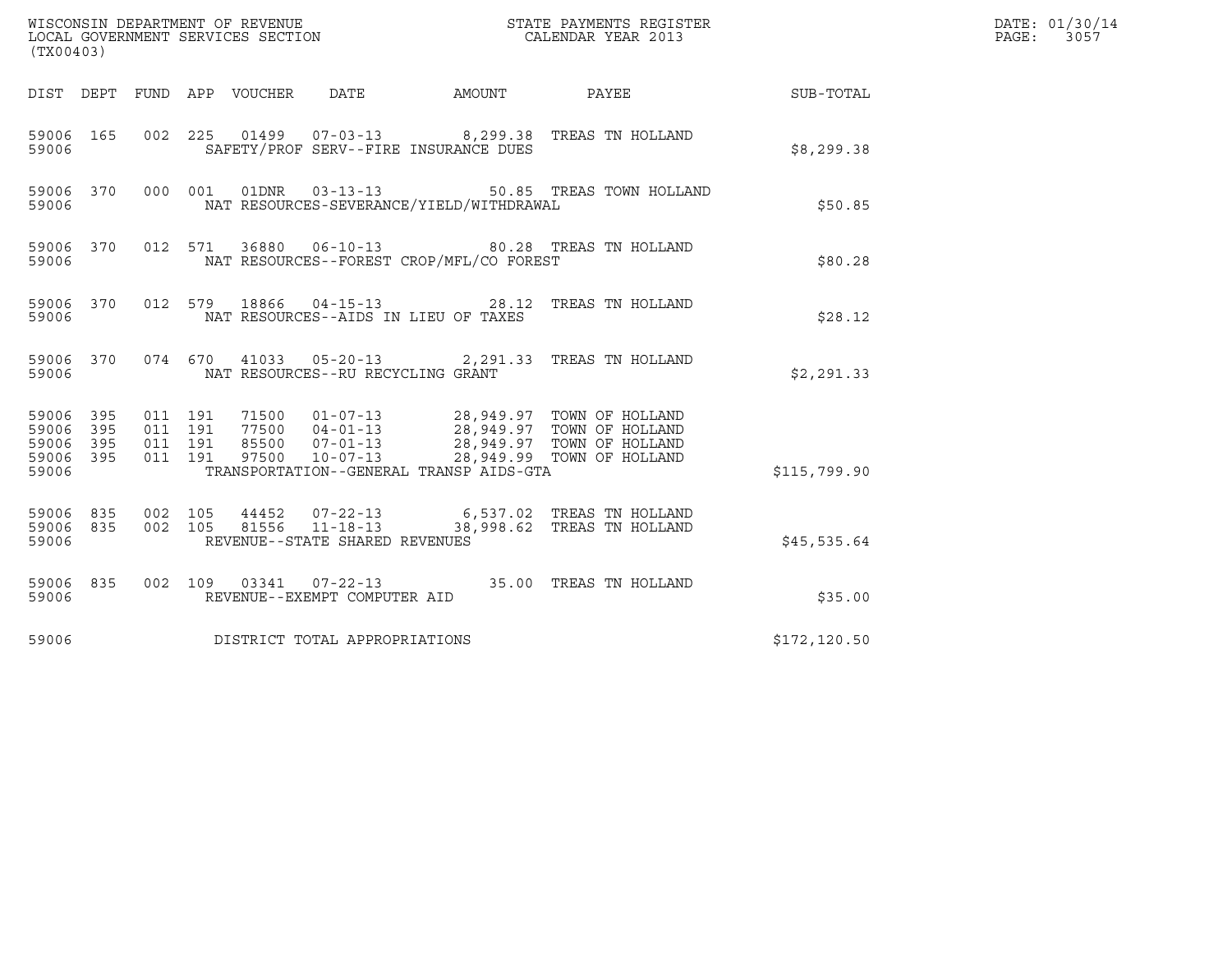WISCONSIN DEPARTMENT OF REVENUE
LOCAL GOVERNMENT SERVICES SECTION
(TX00403)

STATE PAYMENTS REGISTER
CALENDAR YEAR 2013

DATE: 01/30/14
PAGE: 3057

| DIST | DEPT | FUND | APP | VOUCHER | DATE | AMOUNT | PAYEE | SUB-TOTAL |
|---|---|---|---|---|---|---|---|---|
| 59006 | 165 | 002 | 225 | 01499 | 07-03-13 | 8,299.38 | TREAS TN HOLLAND | |
| 59006 | | | | SAFETY/PROF SERV--FIRE INSURANCE DUES | | | | $8,299.38 |
| 59006 | 370 | 000 | 001 | 01DNR | 03-13-13 | 50.85 | TREAS TOWN HOLLAND | |
| 59006 | | | | NAT RESOURCES-SEVERANCE/YIELD/WITHDRAWAL | | | | $50.85 |
| 59006 | 370 | 012 | 571 | 36880 | 06-10-13 | 80.28 | TREAS TN HOLLAND | |
| 59006 | | | | NAT RESOURCES--FOREST CROP/MFL/CO FOREST | | | | $80.28 |
| 59006 | 370 | 012 | 579 | 18866 | 04-15-13 | 28.12 | TREAS TN HOLLAND | |
| 59006 | | | | NAT RESOURCES--AIDS IN LIEU OF TAXES | | | | $28.12 |
| 59006 | 370 | 074 | 670 | 41033 | 05-20-13 | 2,291.33 | TREAS TN HOLLAND | |
| 59006 | | | | NAT RESOURCES--RU RECYCLING GRANT | | | | $2,291.33 |
| 59006 | 395 | 011 | 191 | 71500 | 01-07-13 | 28,949.97 | TOWN OF HOLLAND | |
| 59006 | 395 | 011 | 191 | 77500 | 04-01-13 | 28,949.97 | TOWN OF HOLLAND | |
| 59006 | 395 | 011 | 191 | 85500 | 07-01-13 | 28,949.97 | TOWN OF HOLLAND | |
| 59006 | 395 | 011 | 191 | 97500 | 10-07-13 | 28,949.99 | TOWN OF HOLLAND | |
| 59006 | | | | TRANSPORTATION--GENERAL TRANSP AIDS-GTA | | | | $115,799.90 |
| 59006 | 835 | 002 | 105 | 44452 | 07-22-13 | 6,537.02 | TREAS TN HOLLAND | |
| 59006 | 835 | 002 | 105 | 81556 | 11-18-13 | 38,998.62 | TREAS TN HOLLAND | |
| 59006 | | | | REVENUE--STATE SHARED REVENUES | | | | $45,535.64 |
| 59006 | 835 | 002 | 109 | 03341 | 07-22-13 | 35.00 | TREAS TN HOLLAND | |
| 59006 | | | | REVENUE--EXEMPT COMPUTER AID | | | | $35.00 |
| 59006 | | | | DISTRICT TOTAL APPROPRIATIONS | | | | $172,120.50 |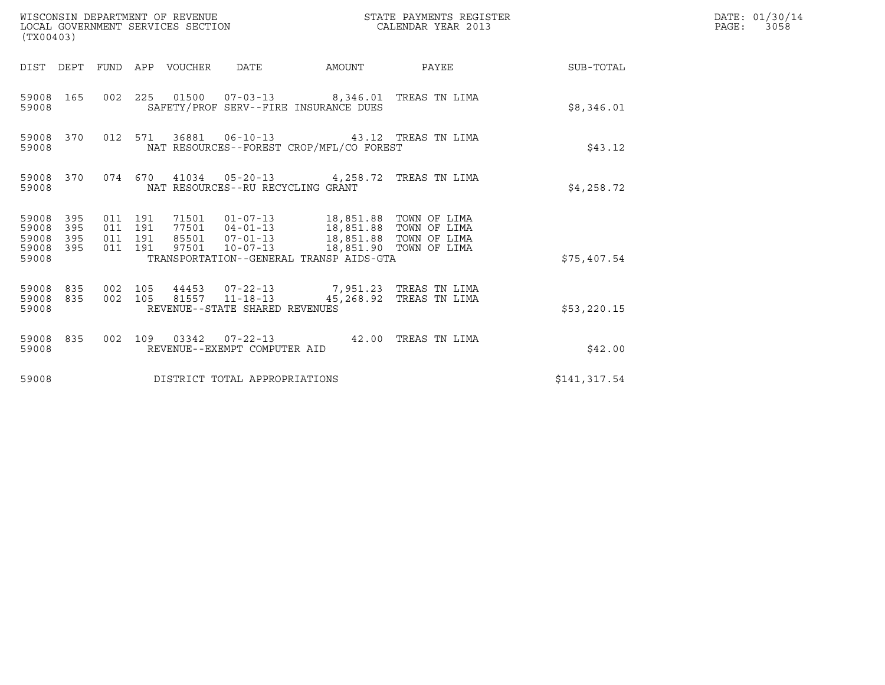WISCONSIN DEPARTMENT OF REVENUE
LOCAL GOVERNMENT SERVICES SECTION
(TX00403)

STATE PAYMENTS REGISTER
CALENDAR YEAR 2013

DATE: 01/30/14
PAGE: 3058

| DIST | DEPT | FUND | APP | VOUCHER | DATE | AMOUNT | PAYEE | SUB-TOTAL |
|---|---|---|---|---|---|---|---|---|
| 59008 | 165 | 002 | 225 | 01500 | 07-03-13 | 8,346.01 | TREAS TN LIMA | |
| 59008 | | | | SAFETY/PROF SERV--FIRE INSURANCE DUES | | | | $8,346.01 |
| 59008 | 370 | 012 | 571 | 36881 | 06-10-13 | 43.12 | TREAS TN LIMA | |
| 59008 | | | | NAT RESOURCES--FOREST CROP/MFL/CO FOREST | | | | $43.12 |
| 59008 | 370 | 074 | 670 | 41034 | 05-20-13 | 4,258.72 | TREAS TN LIMA | |
| 59008 | | | | NAT RESOURCES--RU RECYCLING GRANT | | | | $4,258.72 |
| 59008 | 395 | 011 | 191 | 71501 | 01-07-13 | 18,851.88 | TOWN OF LIMA | |
| 59008 | 395 | 011 | 191 | 77501 | 04-01-13 | 18,851.88 | TOWN OF LIMA | |
| 59008 | 395 | 011 | 191 | 85501 | 07-01-13 | 18,851.88 | TOWN OF LIMA | |
| 59008 | 395 | 011 | 191 | 97501 | 10-07-13 | 18,851.90 | TOWN OF LIMA | |
| 59008 | | | | TRANSPORTATION--GENERAL TRANSP AIDS-GTA | | | | $75,407.54 |
| 59008 | 835 | 002 | 105 | 44453 | 07-22-13 | 7,951.23 | TREAS TN LIMA | |
| 59008 | 835 | 002 | 105 | 81557 | 11-18-13 | 45,268.92 | TREAS TN LIMA | |
| 59008 | | | | REVENUE--STATE SHARED REVENUES | | | | $53,220.15 |
| 59008 | 835 | 002 | 109 | 03342 | 07-22-13 | 42.00 | TREAS TN LIMA | |
| 59008 | | | | REVENUE--EXEMPT COMPUTER AID | | | | $42.00 |
| 59008 | | | | DISTRICT TOTAL APPROPRIATIONS | | | | $141,317.54 |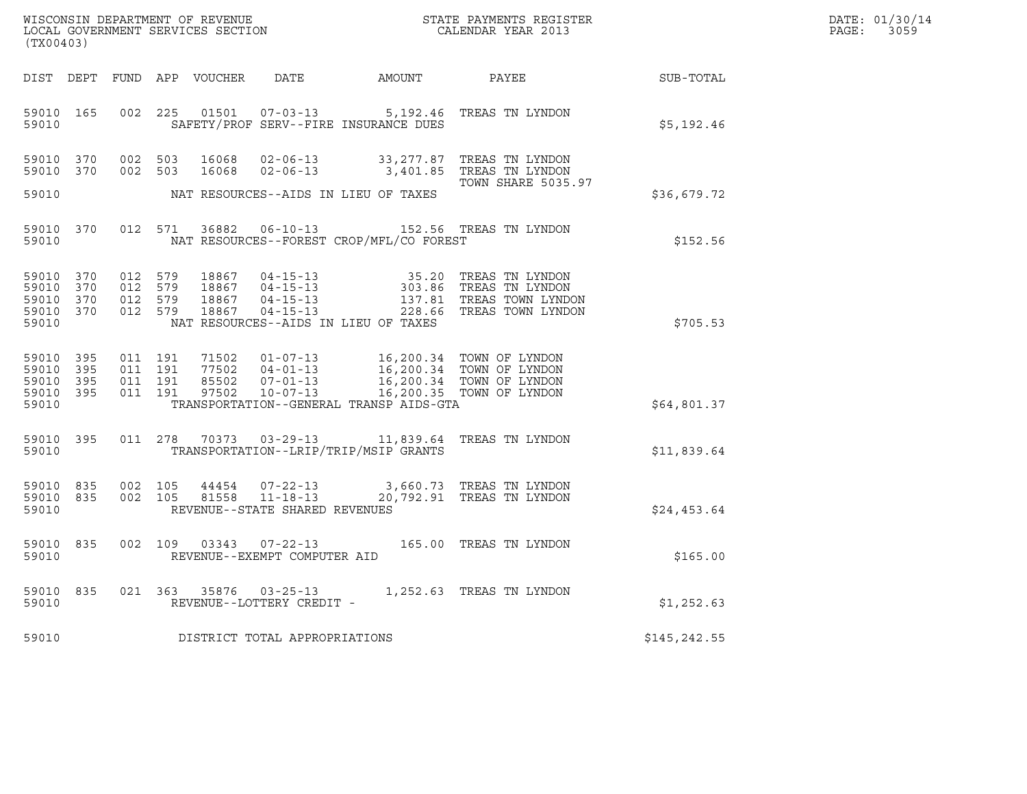WISCONSIN DEPARTMENT OF REVENUE
LOCAL GOVERNMENT SERVICES SECTION
(TX00403)

STATE PAYMENTS REGISTER
CALENDAR YEAR 2013

DATE: 01/30/14
PAGE: 3059

| DIST | DEPT | FUND | APP | VOUCHER | DATE | AMOUNT | PAYEE | SUB-TOTAL |
|---|---|---|---|---|---|---|---|---|
| 59010 | 165 | 002 | 225 | 01501 | 07-03-13 | 5,192.46 | TREAS TN LYNDON | |
| 59010 | | | | SAFETY/PROF SERV--FIRE INSURANCE DUES | | | | $5,192.46 |
| 59010 | 370 | 002 | 503 | 16068 | 02-06-13 | 33,277.87 | TREAS TN LYNDON | |
| 59010 | 370 | 002 | 503 | 16068 | 02-06-13 | 3,401.85 | TREAS TN LYNDON | |
| | | | | | | | TOWN SHARE 5035.97 | |
| 59010 | | | | NAT RESOURCES--AIDS IN LIEU OF TAXES | | | | $36,679.72 |
| 59010 | 370 | 012 | 571 | 36882 | 06-10-13 | 152.56 | TREAS TN LYNDON | |
| 59010 | | | | NAT RESOURCES--FOREST CROP/MFL/CO FOREST | | | | $152.56 |
| 59010 | 370 | 012 | 579 | 18867 | 04-15-13 | 35.20 | TREAS TN LYNDON | |
| 59010 | 370 | 012 | 579 | 18867 | 04-15-13 | 303.86 | TREAS TN LYNDON | |
| 59010 | 370 | 012 | 579 | 18867 | 04-15-13 | 137.81 | TREAS TOWN LYNDON | |
| 59010 | 370 | 012 | 579 | 18867 | 04-15-13 | 228.66 | TREAS TOWN LYNDON | |
| 59010 | | | | NAT RESOURCES--AIDS IN LIEU OF TAXES | | | | $705.53 |
| 59010 | 395 | 011 | 191 | 71502 | 01-07-13 | 16,200.34 | TOWN OF LYNDON | |
| 59010 | 395 | 011 | 191 | 77502 | 04-01-13 | 16,200.34 | TOWN OF LYNDON | |
| 59010 | 395 | 011 | 191 | 85502 | 07-01-13 | 16,200.34 | TOWN OF LYNDON | |
| 59010 | 395 | 011 | 191 | 97502 | 10-07-13 | 16,200.35 | TOWN OF LYNDON | |
| 59010 | | | | TRANSPORTATION--GENERAL TRANSP AIDS-GTA | | | | $64,801.37 |
| 59010 | 395 | 011 | 278 | 70373 | 03-29-13 | 11,839.64 | TREAS TN LYNDON | |
| 59010 | | | | TRANSPORTATION--LRIP/TRIP/MSIP GRANTS | | | | $11,839.64 |
| 59010 | 835 | 002 | 105 | 44454 | 07-22-13 | 3,660.73 | TREAS TN LYNDON | |
| 59010 | 835 | 002 | 105 | 81558 | 11-18-13 | 20,792.91 | TREAS TN LYNDON | |
| 59010 | | | | REVENUE--STATE SHARED REVENUES | | | | $24,453.64 |
| 59010 | 835 | 002 | 109 | 03343 | 07-22-13 | 165.00 | TREAS TN LYNDON | |
| 59010 | | | | REVENUE--EXEMPT COMPUTER AID | | | | $165.00 |
| 59010 | 835 | 021 | 363 | 35876 | 03-25-13 | 1,252.63 | TREAS TN LYNDON | |
| 59010 | | | | REVENUE--LOTTERY CREDIT - | | | | $1,252.63 |
| 59010 | | | | DISTRICT TOTAL APPROPRIATIONS | | | | $145,242.55 |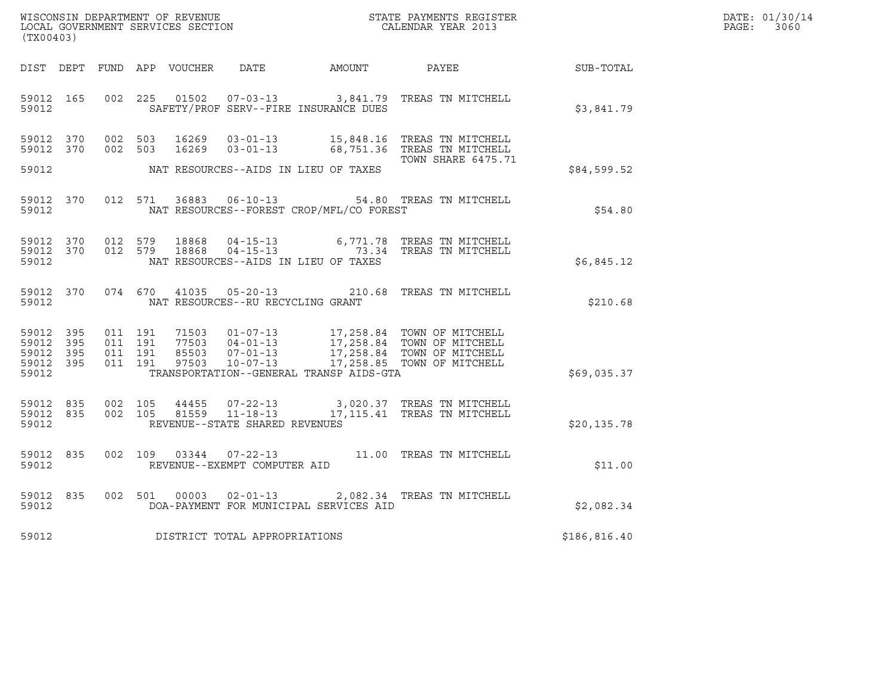WISCONSIN DEPARTMENT OF REVENUE
LOCAL GOVERNMENT SERVICES SECTION
(TX00403)

STATE PAYMENTS REGISTER
CALENDAR YEAR 2013

DATE: 01/30/14
PAGE: 3060

| DIST | DEPT | FUND | APP | VOUCHER | DATE | AMOUNT | PAYEE | SUB-TOTAL |
|---|---|---|---|---|---|---|---|---|
| 59012 | 165 | 002 | 225 | 01502 | 07-03-13 | 3,841.79 | TREAS TN MITCHELL | |
| 59012 | | | | | SAFETY/PROF SERV--FIRE INSURANCE DUES | | | $3,841.79 |
| 59012 | 370 | 002 | 503 | 16269 | 03-01-13 | 15,848.16 | TREAS TN MITCHELL | |
| 59012 | 370 | 002 | 503 | 16269 | 03-01-13 | 68,751.36 | TREAS TN MITCHELL TOWN SHARE 6475.71 | |
| 59012 | | | | | NAT RESOURCES--AIDS IN LIEU OF TAXES | | | $84,599.52 |
| 59012 | 370 | 012 | 571 | 36883 | 06-10-13 | 54.80 | TREAS TN MITCHELL | |
| 59012 | | | | | NAT RESOURCES--FOREST CROP/MFL/CO FOREST | | | $54.80 |
| 59012 | 370 | 012 | 579 | 18868 | 04-15-13 | 6,771.78 | TREAS TN MITCHELL | |
| 59012 | 370 | 012 | 579 | 18868 | 04-15-13 | 73.34 | TREAS TN MITCHELL | |
| 59012 | | | | | NAT RESOURCES--AIDS IN LIEU OF TAXES | | | $6,845.12 |
| 59012 | 370 | 074 | 670 | 41035 | 05-20-13 | 210.68 | TREAS TN MITCHELL | |
| 59012 | | | | | NAT RESOURCES--RU RECYCLING GRANT | | | $210.68 |
| 59012 | 395 | 011 | 191 | 71503 | 01-07-13 | 17,258.84 | TOWN OF MITCHELL | |
| 59012 | 395 | 011 | 191 | 77503 | 04-01-13 | 17,258.84 | TOWN OF MITCHELL | |
| 59012 | 395 | 011 | 191 | 85503 | 07-01-13 | 17,258.84 | TOWN OF MITCHELL | |
| 59012 | 395 | 011 | 191 | 97503 | 10-07-13 | 17,258.85 | TOWN OF MITCHELL | |
| 59012 | | | | | TRANSPORTATION--GENERAL TRANSP AIDS-GTA | | | $69,035.37 |
| 59012 | 835 | 002 | 105 | 44455 | 07-22-13 | 3,020.37 | TREAS TN MITCHELL | |
| 59012 | 835 | 002 | 105 | 81559 | 11-18-13 | 17,115.41 | TREAS TN MITCHELL | |
| 59012 | | | | | REVENUE--STATE SHARED REVENUES | | | $20,135.78 |
| 59012 | 835 | 002 | 109 | 03344 | 07-22-13 | 11.00 | TREAS TN MITCHELL | |
| 59012 | | | | | REVENUE--EXEMPT COMPUTER AID | | | $11.00 |
| 59012 | 835 | 002 | 501 | 00003 | 02-01-13 | 2,082.34 | TREAS TN MITCHELL | |
| 59012 | | | | | DOA-PAYMENT FOR MUNICIPAL SERVICES AID | | | $2,082.34 |
| 59012 | | | | | DISTRICT TOTAL APPROPRIATIONS | | | $186,816.40 |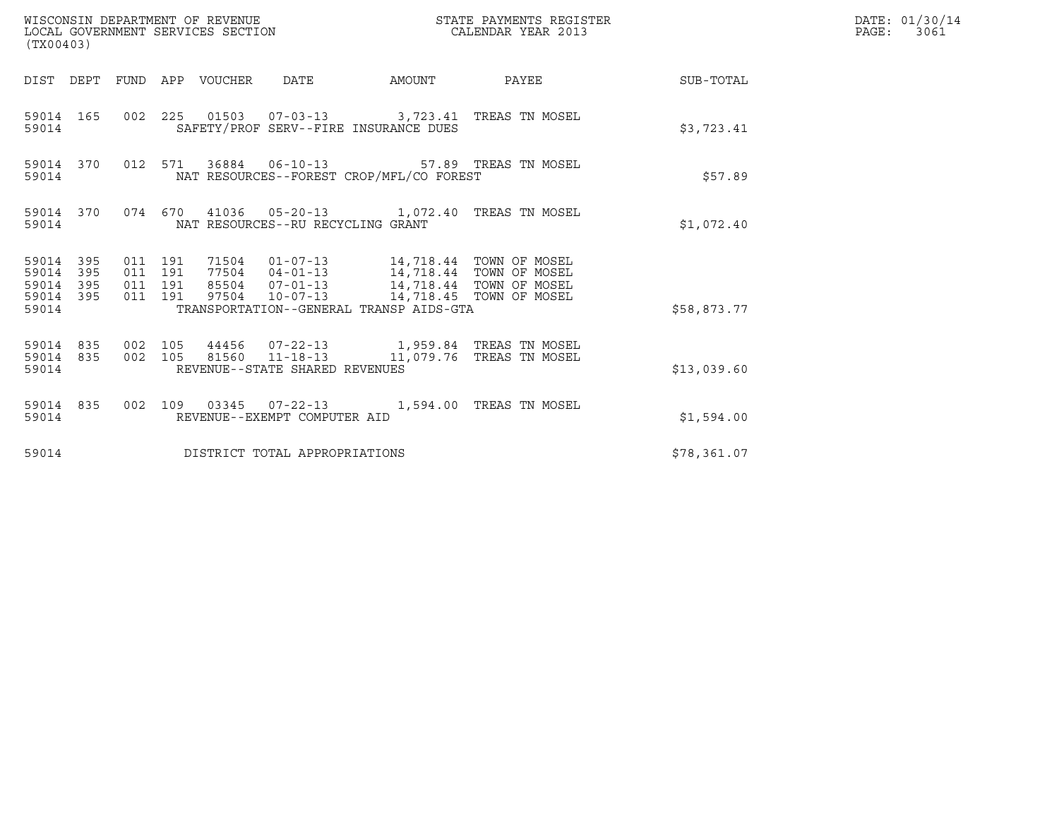WISCONSIN DEPARTMENT OF REVENUE
LOCAL GOVERNMENT SERVICES SECTION
(TX00403)

STATE PAYMENTS REGISTER
CALENDAR YEAR 2013

DATE: 01/30/14
PAGE: 3061

| DIST | DEPT | FUND | APP | VOUCHER | DATE | AMOUNT | PAYEE | SUB-TOTAL |
|---|---|---|---|---|---|---|---|---|
| 59014 | 165 | 002 | 225 | 01503 | 07-03-13 | 3,723.41 | TREAS TN MOSEL | |
| 59014 | | | | SAFETY/PROF SERV--FIRE INSURANCE DUES | | | | $3,723.41 |
| 59014 | 370 | 012 | 571 | 36884 | 06-10-13 | 57.89 | TREAS TN MOSEL | |
| 59014 | | | | NAT RESOURCES--FOREST CROP/MFL/CO FOREST | | | | $57.89 |
| 59014 | 370 | 074 | 670 | 41036 | 05-20-13 | 1,072.40 | TREAS TN MOSEL | |
| 59014 | | | | NAT RESOURCES--RU RECYCLING GRANT | | | | $1,072.40 |
| 59014 | 395 | 011 | 191 | 71504 | 01-07-13 | 14,718.44 | TOWN OF MOSEL | |
| 59014 | 395 | 011 | 191 | 77504 | 04-01-13 | 14,718.44 | TOWN OF MOSEL | |
| 59014 | 395 | 011 | 191 | 85504 | 07-01-13 | 14,718.44 | TOWN OF MOSEL | |
| 59014 | 395 | 011 | 191 | 97504 | 10-07-13 | 14,718.45 | TOWN OF MOSEL | |
| 59014 | | | | TRANSPORTATION--GENERAL TRANSP AIDS-GTA | | | | $58,873.77 |
| 59014 | 835 | 002 | 105 | 44456 | 07-22-13 | 1,959.84 | TREAS TN MOSEL | |
| 59014 | 835 | 002 | 105 | 81560 | 11-18-13 | 11,079.76 | TREAS TN MOSEL | |
| 59014 | | | | REVENUE--STATE SHARED REVENUES | | | | $13,039.60 |
| 59014 | 835 | 002 | 109 | 03345 | 07-22-13 | 1,594.00 | TREAS TN MOSEL | |
| 59014 | | | | REVENUE--EXEMPT COMPUTER AID | | | | $1,594.00 |
| 59014 | | | | DISTRICT TOTAL APPROPRIATIONS | | | | $78,361.07 |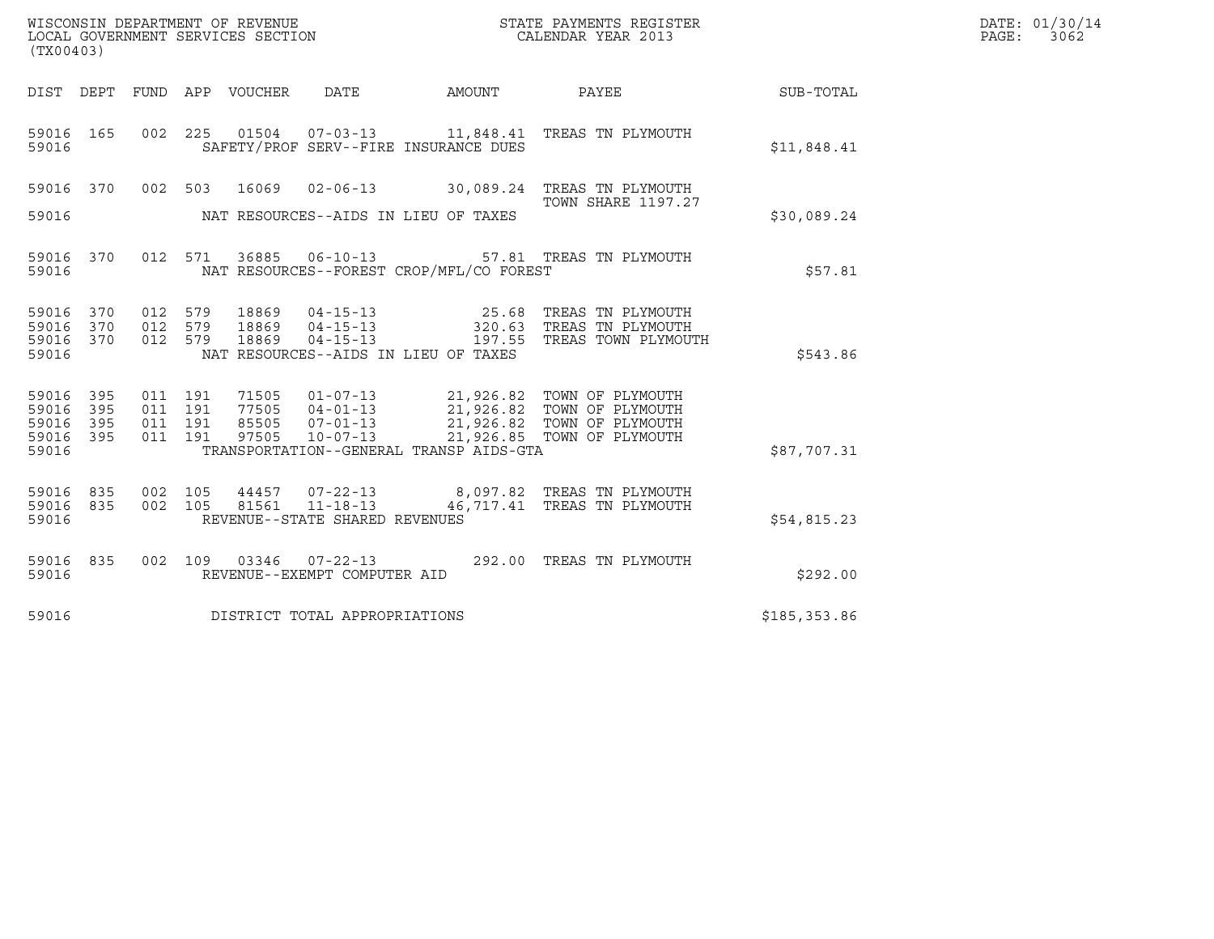WISCONSIN DEPARTMENT OF REVENUE
LOCAL GOVERNMENT SERVICES SECTION
(TX00403)

STATE PAYMENTS REGISTER
CALENDAR YEAR 2013

DATE: 01/30/14
PAGE: 3062

| DIST | DEPT | FUND | APP | VOUCHER | DATE | AMOUNT | PAYEE | SUB-TOTAL |
|---|---|---|---|---|---|---|---|---|
| 59016 | 165 | 002 | 225 | 01504 | 07-03-13 | 11,848.41 | TREAS TN PLYMOUTH | |
| 59016 | | | | | SAFETY/PROF SERV--FIRE INSURANCE DUES | | | $11,848.41 |
| 59016 | 370 | 002 | 503 | 16069 | 02-06-13 | 30,089.24 | TREAS TN PLYMOUTH TOWN SHARE 1197.27 | |
| 59016 | | | | | NAT RESOURCES--AIDS IN LIEU OF TAXES | | | $30,089.24 |
| 59016 | 370 | 012 | 571 | 36885 | 06-10-13 | 57.81 | TREAS TN PLYMOUTH | |
| 59016 | | | | | NAT RESOURCES--FOREST CROP/MFL/CO FOREST | | | $57.81 |
| 59016 | 370 | 012 | 579 | 18869 | 04-15-13 | 25.68 | TREAS TN PLYMOUTH | |
| 59016 | 370 | 012 | 579 | 18869 | 04-15-13 | 320.63 | TREAS TN PLYMOUTH | |
| 59016 | 370 | 012 | 579 | 18869 | 04-15-13 | 197.55 | TREAS TOWN PLYMOUTH | |
| 59016 | | | | | NAT RESOURCES--AIDS IN LIEU OF TAXES | | | $543.86 |
| 59016 | 395 | 011 | 191 | 71505 | 01-07-13 | 21,926.82 | TOWN OF PLYMOUTH | |
| 59016 | 395 | 011 | 191 | 77505 | 04-01-13 | 21,926.82 | TOWN OF PLYMOUTH | |
| 59016 | 395 | 011 | 191 | 85505 | 07-01-13 | 21,926.82 | TOWN OF PLYMOUTH | |
| 59016 | 395 | 011 | 191 | 97505 | 10-07-13 | 21,926.85 | TOWN OF PLYMOUTH | |
| 59016 | | | | | TRANSPORTATION--GENERAL TRANSP AIDS-GTA | | | $87,707.31 |
| 59016 | 835 | 002 | 105 | 44457 | 07-22-13 | 8,097.82 | TREAS TN PLYMOUTH | |
| 59016 | 835 | 002 | 105 | 81561 | 11-18-13 | 46,717.41 | TREAS TN PLYMOUTH | |
| 59016 | | | | | REVENUE--STATE SHARED REVENUES | | | $54,815.23 |
| 59016 | 835 | 002 | 109 | 03346 | 07-22-13 | 292.00 | TREAS TN PLYMOUTH | |
| 59016 | | | | | REVENUE--EXEMPT COMPUTER AID | | | $292.00 |
| 59016 | | | | | DISTRICT TOTAL APPROPRIATIONS | | | $185,353.86 |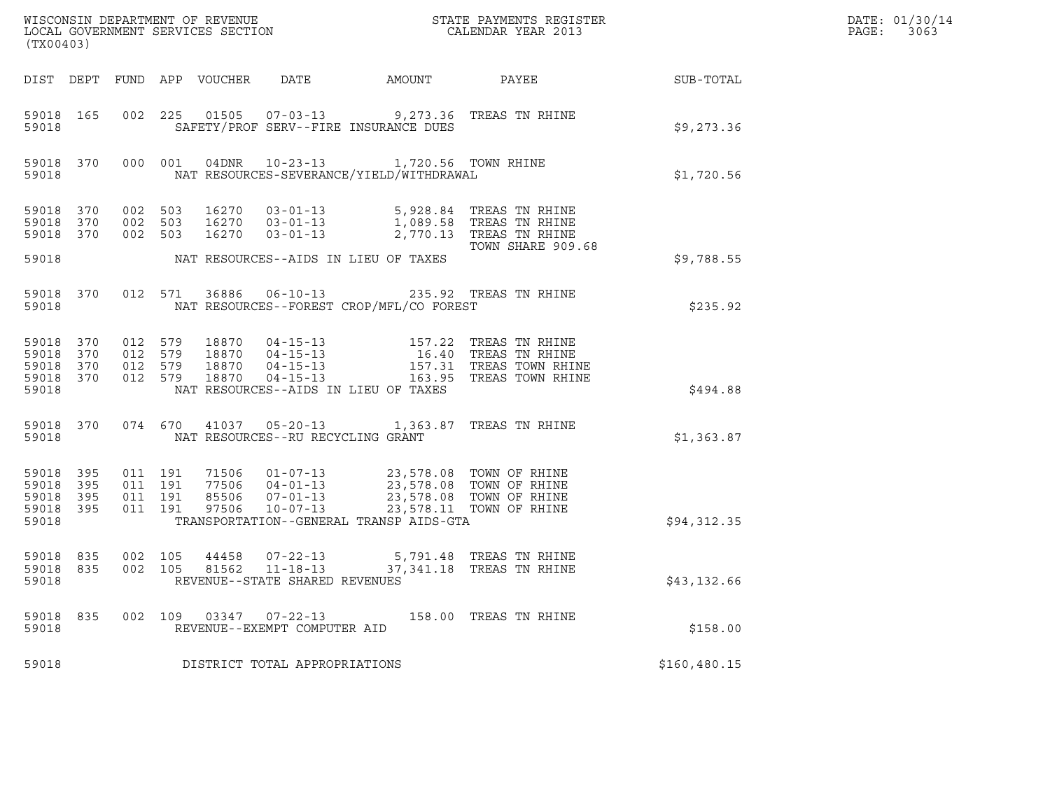WISCONSIN DEPARTMENT OF REVENUE
LOCAL GOVERNMENT SERVICES SECTION
(TX00403)

STATE PAYMENTS REGISTER
CALENDAR YEAR 2013

DATE: 01/30/14

| DIST | DEPT | FUND | APP | VOUCHER | DATE | AMOUNT | PAYEE | SUB-TOTAL |
|---|---|---|---|---|---|---|---|---|
| 59018 | 165 | 002 | 225 | 01505 | 07-03-13 | 9,273.36 | TREAS TN RHINE | |
| 59018 | | | | | SAFETY/PROF SERV--FIRE INSURANCE DUES | | | $9,273.36 |
| 59018 | 370 | 000 | 001 | 04DNR | 10-23-13 | 1,720.56 | TOWN RHINE | |
| 59018 | | | | | NAT RESOURCES-SEVERANCE/YIELD/WITHDRAWAL | | | $1,720.56 |
| 59018 | 370 | 002 | 503 | 16270 | 03-01-13 | 5,928.84 | TREAS TN RHINE | |
| 59018 | 370 | 002 | 503 | 16270 | 03-01-13 | 1,089.58 | TREAS TN RHINE | |
| 59018 | 370 | 002 | 503 | 16270 | 03-01-13 | 2,770.13 | TREAS TN RHINE TOWN SHARE 909.68 | |
| 59018 | | | | | NAT RESOURCES--AIDS IN LIEU OF TAXES | | | $9,788.55 |
| 59018 | 370 | 012 | 571 | 36886 | 06-10-13 | 235.92 | TREAS TN RHINE | |
| 59018 | | | | | NAT RESOURCES--FOREST CROP/MFL/CO FOREST | | | $235.92 |
| 59018 | 370 | 012 | 579 | 18870 | 04-15-13 | 157.22 | TREAS TN RHINE | |
| 59018 | 370 | 012 | 579 | 18870 | 04-15-13 | 16.40 | TREAS TN RHINE | |
| 59018 | 370 | 012 | 579 | 18870 | 04-15-13 | 157.31 | TREAS TOWN RHINE | |
| 59018 | 370 | 012 | 579 | 18870 | 04-15-13 | 163.95 | TREAS TOWN RHINE | |
| 59018 | | | | | NAT RESOURCES--AIDS IN LIEU OF TAXES | | | $494.88 |
| 59018 | 370 | 074 | 670 | 41037 | 05-20-13 | 1,363.87 | TREAS TN RHINE | |
| 59018 | | | | | NAT RESOURCES--RU RECYCLING GRANT | | | $1,363.87 |
| 59018 | 395 | 011 | 191 | 71506 | 01-07-13 | 23,578.08 | TOWN OF RHINE | |
| 59018 | 395 | 011 | 191 | 77506 | 04-01-13 | 23,578.08 | TOWN OF RHINE | |
| 59018 | 395 | 011 | 191 | 85506 | 07-01-13 | 23,578.08 | TOWN OF RHINE | |
| 59018 | 395 | 011 | 191 | 97506 | 10-07-13 | 23,578.11 | TOWN OF RHINE | |
| 59018 | | | | | TRANSPORTATION--GENERAL TRANSP AIDS-GTA | | | $94,312.35 |
| 59018 | 835 | 002 | 105 | 44458 | 07-22-13 | 5,791.48 | TREAS TN RHINE | |
| 59018 | 835 | 002 | 105 | 81562 | 11-18-13 | 37,341.18 | TREAS TN RHINE | |
| 59018 | | | | | REVENUE--STATE SHARED REVENUES | | | $43,132.66 |
| 59018 | 835 | 002 | 109 | 03347 | 07-22-13 | 158.00 | TREAS TN RHINE | |
| 59018 | | | | | REVENUE--EXEMPT COMPUTER AID | | | $158.00 |
| 59018 | | | | | DISTRICT TOTAL APPROPRIATIONS | | | $160,480.15 |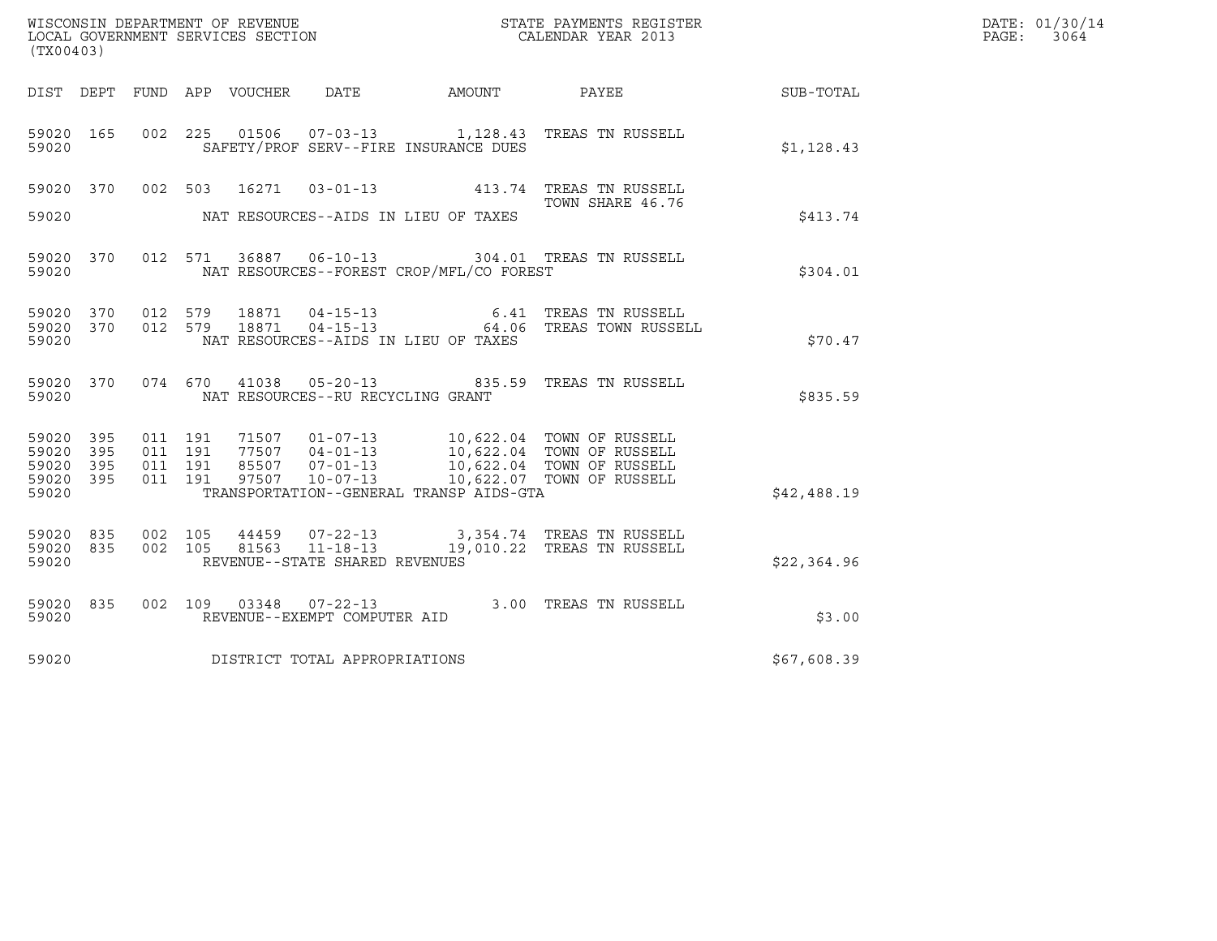WISCONSIN DEPARTMENT OF REVENUE
LOCAL GOVERNMENT SERVICES SECTION
(TX00403)

STATE PAYMENTS REGISTER
CALENDAR YEAR 2013

DATE: 01/30/14
PAGE: 3064

| DIST | DEPT | FUND | APP | VOUCHER | DATE | AMOUNT | PAYEE | SUB-TOTAL |
|---|---|---|---|---|---|---|---|---|
| 59020 | 165 | 002 | 225 | 01506 | 07-03-13 | 1,128.43 | TREAS TN RUSSELL | |
| 59020 | | | | | SAFETY/PROF SERV--FIRE INSURANCE DUES | | | $1,128.43 |
| 59020 | 370 | 002 | 503 | 16271 | 03-01-13 | 413.74 | TREAS TN RUSSELL TOWN SHARE 46.76 | |
| 59020 | | | | | NAT RESOURCES--AIDS IN LIEU OF TAXES | | | $413.74 |
| 59020 | 370 | 012 | 571 | 36887 | 06-10-13 | 304.01 | TREAS TN RUSSELL | |
| 59020 | | | | | NAT RESOURCES--FOREST CROP/MFL/CO FOREST | | | $304.01 |
| 59020 | 370 | 012 | 579 | 18871 | 04-15-13 | 6.41 | TREAS TN RUSSELL | |
| 59020 | 370 | 012 | 579 | 18871 | 04-15-13 | 64.06 | TREAS TOWN RUSSELL | |
| 59020 | | | | | NAT RESOURCES--AIDS IN LIEU OF TAXES | | | $70.47 |
| 59020 | 370 | 074 | 670 | 41038 | 05-20-13 | 835.59 | TREAS TN RUSSELL | |
| 59020 | | | | | NAT RESOURCES--RU RECYCLING GRANT | | | $835.59 |
| 59020 | 395 | 011 | 191 | 71507 | 01-07-13 | 10,622.04 | TOWN OF RUSSELL | |
| 59020 | 395 | 011 | 191 | 77507 | 04-01-13 | 10,622.04 | TOWN OF RUSSELL | |
| 59020 | 395 | 011 | 191 | 85507 | 07-01-13 | 10,622.04 | TOWN OF RUSSELL | |
| 59020 | 395 | 011 | 191 | 97507 | 10-07-13 | 10,622.07 | TOWN OF RUSSELL | |
| 59020 | | | | | TRANSPORTATION--GENERAL TRANSP AIDS-GTA | | | $42,488.19 |
| 59020 | 835 | 002 | 105 | 44459 | 07-22-13 | 3,354.74 | TREAS TN RUSSELL | |
| 59020 | 835 | 002 | 105 | 81563 | 11-18-13 | 19,010.22 | TREAS TN RUSSELL | |
| 59020 | | | | | REVENUE--STATE SHARED REVENUES | | | $22,364.96 |
| 59020 | 835 | 002 | 109 | 03348 | 07-22-13 | 3.00 | TREAS TN RUSSELL | |
| 59020 | | | | | REVENUE--EXEMPT COMPUTER AID | | | $3.00 |
| 59020 | | | | | DISTRICT TOTAL APPROPRIATIONS | | | $67,608.39 |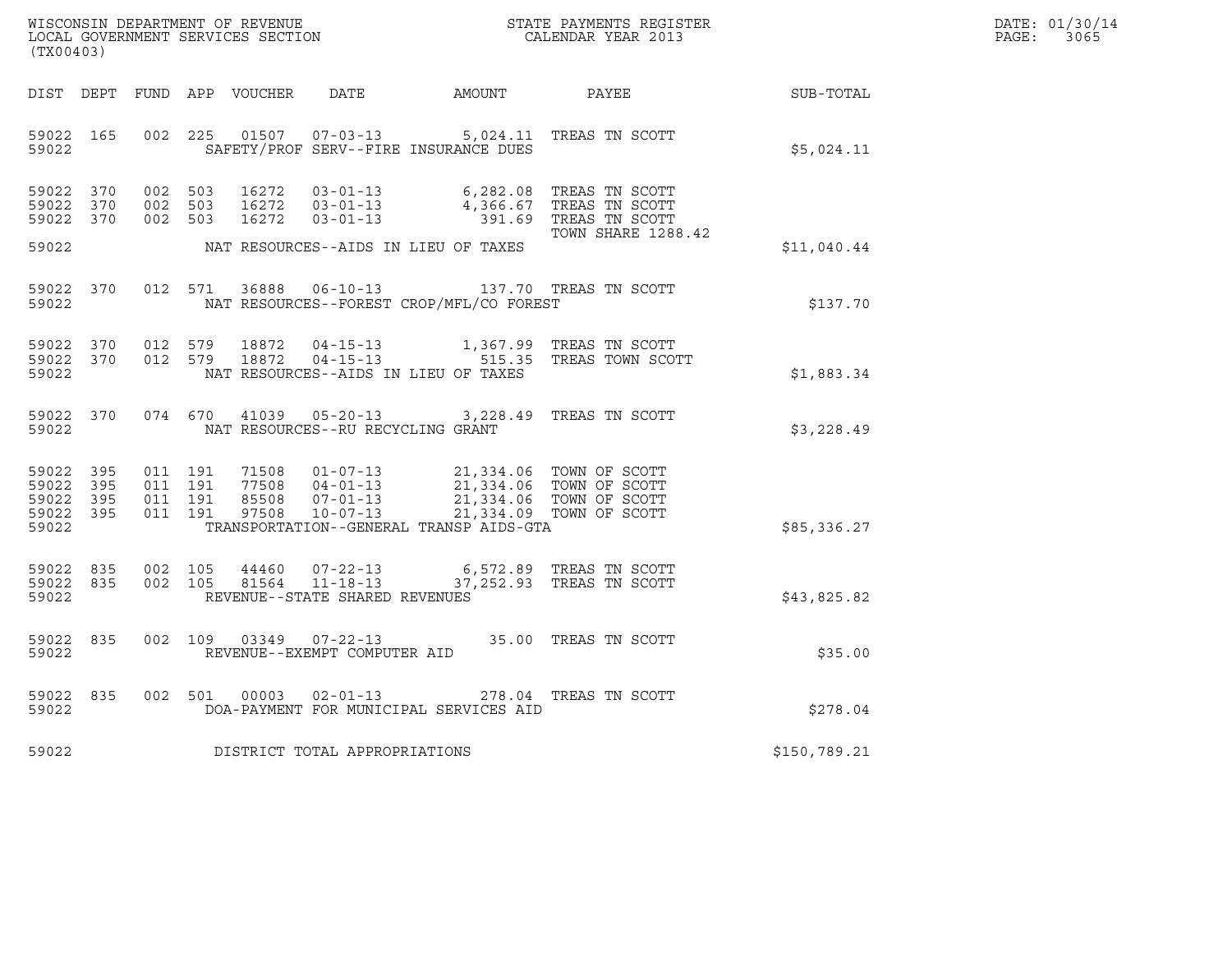WISCONSIN DEPARTMENT OF REVENUE
LOCAL GOVERNMENT SERVICES SECTION
(TX00403)

STATE PAYMENTS REGISTER
CALENDAR YEAR 2013

DATE: 01/30/14
PAGE: 3065

| DIST | DEPT | FUND | APP | VOUCHER | DATE | AMOUNT | PAYEE | SUB-TOTAL |
|---|---|---|---|---|---|---|---|---|
| 59022 | 165 | 002 | 225 | 01507 | 07-03-13 | 5,024.11 | TREAS TN SCOTT | |
| 59022 | | | | | SAFETY/PROF SERV--FIRE INSURANCE DUES | | | $5,024.11 |
| 59022 | 370 | 002 | 503 | 16272 | 03-01-13 | 6,282.08 | TREAS TN SCOTT | |
| 59022 | 370 | 002 | 503 | 16272 | 03-01-13 | 4,366.67 | TREAS TN SCOTT | |
| 59022 | 370 | 002 | 503 | 16272 | 03-01-13 | 391.69 | TREAS TN SCOTT TOWN SHARE 1288.42 | |
| 59022 | | | | | NAT RESOURCES--AIDS IN LIEU OF TAXES | | | $11,040.44 |
| 59022 | 370 | 012 | 571 | 36888 | 06-10-13 | 137.70 | TREAS TN SCOTT | |
| 59022 | | | | | NAT RESOURCES--FOREST CROP/MFL/CO FOREST | | | $137.70 |
| 59022 | 370 | 012 | 579 | 18872 | 04-15-13 | 1,367.99 | TREAS TN SCOTT | |
| 59022 | 370 | 012 | 579 | 18872 | 04-15-13 | 515.35 | TREAS TOWN SCOTT | |
| 59022 | | | | | NAT RESOURCES--AIDS IN LIEU OF TAXES | | | $1,883.34 |
| 59022 | 370 | 074 | 670 | 41039 | 05-20-13 | 3,228.49 | TREAS TN SCOTT | |
| 59022 | | | | | NAT RESOURCES--RU RECYCLING GRANT | | | $3,228.49 |
| 59022 | 395 | 011 | 191 | 71508 | 01-07-13 | 21,334.06 | TOWN OF SCOTT | |
| 59022 | 395 | 011 | 191 | 77508 | 04-01-13 | 21,334.06 | TOWN OF SCOTT | |
| 59022 | 395 | 011 | 191 | 85508 | 07-01-13 | 21,334.06 | TOWN OF SCOTT | |
| 59022 | 395 | 011 | 191 | 97508 | 10-07-13 | 21,334.09 | TOWN OF SCOTT | |
| 59022 | | | | | TRANSPORTATION--GENERAL TRANSP AIDS-GTA | | | $85,336.27 |
| 59022 | 835 | 002 | 105 | 44460 | 07-22-13 | 6,572.89 | TREAS TN SCOTT | |
| 59022 | 835 | 002 | 105 | 81564 | 11-18-13 | 37,252.93 | TREAS TN SCOTT | |
| 59022 | | | | | REVENUE--STATE SHARED REVENUES | | | $43,825.82 |
| 59022 | 835 | 002 | 109 | 03349 | 07-22-13 | 35.00 | TREAS TN SCOTT | |
| 59022 | | | | | REVENUE--EXEMPT COMPUTER AID | | | $35.00 |
| 59022 | 835 | 002 | 501 | 00003 | 02-01-13 | 278.04 | TREAS TN SCOTT | |
| 59022 | | | | | DOA-PAYMENT FOR MUNICIPAL SERVICES AID | | | $278.04 |
| 59022 | | | | | DISTRICT TOTAL APPROPRIATIONS | | | $150,789.21 |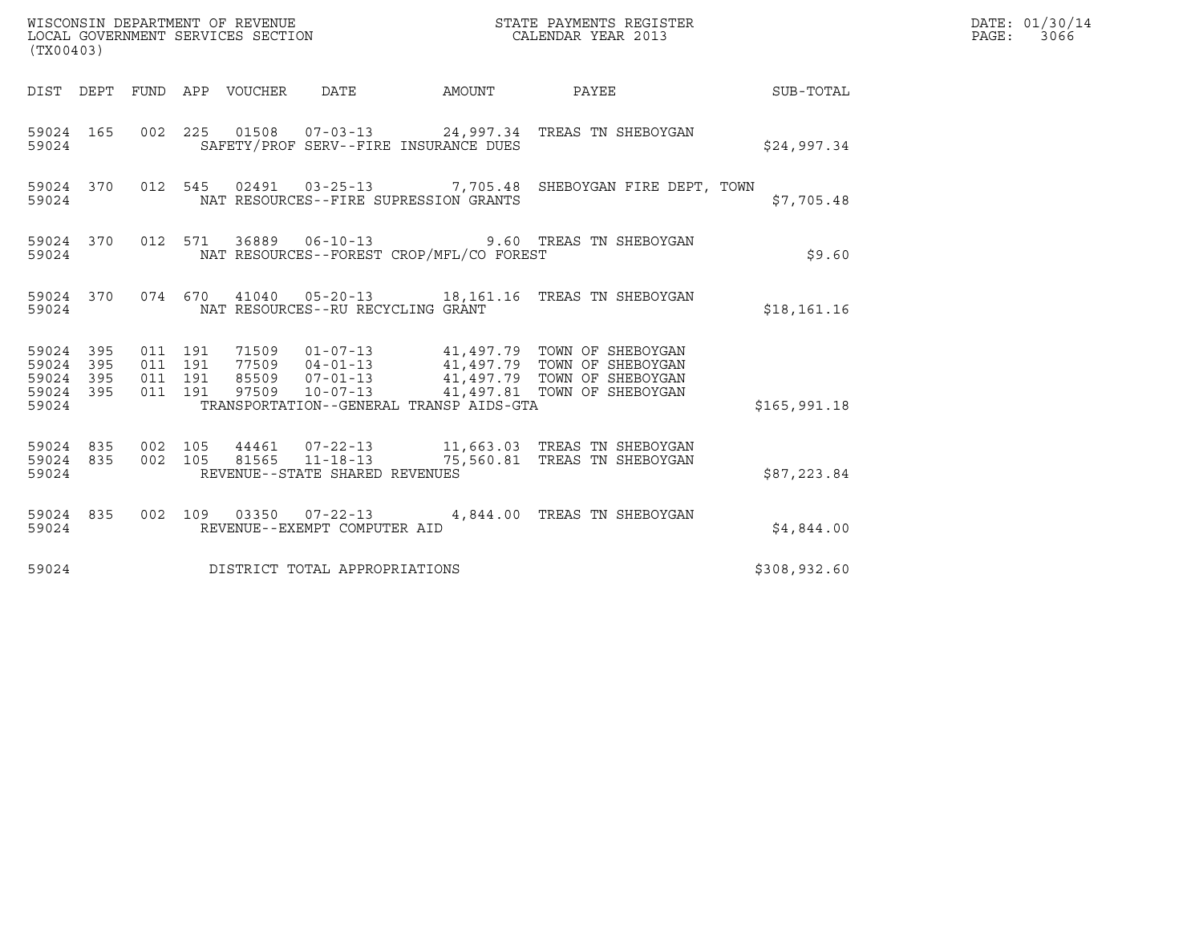WISCONSIN DEPARTMENT OF REVENUE
LOCAL GOVERNMENT SERVICES SECTION
(TX00403)

STATE PAYMENTS REGISTER
CALENDAR YEAR 2013

DATE: 01/30/14
PAGE: 3066

| DIST | DEPT | FUND | APP | VOUCHER | DATE | AMOUNT | PAYEE | SUB-TOTAL |
|---|---|---|---|---|---|---|---|---|
| 59024 | 165 | 002 | 225 | 01508 | 07-03-13 | 24,997.34 | TREAS TN SHEBOYGAN | |
| 59024 | | | | SAFETY/PROF SERV--FIRE INSURANCE DUES | | | | $24,997.34 |
| 59024 | 370 | 012 | 545 | 02491 | 03-25-13 | 7,705.48 | SHEBOYGAN FIRE DEPT, TOWN | |
| 59024 | | | | NAT RESOURCES--FIRE SUPRESSION GRANTS | | | | $7,705.48 |
| 59024 | 370 | 012 | 571 | 36889 | 06-10-13 | 9.60 | TREAS TN SHEBOYGAN | |
| 59024 | | | | NAT RESOURCES--FOREST CROP/MFL/CO FOREST | | | | $9.60 |
| 59024 | 370 | 074 | 670 | 41040 | 05-20-13 | 18,161.16 | TREAS TN SHEBOYGAN | |
| 59024 | | | | NAT RESOURCES--RU RECYCLING GRANT | | | | $18,161.16 |
| 59024 | 395 | 011 | 191 | 71509 | 01-07-13 | 41,497.79 | TOWN OF SHEBOYGAN | |
| 59024 | 395 | 011 | 191 | 77509 | 04-01-13 | 41,497.79 | TOWN OF SHEBOYGAN | |
| 59024 | 395 | 011 | 191 | 85509 | 07-01-13 | 41,497.79 | TOWN OF SHEBOYGAN | |
| 59024 | 395 | 011 | 191 | 97509 | 10-07-13 | 41,497.81 | TOWN OF SHEBOYGAN | |
| 59024 | | | | TRANSPORTATION--GENERAL TRANSP AIDS-GTA | | | | $165,991.18 |
| 59024 | 835 | 002 | 105 | 44461 | 07-22-13 | 11,663.03 | TREAS TN SHEBOYGAN | |
| 59024 | 835 | 002 | 105 | 81565 | 11-18-13 | 75,560.81 | TREAS TN SHEBOYGAN | |
| 59024 | | | | REVENUE--STATE SHARED REVENUES | | | | $87,223.84 |
| 59024 | 835 | 002 | 109 | 03350 | 07-22-13 | 4,844.00 | TREAS TN SHEBOYGAN | |
| 59024 | | | | REVENUE--EXEMPT COMPUTER AID | | | | $4,844.00 |
| 59024 | | | | DISTRICT TOTAL APPROPRIATIONS | | | | $308,932.60 |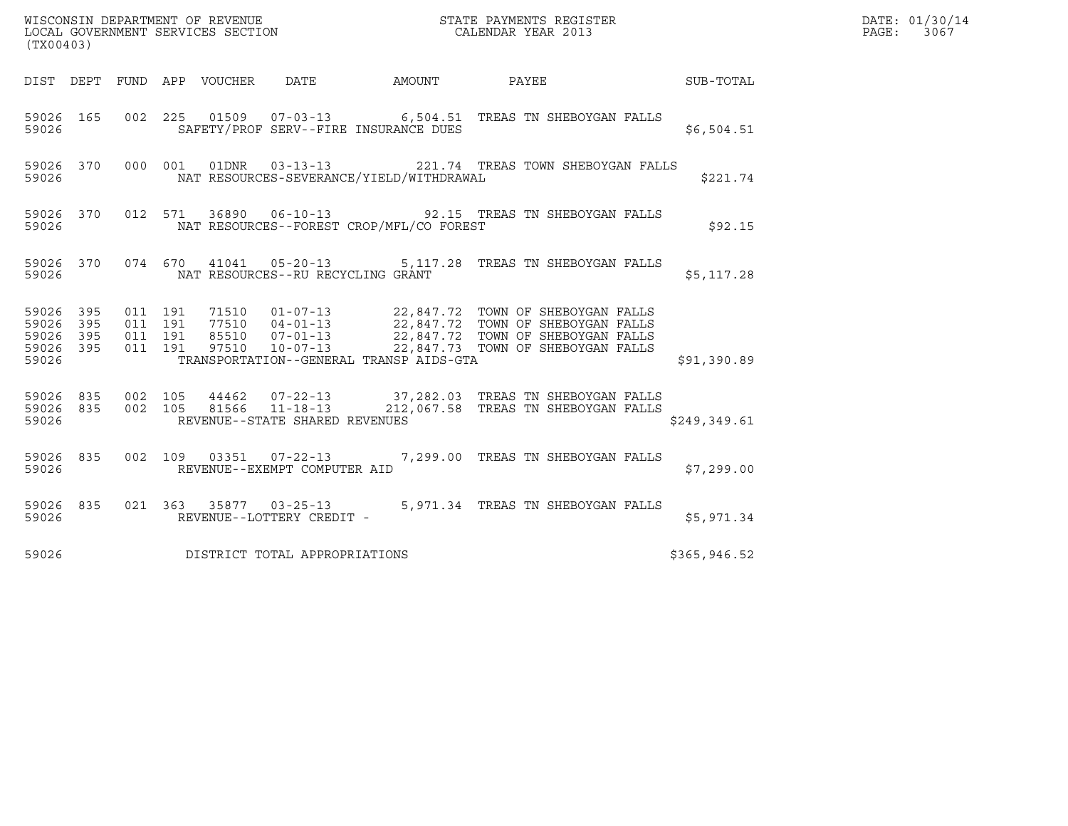WISCONSIN DEPARTMENT OF REVENUE
LOCAL GOVERNMENT SERVICES SECTION
(TX00403)

STATE PAYMENTS REGISTER
CALENDAR YEAR 2013

DATE: 01/30/14
PAGE: 3067

| DIST | DEPT | FUND | APP | VOUCHER | DATE | AMOUNT | PAYEE | SUB-TOTAL |
|---|---|---|---|---|---|---|---|---|
| 59026 | 165 | 002 | 225 | 01509 | 07-03-13 | 6,504.51 | TREAS TN SHEBOYGAN FALLS | |
| 59026 | | | | SAFETY/PROF SERV--FIRE INSURANCE DUES | | | | $6,504.51 |
| 59026 | 370 | 000 | 001 | 01DNR | 03-13-13 | 221.74 | TREAS TOWN SHEBOYGAN FALLS | |
| 59026 | | | | NAT RESOURCES-SEVERANCE/YIELD/WITHDRAWAL | | | | $221.74 |
| 59026 | 370 | 012 | 571 | 36890 | 06-10-13 | 92.15 | TREAS TN SHEBOYGAN FALLS | |
| 59026 | | | | NAT RESOURCES--FOREST CROP/MFL/CO FOREST | | | | $92.15 |
| 59026 | 370 | 074 | 670 | 41041 | 05-20-13 | 5,117.28 | TREAS TN SHEBOYGAN FALLS | |
| 59026 | | | | NAT RESOURCES--RU RECYCLING GRANT | | | | $5,117.28 |
| 59026 | 395 | 011 | 191 | 71510 | 01-07-13 | 22,847.72 | TOWN OF SHEBOYGAN FALLS | |
| 59026 | 395 | 011 | 191 | 77510 | 04-01-13 | 22,847.72 | TOWN OF SHEBOYGAN FALLS | |
| 59026 | 395 | 011 | 191 | 85510 | 07-01-13 | 22,847.72 | TOWN OF SHEBOYGAN FALLS | |
| 59026 | 395 | 011 | 191 | 97510 | 10-07-13 | 22,847.73 | TOWN OF SHEBOYGAN FALLS | |
| 59026 | | | | TRANSPORTATION--GENERAL TRANSP AIDS-GTA | | | | $91,390.89 |
| 59026 | 835 | 002 | 105 | 44462 | 07-22-13 | 37,282.03 | TREAS TN SHEBOYGAN FALLS | |
| 59026 | 835 | 002 | 105 | 81566 | 11-18-13 | 212,067.58 | TREAS TN SHEBOYGAN FALLS | |
| 59026 | | | | REVENUE--STATE SHARED REVENUES | | | | $249,349.61 |
| 59026 | 835 | 002 | 109 | 03351 | 07-22-13 | 7,299.00 | TREAS TN SHEBOYGAN FALLS | |
| 59026 | | | | REVENUE--EXEMPT COMPUTER AID | | | | $7,299.00 |
| 59026 | 835 | 021 | 363 | 35877 | 03-25-13 | 5,971.34 | TREAS TN SHEBOYGAN FALLS | |
| 59026 | | | | REVENUE--LOTTERY CREDIT - | | | | $5,971.34 |
| 59026 | | | | DISTRICT TOTAL APPROPRIATIONS | | | | $365,946.52 |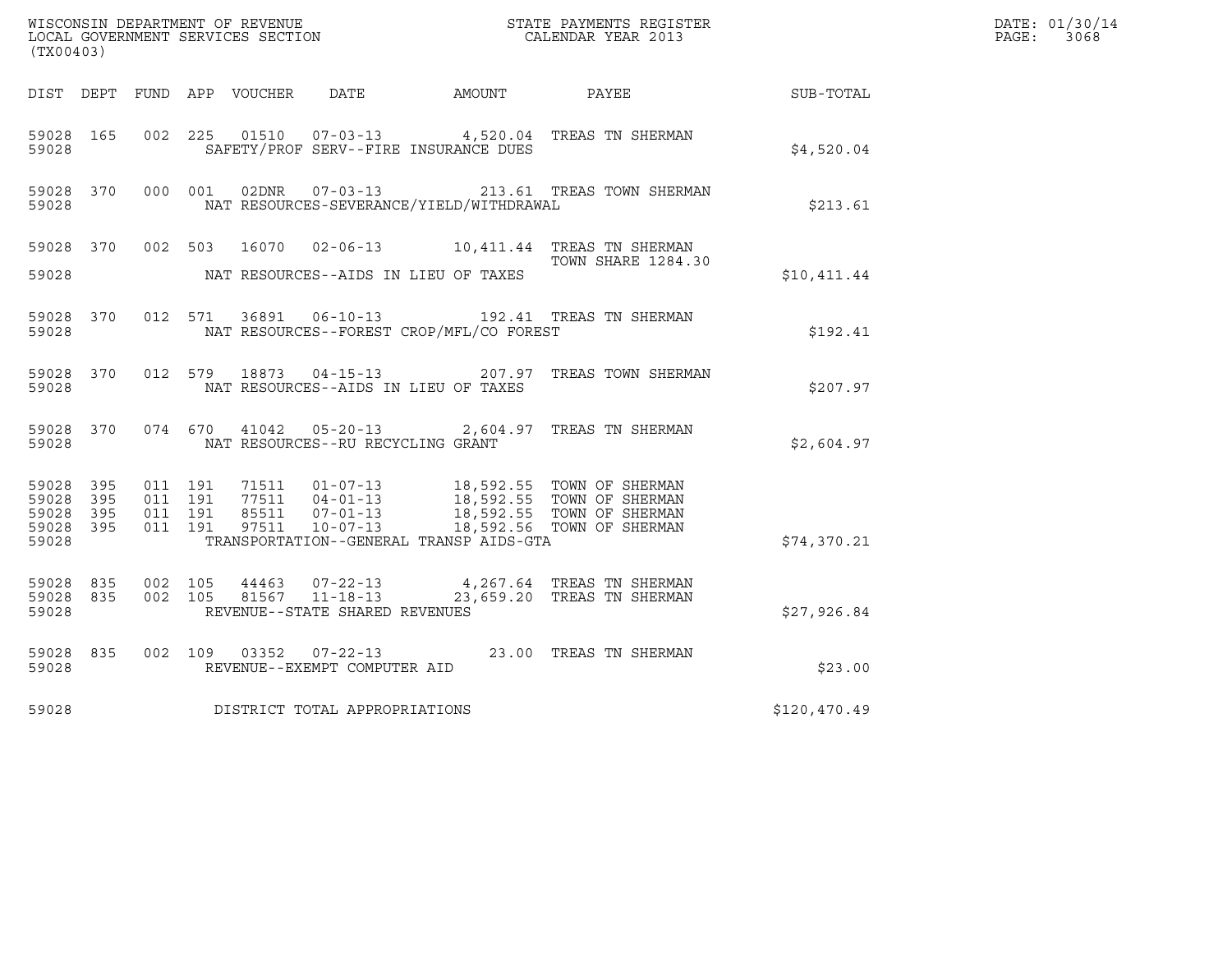WISCONSIN DEPARTMENT OF REVENUE
LOCAL GOVERNMENT SERVICES SECTION
(TX00403)

STATE PAYMENTS REGISTER
CALENDAR YEAR 2013

DATE: 01/30/14
PAGE: 3068

| DIST | DEPT | FUND | APP | VOUCHER | DATE | AMOUNT | PAYEE | SUB-TOTAL |
|---|---|---|---|---|---|---|---|---|
| 59028 | 165 | 002 | 225 | 01510 | 07-03-13 | 4,520.04 | TREAS TN SHERMAN | |
| 59028 | | | | SAFETY/PROF SERV--FIRE INSURANCE DUES | | | | $4,520.04 |
| 59028 | 370 | 000 | 001 | 02DNR | 07-03-13 | 213.61 | TREAS TOWN SHERMAN | |
| 59028 | | | | NAT RESOURCES-SEVERANCE/YIELD/WITHDRAWAL | | | | $213.61 |
| 59028 | 370 | 002 | 503 | 16070 | 02-06-13 | 10,411.44 | TREAS TN SHERMAN TOWN SHARE 1284.30 | |
| 59028 | | | | NAT RESOURCES--AIDS IN LIEU OF TAXES | | | | $10,411.44 |
| 59028 | 370 | 012 | 571 | 36891 | 06-10-13 | 192.41 | TREAS TN SHERMAN | |
| 59028 | | | | NAT RESOURCES--FOREST CROP/MFL/CO FOREST | | | | $192.41 |
| 59028 | 370 | 012 | 579 | 18873 | 04-15-13 | 207.97 | TREAS TOWN SHERMAN | |
| 59028 | | | | NAT RESOURCES--AIDS IN LIEU OF TAXES | | | | $207.97 |
| 59028 | 370 | 074 | 670 | 41042 | 05-20-13 | 2,604.97 | TREAS TN SHERMAN | |
| 59028 | | | | NAT RESOURCES--RU RECYCLING GRANT | | | | $2,604.97 |
| 59028 | 395 | 011 | 191 | 71511 | 01-07-13 | 18,592.55 | TOWN OF SHERMAN | |
| 59028 | 395 | 011 | 191 | 77511 | 04-01-13 | 18,592.55 | TOWN OF SHERMAN | |
| 59028 | 395 | 011 | 191 | 85511 | 07-01-13 | 18,592.55 | TOWN OF SHERMAN | |
| 59028 | 395 | 011 | 191 | 97511 | 10-07-13 | 18,592.56 | TOWN OF SHERMAN | |
| 59028 | | | | TRANSPORTATION--GENERAL TRANSP AIDS-GTA | | | | $74,370.21 |
| 59028 | 835 | 002 | 105 | 44463 | 07-22-13 | 4,267.64 | TREAS TN SHERMAN | |
| 59028 | 835 | 002 | 105 | 81567 | 11-18-13 | 23,659.20 | TREAS TN SHERMAN | |
| 59028 | | | | REVENUE--STATE SHARED REVENUES | | | | $27,926.84 |
| 59028 | 835 | 002 | 109 | 03352 | 07-22-13 | 23.00 | TREAS TN SHERMAN | |
| 59028 | | | | REVENUE--EXEMPT COMPUTER AID | | | | $23.00 |
| 59028 | | | | DISTRICT TOTAL APPROPRIATIONS | | | | $120,470.49 |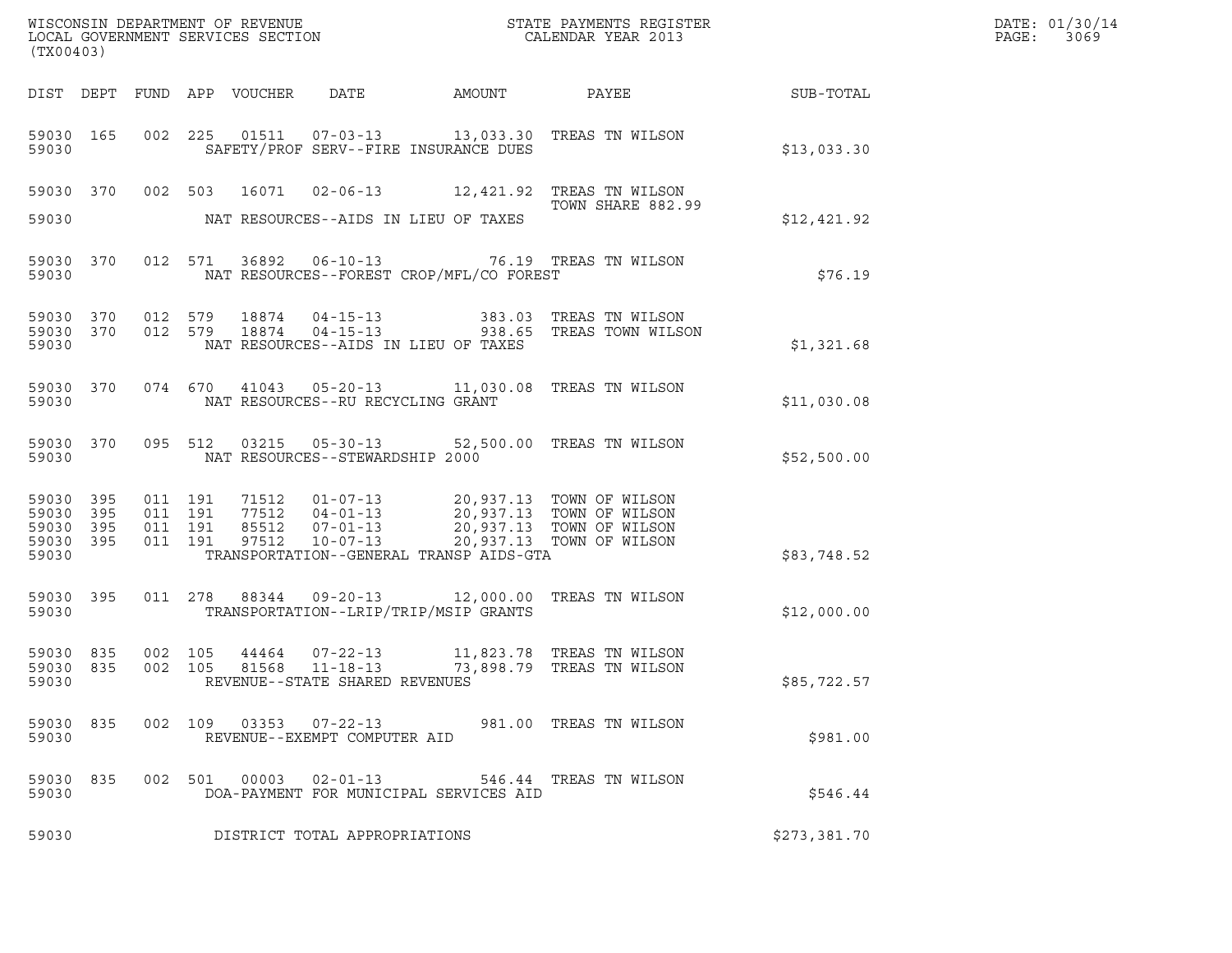WISCONSIN DEPARTMENT OF REVENUE
LOCAL GOVERNMENT SERVICES SECTION
(TX00403)

STATE PAYMENTS REGISTER
CALENDAR YEAR 2013

DATE: 01/30/14
PAGE: 3069

| DIST | DEPT | FUND | APP | VOUCHER | DATE | AMOUNT | PAYEE | SUB-TOTAL |
|---|---|---|---|---|---|---|---|---|
| 59030 | 165 | 002 | 225 | 01511 | 07-03-13 | 13,033.30 | TREAS TN WILSON | |
| 59030 | | | | | SAFETY/PROF SERV--FIRE INSURANCE DUES | | | $13,033.30 |
| 59030 | 370 | 002 | 503 | 16071 | 02-06-13 | 12,421.92 | TREAS TN WILSON TOWN SHARE 882.99 | |
| 59030 | | | | | NAT RESOURCES--AIDS IN LIEU OF TAXES | | | $12,421.92 |
| 59030 | 370 | 012 | 571 | 36892 | 06-10-13 | 76.19 | TREAS TN WILSON | |
| 59030 | | | | | NAT RESOURCES--FOREST CROP/MFL/CO FOREST | | | $76.19 |
| 59030 | 370 | 012 | 579 | 18874 | 04-15-13 | 383.03 | TREAS TN WILSON | |
| 59030 | 370 | 012 | 579 | 18874 | 04-15-13 | 938.65 | TREAS TOWN WILSON | |
| 59030 | | | | | NAT RESOURCES--AIDS IN LIEU OF TAXES | | | $1,321.68 |
| 59030 | 370 | 074 | 670 | 41043 | 05-20-13 | 11,030.08 | TREAS TN WILSON | |
| 59030 | | | | | NAT RESOURCES--RU RECYCLING GRANT | | | $11,030.08 |
| 59030 | 370 | 095 | 512 | 03215 | 05-30-13 | 52,500.00 | TREAS TN WILSON | |
| 59030 | | | | | NAT RESOURCES--STEWARDSHIP 2000 | | | $52,500.00 |
| 59030 | 395 | 011 | 191 | 71512 | 01-07-13 | 20,937.13 | TOWN OF WILSON | |
| 59030 | 395 | 011 | 191 | 77512 | 04-01-13 | 20,937.13 | TOWN OF WILSON | |
| 59030 | 395 | 011 | 191 | 85512 | 07-01-13 | 20,937.13 | TOWN OF WILSON | |
| 59030 | 395 | 011 | 191 | 97512 | 10-07-13 | 20,937.13 | TOWN OF WILSON | |
| 59030 | | | | | TRANSPORTATION--GENERAL TRANSP AIDS-GTA | | | $83,748.52 |
| 59030 | 395 | 011 | 278 | 88344 | 09-20-13 | 12,000.00 | TREAS TN WILSON | |
| 59030 | | | | | TRANSPORTATION--LRIP/TRIP/MSIP GRANTS | | | $12,000.00 |
| 59030 | 835 | 002 | 105 | 44464 | 07-22-13 | 11,823.78 | TREAS TN WILSON | |
| 59030 | 835 | 002 | 105 | 81568 | 11-18-13 | 73,898.79 | TREAS TN WILSON | |
| 59030 | | | | | REVENUE--STATE SHARED REVENUES | | | $85,722.57 |
| 59030 | 835 | 002 | 109 | 03353 | 07-22-13 | 981.00 | TREAS TN WILSON | |
| 59030 | | | | | REVENUE--EXEMPT COMPUTER AID | | | $981.00 |
| 59030 | 835 | 002 | 501 | 00003 | 02-01-13 | 546.44 | TREAS TN WILSON | |
| 59030 | | | | | DOA-PAYMENT FOR MUNICIPAL SERVICES AID | | | $546.44 |
| 59030 | | | | | DISTRICT TOTAL APPROPRIATIONS | | | $273,381.70 |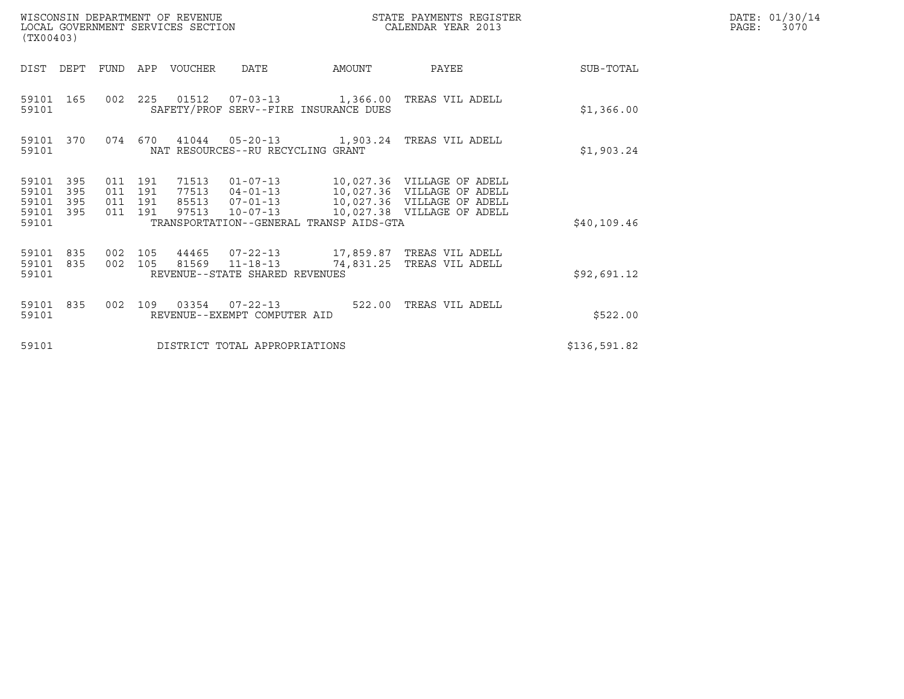WISCONSIN DEPARTMENT OF REVENUE
LOCAL GOVERNMENT SERVICES SECTION
(TX00403)

STATE PAYMENTS REGISTER
CALENDAR YEAR 2013

DATE: 01/30/14
PAGE: 3070

| DIST | DEPT | FUND | APP | VOUCHER | DATE | AMOUNT | PAYEE | SUB-TOTAL |
|---|---|---|---|---|---|---|---|---|
| 59101 | 165 | 002 | 225 | 01512 | 07-03-13 | 1,366.00 | TREAS VIL ADELL | |
| 59101 | | | | SAFETY/PROF SERV--FIRE INSURANCE DUES | | | | $1,366.00 |
| 59101 | 370 | 074 | 670 | 41044 | 05-20-13 | 1,903.24 | TREAS VIL ADELL | |
| 59101 | | | | NAT RESOURCES--RU RECYCLING GRANT | | | | $1,903.24 |
| 59101 | 395 | 011 | 191 | 71513 | 01-07-13 | 10,027.36 | VILLAGE OF ADELL | |
| 59101 | 395 | 011 | 191 | 77513 | 04-01-13 | 10,027.36 | VILLAGE OF ADELL | |
| 59101 | 395 | 011 | 191 | 85513 | 07-01-13 | 10,027.36 | VILLAGE OF ADELL | |
| 59101 | 395 | 011 | 191 | 97513 | 10-07-13 | 10,027.38 | VILLAGE OF ADELL | |
| 59101 | | | | TRANSPORTATION--GENERAL TRANSP AIDS-GTA | | | | $40,109.46 |
| 59101 | 835 | 002 | 105 | 44465 | 07-22-13 | 17,859.87 | TREAS VIL ADELL | |
| 59101 | 835 | 002 | 105 | 81569 | 11-18-13 | 74,831.25 | TREAS VIL ADELL | |
| 59101 | | | | REVENUE--STATE SHARED REVENUES | | | | $92,691.12 |
| 59101 | 835 | 002 | 109 | 03354 | 07-22-13 | 522.00 | TREAS VIL ADELL | |
| 59101 | | | | REVENUE--EXEMPT COMPUTER AID | | | | $522.00 |
| 59101 | | | | DISTRICT TOTAL APPROPRIATIONS | | | | $136,591.82 |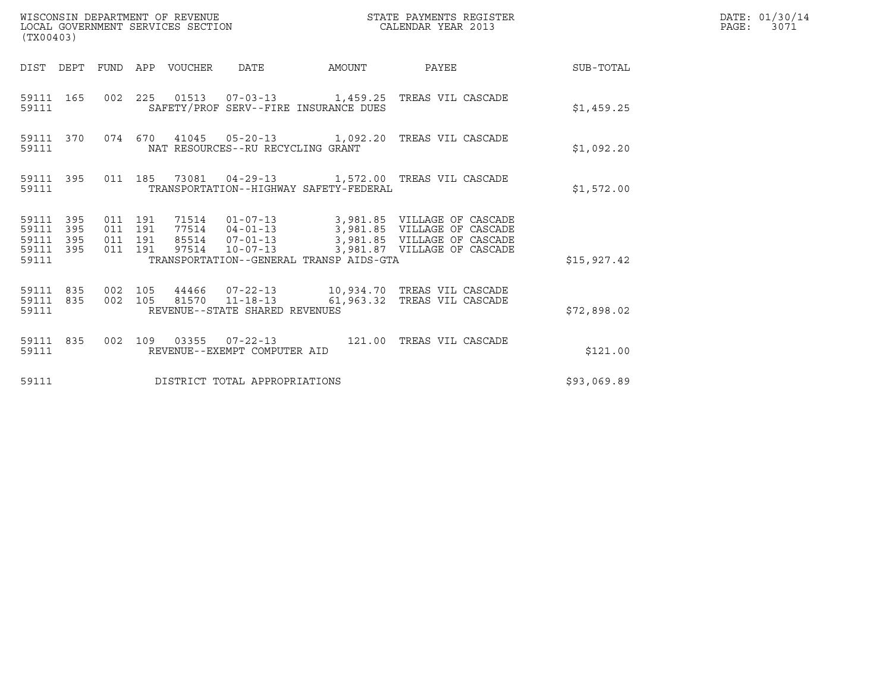WISCONSIN DEPARTMENT OF REVENUE
LOCAL GOVERNMENT SERVICES SECTION
(TX00403)

STATE PAYMENTS REGISTER
CALENDAR YEAR 2013

DATE: 01/30/14
PAGE: 3071

| DIST | DEPT | FUND | APP | VOUCHER | DATE | AMOUNT | PAYEE | SUB-TOTAL |
|---|---|---|---|---|---|---|---|---|
| 59111 | 165 | 002 | 225 | 01513 | 07-03-13 | 1,459.25 | TREAS VIL CASCADE | |
| 59111 | | | | SAFETY/PROF SERV--FIRE INSURANCE DUES | | | | $1,459.25 |
| 59111 | 370 | 074 | 670 | 41045 | 05-20-13 | 1,092.20 | TREAS VIL CASCADE | |
| 59111 | | | | NAT RESOURCES--RU RECYCLING GRANT | | | | $1,092.20 |
| 59111 | 395 | 011 | 185 | 73081 | 04-29-13 | 1,572.00 | TREAS VIL CASCADE | |
| 59111 | | | | TRANSPORTATION--HIGHWAY SAFETY-FEDERAL | | | | $1,572.00 |
| 59111 | 395 | 011 | 191 | 71514 | 01-07-13 | 3,981.85 | VILLAGE OF CASCADE | |
| 59111 | 395 | 011 | 191 | 77514 | 04-01-13 | 3,981.85 | VILLAGE OF CASCADE | |
| 59111 | 395 | 011 | 191 | 85514 | 07-01-13 | 3,981.85 | VILLAGE OF CASCADE | |
| 59111 | 395 | 011 | 191 | 97514 | 10-07-13 | 3,981.87 | VILLAGE OF CASCADE | |
| 59111 | | | | TRANSPORTATION--GENERAL TRANSP AIDS-GTA | | | | $15,927.42 |
| 59111 | 835 | 002 | 105 | 44466 | 07-22-13 | 10,934.70 | TREAS VIL CASCADE | |
| 59111 | 835 | 002 | 105 | 81570 | 11-18-13 | 61,963.32 | TREAS VIL CASCADE | |
| 59111 | | | | REVENUE--STATE SHARED REVENUES | | | | $72,898.02 |
| 59111 | 835 | 002 | 109 | 03355 | 07-22-13 | 121.00 | TREAS VIL CASCADE | |
| 59111 | | | | REVENUE--EXEMPT COMPUTER AID | | | | $121.00 |
| 59111 | | | | DISTRICT TOTAL APPROPRIATIONS | | | | $93,069.89 |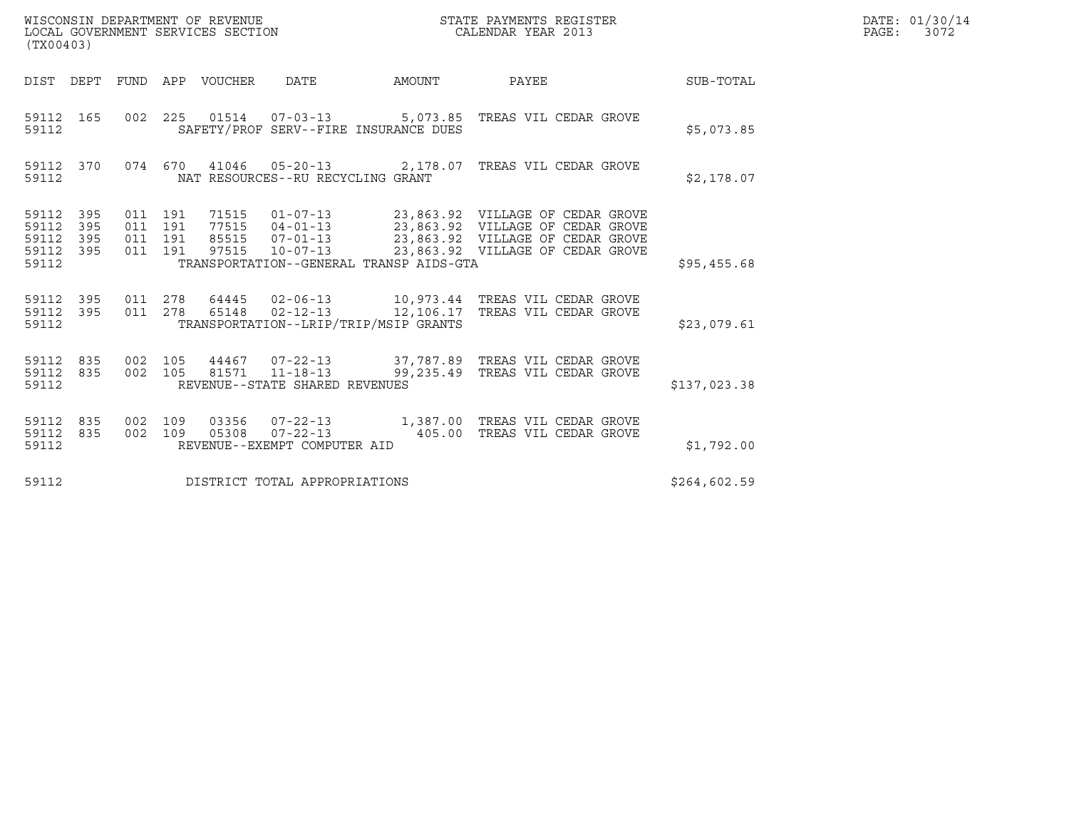WISCONSIN DEPARTMENT OF REVENUE
LOCAL GOVERNMENT SERVICES SECTION
(TX00403)

STATE PAYMENTS REGISTER
CALENDAR YEAR 2013

DATE: 01/30/14

| DIST | DEPT | FUND | APP | VOUCHER | DATE | AMOUNT | PAYEE | SUB-TOTAL |
|---|---|---|---|---|---|---|---|---|
| 59112 | 165 | 002 | 225 | 01514 | 07-03-13 | 5,073.85 | TREAS VIL CEDAR GROVE | |
| 59112 | | | | | SAFETY/PROF SERV--FIRE INSURANCE DUES | | | $5,073.85 |
| 59112 | 370 | 074 | 670 | 41046 | 05-20-13 | 2,178.07 | TREAS VIL CEDAR GROVE | |
| 59112 | | | | | NAT RESOURCES--RU RECYCLING GRANT | | | $2,178.07 |
| 59112 | 395 | 011 | 191 | 71515 | 01-07-13 | 23,863.92 | VILLAGE OF CEDAR GROVE | |
| 59112 | 395 | 011 | 191 | 77515 | 04-01-13 | 23,863.92 | VILLAGE OF CEDAR GROVE | |
| 59112 | 395 | 011 | 191 | 85515 | 07-01-13 | 23,863.92 | VILLAGE OF CEDAR GROVE | |
| 59112 | 395 | 011 | 191 | 97515 | 10-07-13 | 23,863.92 | VILLAGE OF CEDAR GROVE | |
| 59112 | | | | | TRANSPORTATION--GENERAL TRANSP AIDS-GTA | | | $95,455.68 |
| 59112 | 395 | 011 | 278 | 64445 | 02-06-13 | 10,973.44 | TREAS VIL CEDAR GROVE | |
| 59112 | 395 | 011 | 278 | 65148 | 02-12-13 | 12,106.17 | TREAS VIL CEDAR GROVE | |
| 59112 | | | | | TRANSPORTATION--LRIP/TRIP/MSIP GRANTS | | | $23,079.61 |
| 59112 | 835 | 002 | 105 | 44467 | 07-22-13 | 37,787.89 | TREAS VIL CEDAR GROVE | |
| 59112 | 835 | 002 | 105 | 81571 | 11-18-13 | 99,235.49 | TREAS VIL CEDAR GROVE | |
| 59112 | | | | | REVENUE--STATE SHARED REVENUES | | | $137,023.38 |
| 59112 | 835 | 002 | 109 | 03356 | 07-22-13 | 1,387.00 | TREAS VIL CEDAR GROVE | |
| 59112 | 835 | 002 | 109 | 05308 | 07-22-13 | 405.00 | TREAS VIL CEDAR GROVE | |
| 59112 | | | | | REVENUE--EXEMPT COMPUTER AID | | | $1,792.00 |
| 59112 | | | | | DISTRICT TOTAL APPROPRIATIONS | | | $264,602.59 |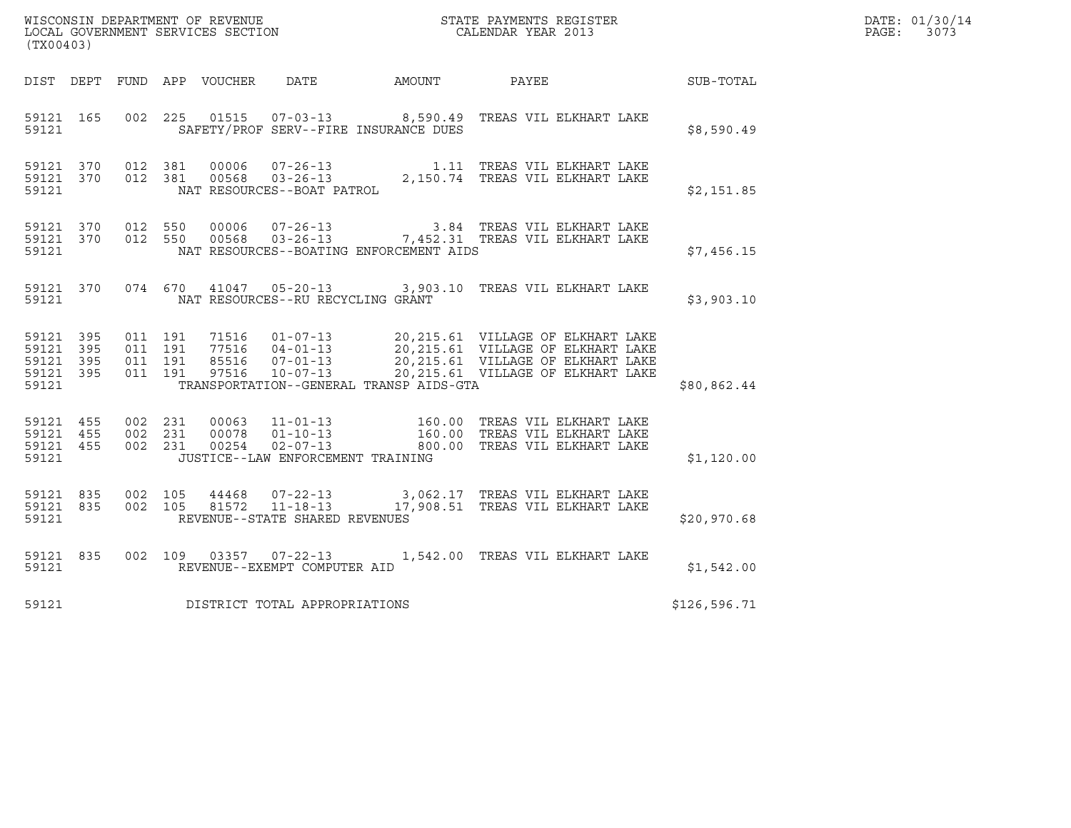WISCONSIN DEPARTMENT OF REVENUE
LOCAL GOVERNMENT SERVICES SECTION
(TX00403)

STATE PAYMENTS REGISTER
CALENDAR YEAR 2013

DATE: 01/30/14
PAGE: 3073

| DIST | DEPT | FUND | APP | VOUCHER | DATE | AMOUNT | PAYEE | SUB-TOTAL |
|---|---|---|---|---|---|---|---|---|
| 59121 | 165 | 002 | 225 | 01515 | 07-03-13 | 8,590.49 | TREAS VIL ELKHART LAKE | |
| 59121 | | | | | SAFETY/PROF SERV--FIRE INSURANCE DUES | | | $8,590.49 |
| 59121 | 370 | 012 | 381 | 00006 | 07-26-13 | 1.11 | TREAS VIL ELKHART LAKE | |
| 59121 | 370 | 012 | 381 | 00568 | 03-26-13 | 2,150.74 | TREAS VIL ELKHART LAKE | |
| 59121 | | | | | NAT RESOURCES--BOAT PATROL | | | $2,151.85 |
| 59121 | 370 | 012 | 550 | 00006 | 07-26-13 | 3.84 | TREAS VIL ELKHART LAKE | |
| 59121 | 370 | 012 | 550 | 00568 | 03-26-13 | 7,452.31 | TREAS VIL ELKHART LAKE | |
| 59121 | | | | | NAT RESOURCES--BOATING ENFORCEMENT AIDS | | | $7,456.15 |
| 59121 | 370 | 074 | 670 | 41047 | 05-20-13 | 3,903.10 | TREAS VIL ELKHART LAKE | |
| 59121 | | | | | NAT RESOURCES--RU RECYCLING GRANT | | | $3,903.10 |
| 59121 | 395 | 011 | 191 | 71516 | 01-07-13 | 20,215.61 | VILLAGE OF ELKHART LAKE | |
| 59121 | 395 | 011 | 191 | 77516 | 04-01-13 | 20,215.61 | VILLAGE OF ELKHART LAKE | |
| 59121 | 395 | 011 | 191 | 85516 | 07-01-13 | 20,215.61 | VILLAGE OF ELKHART LAKE | |
| 59121 | 395 | 011 | 191 | 97516 | 10-07-13 | 20,215.61 | VILLAGE OF ELKHART LAKE | |
| 59121 | | | | | TRANSPORTATION--GENERAL TRANSP AIDS-GTA | | | $80,862.44 |
| 59121 | 455 | 002 | 231 | 00063 | 11-01-13 | 160.00 | TREAS VIL ELKHART LAKE | |
| 59121 | 455 | 002 | 231 | 00078 | 01-10-13 | 160.00 | TREAS VIL ELKHART LAKE | |
| 59121 | 455 | 002 | 231 | 00254 | 02-07-13 | 800.00 | TREAS VIL ELKHART LAKE | |
| 59121 | | | | | JUSTICE--LAW ENFORCEMENT TRAINING | | | $1,120.00 |
| 59121 | 835 | 002 | 105 | 44468 | 07-22-13 | 3,062.17 | TREAS VIL ELKHART LAKE | |
| 59121 | 835 | 002 | 105 | 81572 | 11-18-13 | 17,908.51 | TREAS VIL ELKHART LAKE | |
| 59121 | | | | | REVENUE--STATE SHARED REVENUES | | | $20,970.68 |
| 59121 | 835 | 002 | 109 | 03357 | 07-22-13 | 1,542.00 | TREAS VIL ELKHART LAKE | |
| 59121 | | | | | REVENUE--EXEMPT COMPUTER AID | | | $1,542.00 |
| 59121 | | | | | DISTRICT TOTAL APPROPRIATIONS | | | $126,596.71 |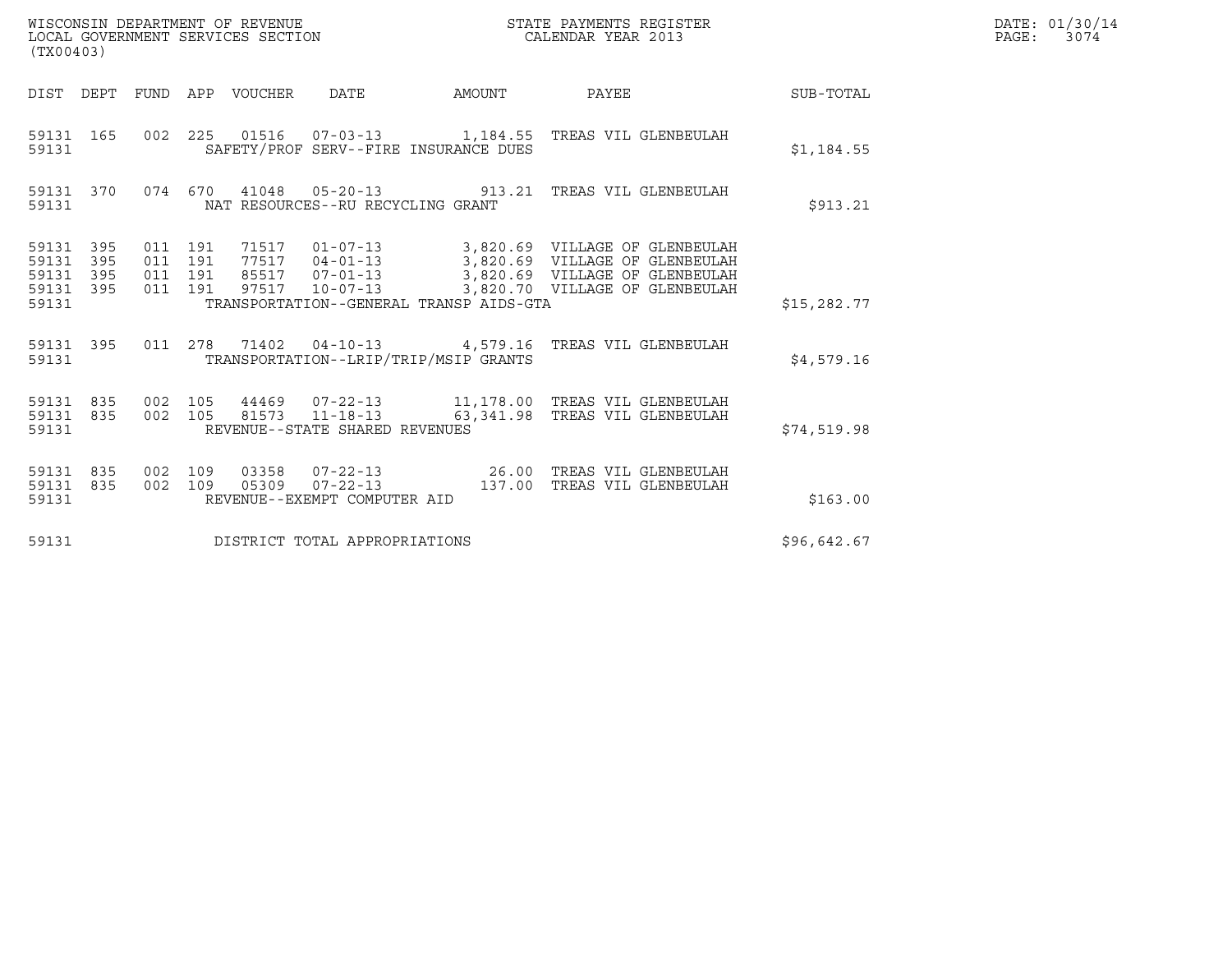WISCONSIN DEPARTMENT OF REVENUE
LOCAL GOVERNMENT SERVICES SECTION
(TX00403)

STATE PAYMENTS REGISTER
CALENDAR YEAR 2013

DATE: 01/30/14
PAGE: 3074

| DIST | DEPT | FUND | APP | VOUCHER | DATE | AMOUNT | PAYEE | SUB-TOTAL |
|---|---|---|---|---|---|---|---|---|
| 59131 | 165 | 002 | 225 | 01516 | 07-03-13 | 1,184.55 | TREAS VIL GLENBEULAH | |
| 59131 | | | | SAFETY/PROF SERV--FIRE INSURANCE DUES | | | | $1,184.55 |
| 59131 | 370 | 074 | 670 | 41048 | 05-20-13 | 913.21 | TREAS VIL GLENBEULAH | |
| 59131 | | | | NAT RESOURCES--RU RECYCLING GRANT | | | | $913.21 |
| 59131 | 395 | 011 | 191 | 71517 | 01-07-13 | 3,820.69 | VILLAGE OF GLENBEULAH | |
| 59131 | 395 | 011 | 191 | 77517 | 04-01-13 | 3,820.69 | VILLAGE OF GLENBEULAH | |
| 59131 | 395 | 011 | 191 | 85517 | 07-01-13 | 3,820.69 | VILLAGE OF GLENBEULAH | |
| 59131 | 395 | 011 | 191 | 97517 | 10-07-13 | 3,820.70 | VILLAGE OF GLENBEULAH | |
| 59131 | | | | TRANSPORTATION--GENERAL TRANSP AIDS-GTA | | | | $15,282.77 |
| 59131 | 395 | 011 | 278 | 71402 | 04-10-13 | 4,579.16 | TREAS VIL GLENBEULAH | |
| 59131 | | | | TRANSPORTATION--LRIP/TRIP/MSIP GRANTS | | | | $4,579.16 |
| 59131 | 835 | 002 | 105 | 44469 | 07-22-13 | 11,178.00 | TREAS VIL GLENBEULAH | |
| 59131 | 835 | 002 | 105 | 81573 | 11-18-13 | 63,341.98 | TREAS VIL GLENBEULAH | |
| 59131 | | | | REVENUE--STATE SHARED REVENUES | | | | $74,519.98 |
| 59131 | 835 | 002 | 109 | 03358 | 07-22-13 | 26.00 | TREAS VIL GLENBEULAH | |
| 59131 | 835 | 002 | 109 | 05309 | 07-22-13 | 137.00 | TREAS VIL GLENBEULAH | |
| 59131 | | | | REVENUE--EXEMPT COMPUTER AID | | | | $163.00 |
| 59131 | | | | DISTRICT TOTAL APPROPRIATIONS | | | | $96,642.67 |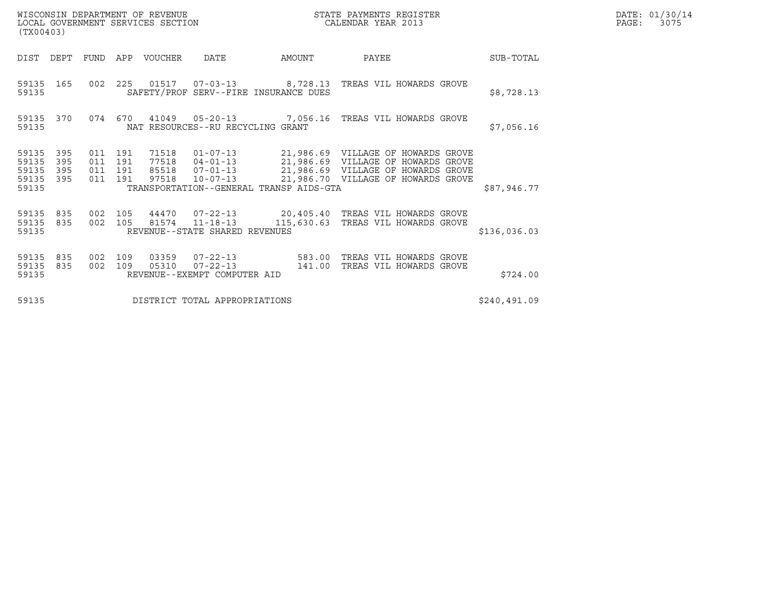WISCONSIN DEPARTMENT OF REVENUE
LOCAL GOVERNMENT SERVICES SECTION
(TX00403)

STATE PAYMENTS REGISTER
CALENDAR YEAR 2013

| DIST | DEPT | FUND | APP | VOUCHER | DATE | AMOUNT | PAYEE | SUB-TOTAL |
|---|---|---|---|---|---|---|---|---|
| 59135 | 165 | 002 | 225 | 01517 | 07-03-13 | 8,728.13 | TREAS VIL HOWARDS GROVE | |
| 59135 | | | | SAFETY/PROF SERV--FIRE INSURANCE DUES | | | | $8,728.13 |
| 59135 | 370 | 074 | 670 | 41049 | 05-20-13 | 7,056.16 | TREAS VIL HOWARDS GROVE | |
| 59135 | | | | NAT RESOURCES--RU RECYCLING GRANT | | | | $7,056.16 |
| 59135 | 395 | 011 | 191 | 71518 | 01-07-13 | 21,986.69 | VILLAGE OF HOWARDS GROVE | |
| 59135 | 395 | 011 | 191 | 77518 | 04-01-13 | 21,986.69 | VILLAGE OF HOWARDS GROVE | |
| 59135 | 395 | 011 | 191 | 85518 | 07-01-13 | 21,986.69 | VILLAGE OF HOWARDS GROVE | |
| 59135 | 395 | 011 | 191 | 97518 | 10-07-13 | 21,986.70 | VILLAGE OF HOWARDS GROVE | |
| 59135 | | | | TRANSPORTATION--GENERAL TRANSP AIDS-GTA | | | | $87,946.77 |
| 59135 | 835 | 002 | 105 | 44470 | 07-22-13 | 20,405.40 | TREAS VIL HOWARDS GROVE | |
| 59135 | 835 | 002 | 105 | 81574 | 11-18-13 | 115,630.63 | TREAS VIL HOWARDS GROVE | |
| 59135 | | | | REVENUE--STATE SHARED REVENUES | | | | $136,036.03 |
| 59135 | 835 | 002 | 109 | 03359 | 07-22-13 | 583.00 | TREAS VIL HOWARDS GROVE | |
| 59135 | 835 | 002 | 109 | 05310 | 07-22-13 | 141.00 | TREAS VIL HOWARDS GROVE | |
| 59135 | | | | REVENUE--EXEMPT COMPUTER AID | | | | $724.00 |
| 59135 | | | | DISTRICT TOTAL APPROPRIATIONS | | | | $240,491.09 |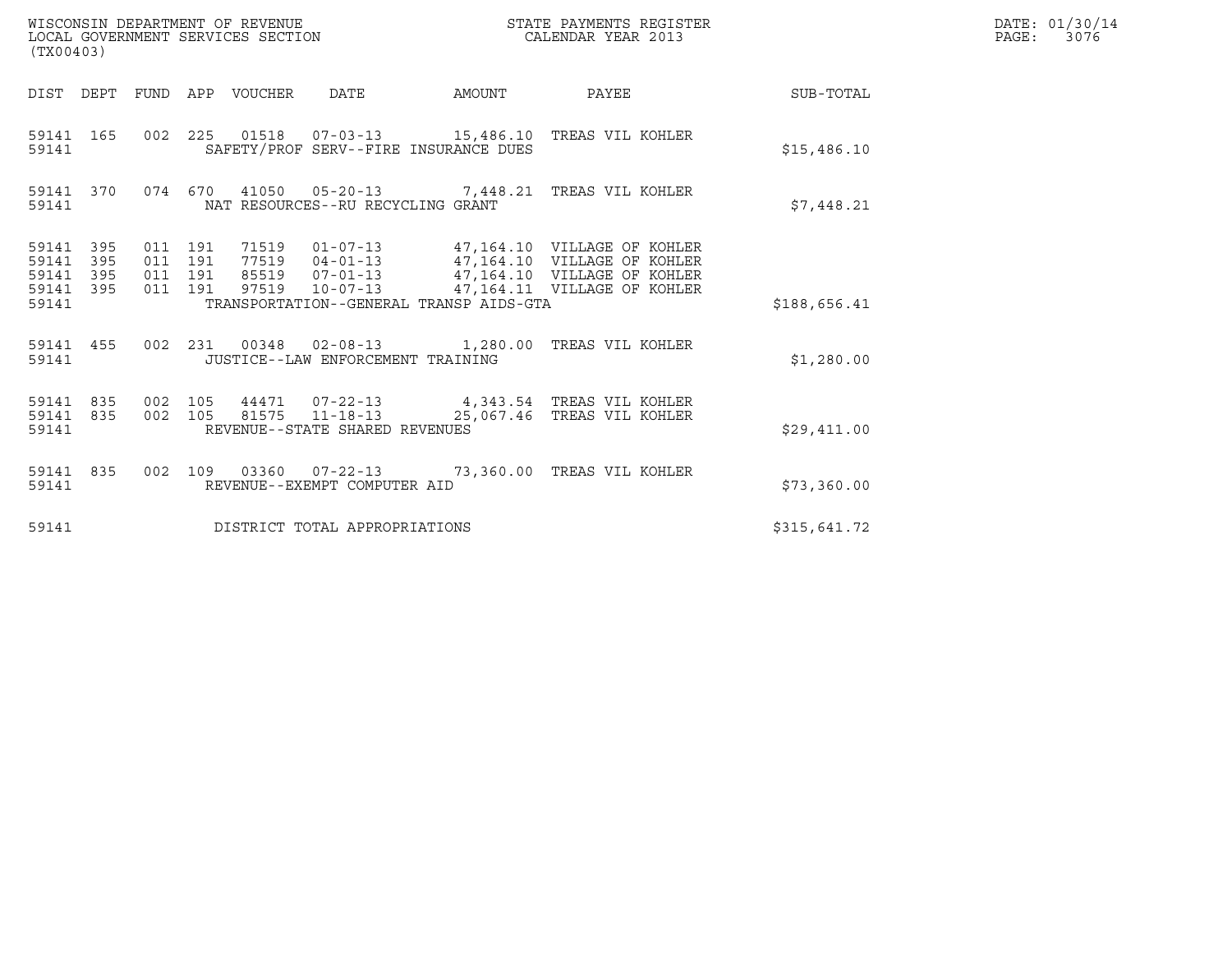WISCONSIN DEPARTMENT OF REVENUE
LOCAL GOVERNMENT SERVICES SECTION
(TX00403)

STATE PAYMENTS REGISTER
CALENDAR YEAR 2013

DATE: 01/30/14

| DIST | DEPT | FUND | APP | VOUCHER | DATE | AMOUNT | PAYEE | SUB-TOTAL |
|---|---|---|---|---|---|---|---|---|
| 59141 | 165 | 002 | 225 | 01518 | 07-03-13 | 15,486.10 | TREAS VIL KOHLER | |
| 59141 | | | | SAFETY/PROF SERV--FIRE INSURANCE DUES | | | | $15,486.10 |
| 59141 | 370 | 074 | 670 | 41050 | 05-20-13 | 7,448.21 | TREAS VIL KOHLER | |
| 59141 | | | | NAT RESOURCES--RU RECYCLING GRANT | | | | $7,448.21 |
| 59141 | 395 | 011 | 191 | 71519 | 01-07-13 | 47,164.10 | VILLAGE OF KOHLER | |
| 59141 | 395 | 011 | 191 | 77519 | 04-01-13 | 47,164.10 | VILLAGE OF KOHLER | |
| 59141 | 395 | 011 | 191 | 85519 | 07-01-13 | 47,164.10 | VILLAGE OF KOHLER | |
| 59141 | 395 | 011 | 191 | 97519 | 10-07-13 | 47,164.11 | VILLAGE OF KOHLER | |
| 59141 | | | | TRANSPORTATION--GENERAL TRANSP AIDS-GTA | | | | $188,656.41 |
| 59141 | 455 | 002 | 231 | 00348 | 02-08-13 | 1,280.00 | TREAS VIL KOHLER | |
| 59141 | | | | JUSTICE--LAW ENFORCEMENT TRAINING | | | | $1,280.00 |
| 59141 | 835 | 002 | 105 | 44471 | 07-22-13 | 4,343.54 | TREAS VIL KOHLER | |
| 59141 | 835 | 002 | 105 | 81575 | 11-18-13 | 25,067.46 | TREAS VIL KOHLER | |
| 59141 | | | | REVENUE--STATE SHARED REVENUES | | | | $29,411.00 |
| 59141 | 835 | 002 | 109 | 03360 | 07-22-13 | 73,360.00 | TREAS VIL KOHLER | |
| 59141 | | | | REVENUE--EXEMPT COMPUTER AID | | | | $73,360.00 |
| 59141 | | | | DISTRICT TOTAL APPROPRIATIONS | | | | $315,641.72 |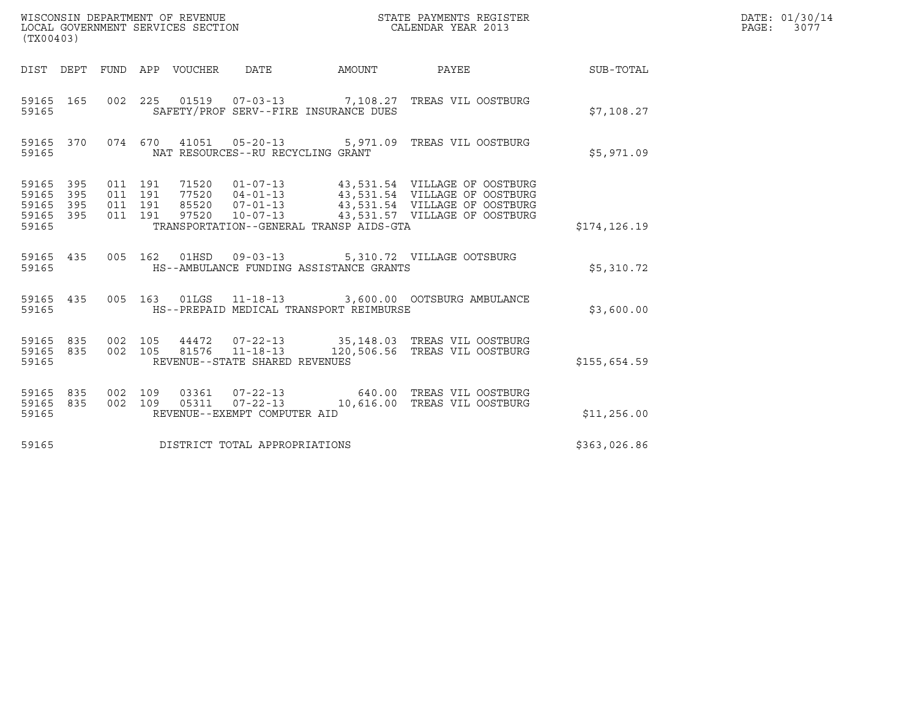WISCONSIN DEPARTMENT OF REVENUE
LOCAL GOVERNMENT SERVICES SECTION
(TX00403)

STATE PAYMENTS REGISTER
CALENDAR YEAR 2013

DATE: 01/30/14
PAGE: 3077

| DIST | DEPT | FUND | APP | VOUCHER | DATE | AMOUNT | PAYEE | SUB-TOTAL |
|---|---|---|---|---|---|---|---|---|
| 59165 | 165 | 002 | 225 | 01519 | 07-03-13 | 7,108.27 | TREAS VIL OOSTBURG | |
| 59165 | | | | SAFETY/PROF SERV--FIRE INSURANCE DUES | | | | $7,108.27 |
| 59165 | 370 | 074 | 670 | 41051 | 05-20-13 | 5,971.09 | TREAS VIL OOSTBURG | |
| 59165 | | | | NAT RESOURCES--RU RECYCLING GRANT | | | | $5,971.09 |
| 59165 | 395 | 011 | 191 | 71520 | 01-07-13 | 43,531.54 | VILLAGE OF OOSTBURG | |
| 59165 | 395 | 011 | 191 | 77520 | 04-01-13 | 43,531.54 | VILLAGE OF OOSTBURG | |
| 59165 | 395 | 011 | 191 | 85520 | 07-01-13 | 43,531.54 | VILLAGE OF OOSTBURG | |
| 59165 | 395 | 011 | 191 | 97520 | 10-07-13 | 43,531.57 | VILLAGE OF OOSTBURG | |
| 59165 | | | | TRANSPORTATION--GENERAL TRANSP AIDS-GTA | | | | $174,126.19 |
| 59165 | 435 | 005 | 162 | 01HSD | 09-03-13 | 5,310.72 | VILLAGE OOTSBURG | |
| 59165 | | | | HS--AMBULANCE FUNDING ASSISTANCE GRANTS | | | | $5,310.72 |
| 59165 | 435 | 005 | 163 | 01LGS | 11-18-13 | 3,600.00 | OOTSBURG AMBULANCE | |
| 59165 | | | | HS--PREPAID MEDICAL TRANSPORT REIMBURSE | | | | $3,600.00 |
| 59165 | 835 | 002 | 105 | 44472 | 07-22-13 | 35,148.03 | TREAS VIL OOSTBURG | |
| 59165 | 835 | 002 | 105 | 81576 | 11-18-13 | 120,506.56 | TREAS VIL OOSTBURG | |
| 59165 | | | | REVENUE--STATE SHARED REVENUES | | | | $155,654.59 |
| 59165 | 835 | 002 | 109 | 03361 | 07-22-13 | 640.00 | TREAS VIL OOSTBURG | |
| 59165 | 835 | 002 | 109 | 05311 | 07-22-13 | 10,616.00 | TREAS VIL OOSTBURG | |
| 59165 | | | | REVENUE--EXEMPT COMPUTER AID | | | | $11,256.00 |
| 59165 | | | | DISTRICT TOTAL APPROPRIATIONS | | | | $363,026.86 |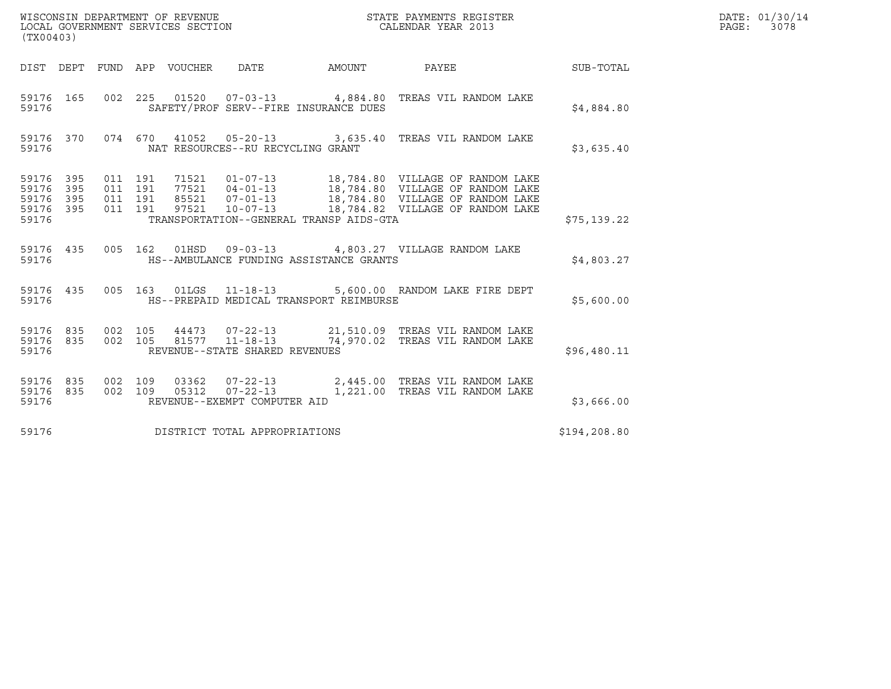WISCONSIN DEPARTMENT OF REVENUE
LOCAL GOVERNMENT SERVICES SECTION
(TX00403)

STATE PAYMENTS REGISTER
CALENDAR YEAR 2013

DATE: 01/30/14

| DIST | DEPT | FUND | APP | VOUCHER | DATE | AMOUNT | PAYEE | SUB-TOTAL |
|---|---|---|---|---|---|---|---|---|
| 59176 | 165 | 002 | 225 | 01520 | 07-03-13 | 4,884.80 | TREAS VIL RANDOM LAKE | |
| 59176 | | | | SAFETY/PROF SERV--FIRE INSURANCE DUES | | | | $4,884.80 |
| 59176 | 370 | 074 | 670 | 41052 | 05-20-13 | 3,635.40 | TREAS VIL RANDOM LAKE | |
| 59176 | | | | NAT RESOURCES--RU RECYCLING GRANT | | | | $3,635.40 |
| 59176 | 395 | 011 | 191 | 71521 | 01-07-13 | 18,784.80 | VILLAGE OF RANDOM LAKE | |
| 59176 | 395 | 011 | 191 | 77521 | 04-01-13 | 18,784.80 | VILLAGE OF RANDOM LAKE | |
| 59176 | 395 | 011 | 191 | 85521 | 07-01-13 | 18,784.80 | VILLAGE OF RANDOM LAKE | |
| 59176 | 395 | 011 | 191 | 97521 | 10-07-13 | 18,784.82 | VILLAGE OF RANDOM LAKE | |
| 59176 | | | | TRANSPORTATION--GENERAL TRANSP AIDS-GTA | | | | $75,139.22 |
| 59176 | 435 | 005 | 162 | 01HSD | 09-03-13 | 4,803.27 | VILLAGE RANDOM LAKE | |
| 59176 | | | | HS--AMBULANCE FUNDING ASSISTANCE GRANTS | | | | $4,803.27 |
| 59176 | 435 | 005 | 163 | 01LGS | 11-18-13 | 5,600.00 | RANDOM LAKE FIRE DEPT | |
| 59176 | | | | HS--PREPAID MEDICAL TRANSPORT REIMBURSE | | | | $5,600.00 |
| 59176 | 835 | 002 | 105 | 44473 | 07-22-13 | 21,510.09 | TREAS VIL RANDOM LAKE | |
| 59176 | 835 | 002 | 105 | 81577 | 11-18-13 | 74,970.02 | TREAS VIL RANDOM LAKE | |
| 59176 | | | | REVENUE--STATE SHARED REVENUES | | | | $96,480.11 |
| 59176 | 835 | 002 | 109 | 03362 | 07-22-13 | 2,445.00 | TREAS VIL RANDOM LAKE | |
| 59176 | 835 | 002 | 109 | 05312 | 07-22-13 | 1,221.00 | TREAS VIL RANDOM LAKE | |
| 59176 | | | | REVENUE--EXEMPT COMPUTER AID | | | | $3,666.00 |
| 59176 | | | | DISTRICT TOTAL APPROPRIATIONS | | | | $194,208.80 |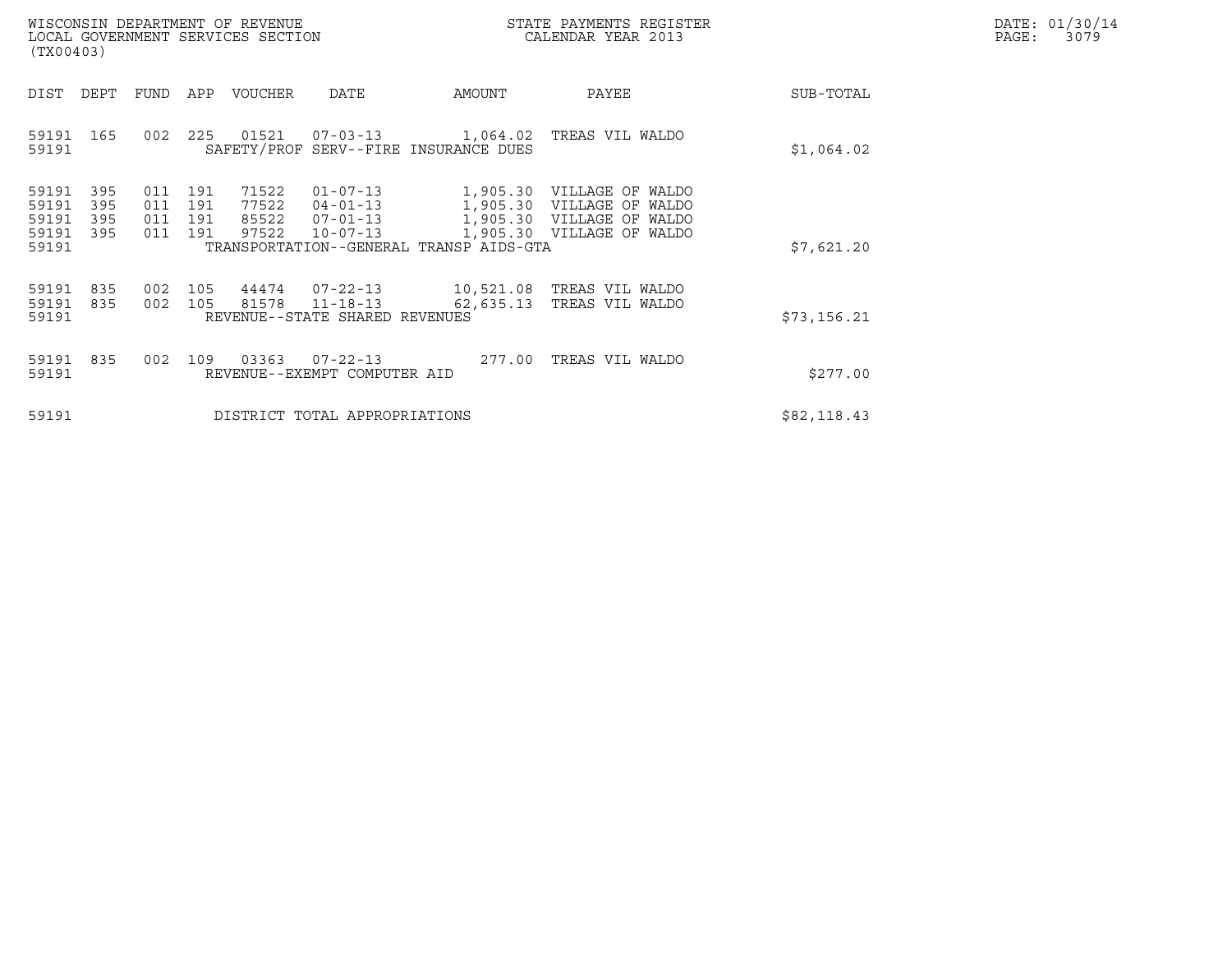WISCONSIN DEPARTMENT OF REVENUE
LOCAL GOVERNMENT SERVICES SECTION
(TX00403)

STATE PAYMENTS REGISTER
CALENDAR YEAR 2013

DATE: 01/30/14

| DIST | DEPT | FUND | APP | VOUCHER | DATE | AMOUNT | PAYEE | SUB-TOTAL |
|---|---|---|---|---|---|---|---|---|
| 59191 | 165 | 002 | 225 | 01521 | 07-03-13 | 1,064.02 | TREAS VIL WALDO | |
| 59191 | | | | SAFETY/PROF SERV--FIRE INSURANCE DUES | | | | $1,064.02 |
| 59191 | 395 | 011 | 191 | 71522 | 01-07-13 | 1,905.30 | VILLAGE OF WALDO | |
| 59191 | 395 | 011 | 191 | 77522 | 04-01-13 | 1,905.30 | VILLAGE OF WALDO | |
| 59191 | 395 | 011 | 191 | 85522 | 07-01-13 | 1,905.30 | VILLAGE OF WALDO | |
| 59191 | 395 | 011 | 191 | 97522 | 10-07-13 | 1,905.30 | VILLAGE OF WALDO | |
| 59191 | | | | TRANSPORTATION--GENERAL TRANSP AIDS-GTA | | | | $7,621.20 |
| 59191 | 835 | 002 | 105 | 44474 | 07-22-13 | 10,521.08 | TREAS VIL WALDO | |
| 59191 | 835 | 002 | 105 | 81578 | 11-18-13 | 62,635.13 | TREAS VIL WALDO | |
| 59191 | | | | REVENUE--STATE SHARED REVENUES | | | | $73,156.21 |
| 59191 | 835 | 002 | 109 | 03363 | 07-22-13 | 277.00 | TREAS VIL WALDO | |
| 59191 | | | | REVENUE--EXEMPT COMPUTER AID | | | | $277.00 |
| 59191 | | | | DISTRICT TOTAL APPROPRIATIONS | | | | $82,118.43 |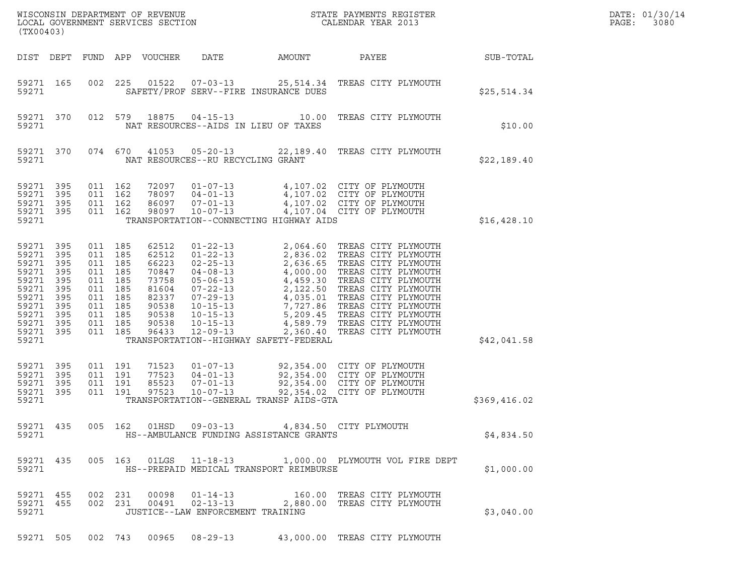WISCONSIN DEPARTMENT OF REVENUE
LOCAL GOVERNMENT SERVICES SECTION
(TX00403)

STATE PAYMENTS REGISTER
CALENDAR YEAR 2013

DATE: 01/30/14
PAGE: 3080

| DIST | DEPT | FUND | APP | VOUCHER | DATE | AMOUNT | PAYEE | SUB-TOTAL |
|---|---|---|---|---|---|---|---|---|
| 59271 | 165 | 002 | 225 | 01522 | 07-03-13 | 25,514.34 | TREAS CITY PLYMOUTH | |
| 59271 | | | | | SAFETY/PROF SERV--FIRE INSURANCE DUES | | | $25,514.34 |
| 59271 | 370 | 012 | 579 | 18875 | 04-15-13 | 10.00 | TREAS CITY PLYMOUTH | |
| 59271 | | | | | NAT RESOURCES--AIDS IN LIEU OF TAXES | | | $10.00 |
| 59271 | 370 | 074 | 670 | 41053 | 05-20-13 | 22,189.40 | TREAS CITY PLYMOUTH | |
| 59271 | | | | | NAT RESOURCES--RU RECYCLING GRANT | | | $22,189.40 |
| 59271 | 395 | 011 | 162 | 72097 | 01-07-13 | 4,107.02 | CITY OF PLYMOUTH | |
| 59271 | 395 | 011 | 162 | 78097 | 04-01-13 | 4,107.02 | CITY OF PLYMOUTH | |
| 59271 | 395 | 011 | 162 | 86097 | 07-01-13 | 4,107.02 | CITY OF PLYMOUTH | |
| 59271 | 395 | 011 | 162 | 98097 | 10-07-13 | 4,107.04 | CITY OF PLYMOUTH | |
| 59271 | | | | | TRANSPORTATION--CONNECTING HIGHWAY AIDS | | | $16,428.10 |
| 59271 | 395 | 011 | 185 | 62512 | 01-22-13 | 2,064.60 | TREAS CITY PLYMOUTH | |
| 59271 | 395 | 011 | 185 | 62512 | 01-22-13 | 2,836.02 | TREAS CITY PLYMOUTH | |
| 59271 | 395 | 011 | 185 | 66223 | 02-25-13 | 2,636.65 | TREAS CITY PLYMOUTH | |
| 59271 | 395 | 011 | 185 | 70847 | 04-08-13 | 4,000.00 | TREAS CITY PLYMOUTH | |
| 59271 | 395 | 011 | 185 | 73758 | 05-06-13 | 4,459.30 | TREAS CITY PLYMOUTH | |
| 59271 | 395 | 011 | 185 | 81604 | 07-22-13 | 2,122.50 | TREAS CITY PLYMOUTH | |
| 59271 | 395 | 011 | 185 | 82337 | 07-29-13 | 4,035.01 | TREAS CITY PLYMOUTH | |
| 59271 | 395 | 011 | 185 | 90538 | 10-15-13 | 7,727.86 | TREAS CITY PLYMOUTH | |
| 59271 | 395 | 011 | 185 | 90538 | 10-15-13 | 5,209.45 | TREAS CITY PLYMOUTH | |
| 59271 | 395 | 011 | 185 | 90538 | 10-15-13 | 4,589.79 | TREAS CITY PLYMOUTH | |
| 59271 | 395 | 011 | 185 | 96433 | 12-09-13 | 2,360.40 | TREAS CITY PLYMOUTH | |
| 59271 | | | | | TRANSPORTATION--HIGHWAY SAFETY-FEDERAL | | | $42,041.58 |
| 59271 | 395 | 011 | 191 | 71523 | 01-07-13 | 92,354.00 | CITY OF PLYMOUTH | |
| 59271 | 395 | 011 | 191 | 77523 | 04-01-13 | 92,354.00 | CITY OF PLYMOUTH | |
| 59271 | 395 | 011 | 191 | 85523 | 07-01-13 | 92,354.00 | CITY OF PLYMOUTH | |
| 59271 | 395 | 011 | 191 | 97523 | 10-07-13 | 92,354.02 | CITY OF PLYMOUTH | |
| 59271 | | | | | TRANSPORTATION--GENERAL TRANSP AIDS-GTA | | | $369,416.02 |
| 59271 | 435 | 005 | 162 | 01HSD | 09-03-13 | 4,834.50 | CITY PLYMOUTH | |
| 59271 | | | | | HS--AMBULANCE FUNDING ASSISTANCE GRANTS | | | $4,834.50 |
| 59271 | 435 | 005 | 163 | 01LGS | 11-18-13 | 1,000.00 | PLYMOUTH VOL FIRE DEPT | |
| 59271 | | | | | HS--PREPAID MEDICAL TRANSPORT REIMBURSE | | | $1,000.00 |
| 59271 | 455 | 002 | 231 | 00098 | 01-14-13 | 160.00 | TREAS CITY PLYMOUTH | |
| 59271 | 455 | 002 | 231 | 00491 | 02-13-13 | 2,880.00 | TREAS CITY PLYMOUTH | |
| 59271 | | | | | JUSTICE--LAW ENFORCEMENT TRAINING | | | $3,040.00 |
| 59271 | 505 | 002 | 743 | 00965 | 08-29-13 | 43,000.00 | TREAS CITY PLYMOUTH | |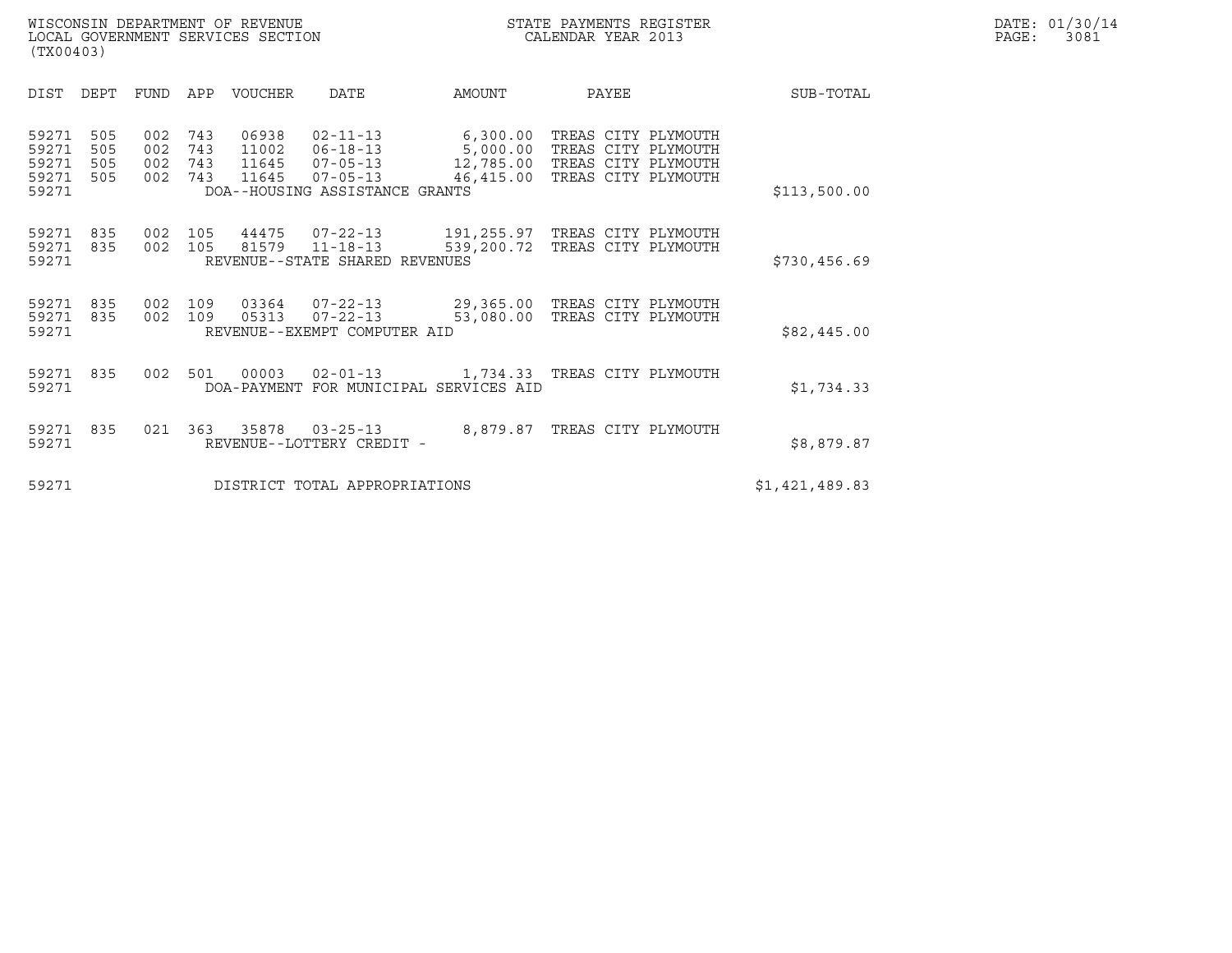WISCONSIN DEPARTMENT OF REVENUE
LOCAL GOVERNMENT SERVICES SECTION
(TX00403)

STATE PAYMENTS REGISTER
CALENDAR YEAR 2013

DATE: 01/30/14
PAGE: 3081

| DIST | DEPT | FUND | APP | VOUCHER | DATE | AMOUNT | PAYEE | SUB-TOTAL |
|---|---|---|---|---|---|---|---|---|
| 59271 | 505 | 002 | 743 | 06938 | 02-11-13 | 6,300.00 | TREAS CITY PLYMOUTH | |
| 59271 | 505 | 002 | 743 | 11002 | 06-18-13 | 5,000.00 | TREAS CITY PLYMOUTH | |
| 59271 | 505 | 002 | 743 | 11645 | 07-05-13 | 12,785.00 | TREAS CITY PLYMOUTH | |
| 59271 | 505 | 002 | 743 | 11645 | 07-05-13 | 46,415.00 | TREAS CITY PLYMOUTH | |
| 59271 | | | | DOA--HOUSING ASSISTANCE GRANTS | | | | $113,500.00 |
| 59271 | 835 | 002 | 105 | 44475 | 07-22-13 | 191,255.97 | TREAS CITY PLYMOUTH | |
| 59271 | 835 | 002 | 105 | 81579 | 11-18-13 | 539,200.72 | TREAS CITY PLYMOUTH | |
| 59271 | | | | REVENUE--STATE SHARED REVENUES | | | | $730,456.69 |
| 59271 | 835 | 002 | 109 | 03364 | 07-22-13 | 29,365.00 | TREAS CITY PLYMOUTH | |
| 59271 | 835 | 002 | 109 | 05313 | 07-22-13 | 53,080.00 | TREAS CITY PLYMOUTH | |
| 59271 | | | | REVENUE--EXEMPT COMPUTER AID | | | | $82,445.00 |
| 59271 | 835 | 002 | 501 | 00003 | 02-01-13 | 1,734.33 | TREAS CITY PLYMOUTH | |
| 59271 | | | | DOA-PAYMENT FOR MUNICIPAL SERVICES AID | | | | $1,734.33 |
| 59271 | 835 | 021 | 363 | 35878 | 03-25-13 | 8,879.87 | TREAS CITY PLYMOUTH | |
| 59271 | | | | REVENUE--LOTTERY CREDIT - | | | | $8,879.87 |
| 59271 | | | | DISTRICT TOTAL APPROPRIATIONS | | | | $1,421,489.83 |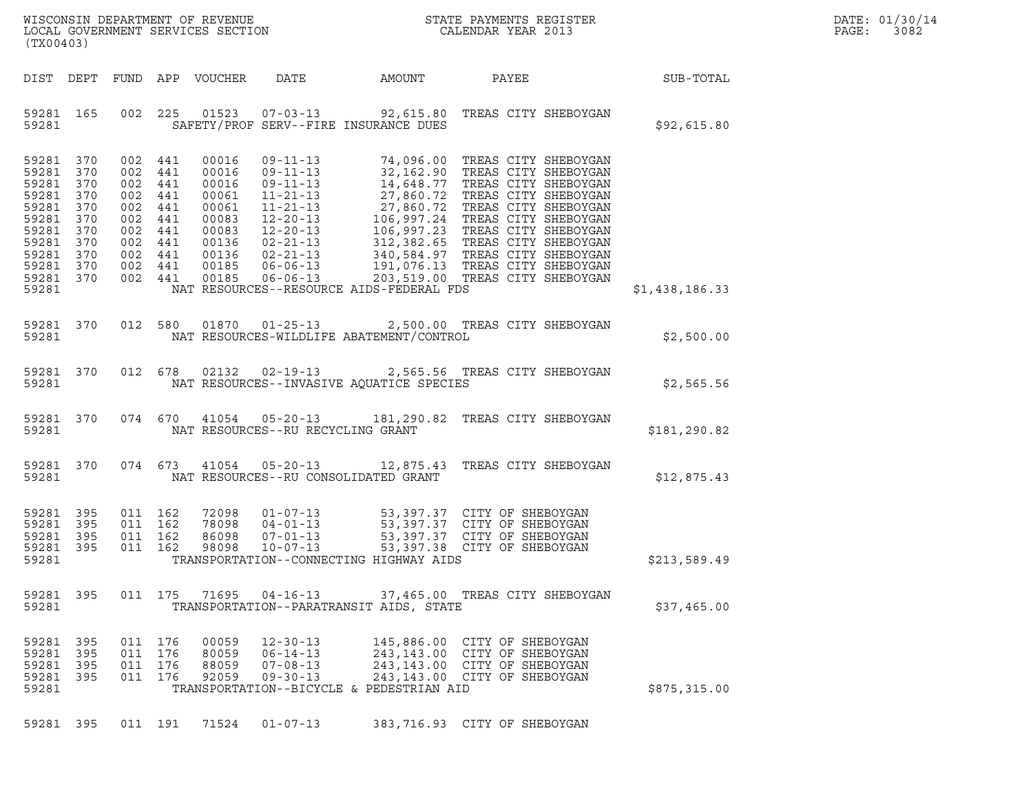WISCONSIN DEPARTMENT OF REVENUE
LOCAL GOVERNMENT SERVICES SECTION
(TX00403)

STATE PAYMENTS REGISTER
CALENDAR YEAR 2013

DATE: 01/30/14
PAGE: 3082

| DIST | DEPT | FUND | APP | VOUCHER | DATE | AMOUNT | PAYEE | SUB-TOTAL |
|---|---|---|---|---|---|---|---|---|
| 59281 | 165 | 002 | 225 | 01523 | 07-03-13 | 92,615.80 | TREAS CITY SHEBOYGAN | |
| 59281 | | | | SAFETY/PROF SERV--FIRE INSURANCE DUES | | | | $92,615.80 |
| 59281 | 370 | 002 | 441 | 00016 | 09-11-13 | 74,096.00 | TREAS CITY SHEBOYGAN | |
| 59281 | 370 | 002 | 441 | 00016 | 09-11-13 | 32,162.90 | TREAS CITY SHEBOYGAN | |
| 59281 | 370 | 002 | 441 | 00016 | 09-11-13 | 14,648.77 | TREAS CITY SHEBOYGAN | |
| 59281 | 370 | 002 | 441 | 00061 | 11-21-13 | 27,860.72 | TREAS CITY SHEBOYGAN | |
| 59281 | 370 | 002 | 441 | 00061 | 11-21-13 | 27,860.72 | TREAS CITY SHEBOYGAN | |
| 59281 | 370 | 002 | 441 | 00083 | 12-20-13 | 106,997.24 | TREAS CITY SHEBOYGAN | |
| 59281 | 370 | 002 | 441 | 00083 | 12-20-13 | 106,997.23 | TREAS CITY SHEBOYGAN | |
| 59281 | 370 | 002 | 441 | 00136 | 02-21-13 | 312,382.65 | TREAS CITY SHEBOYGAN | |
| 59281 | 370 | 002 | 441 | 00136 | 02-21-13 | 340,584.97 | TREAS CITY SHEBOYGAN | |
| 59281 | 370 | 002 | 441 | 00185 | 06-06-13 | 191,076.13 | TREAS CITY SHEBOYGAN | |
| 59281 | 370 | 002 | 441 | 00185 | 06-06-13 | 203,519.00 | TREAS CITY SHEBOYGAN | |
| 59281 | | | | NAT RESOURCES--RESOURCE AIDS-FEDERAL FDS | | | | $1,438,186.33 |
| 59281 | 370 | 012 | 580 | 01870 | 01-25-13 | 2,500.00 | TREAS CITY SHEBOYGAN | |
| 59281 | | | | NAT RESOURCES-WILDLIFE ABATEMENT/CONTROL | | | | $2,500.00 |
| 59281 | 370 | 012 | 678 | 02132 | 02-19-13 | 2,565.56 | TREAS CITY SHEBOYGAN | |
| 59281 | | | | NAT RESOURCES--INVASIVE AQUATICE SPECIES | | | | $2,565.56 |
| 59281 | 370 | 074 | 670 | 41054 | 05-20-13 | 181,290.82 | TREAS CITY SHEBOYGAN | |
| 59281 | | | | NAT RESOURCES--RU RECYCLING GRANT | | | | $181,290.82 |
| 59281 | 370 | 074 | 673 | 41054 | 05-20-13 | 12,875.43 | TREAS CITY SHEBOYGAN | |
| 59281 | | | | NAT RESOURCES--RU CONSOLIDATED GRANT | | | | $12,875.43 |
| 59281 | 395 | 011 | 162 | 72098 | 01-07-13 | 53,397.37 | CITY OF SHEBOYGAN | |
| 59281 | 395 | 011 | 162 | 78098 | 04-01-13 | 53,397.37 | CITY OF SHEBOYGAN | |
| 59281 | 395 | 011 | 162 | 86098 | 07-01-13 | 53,397.37 | CITY OF SHEBOYGAN | |
| 59281 | 395 | 011 | 162 | 98098 | 10-07-13 | 53,397.38 | CITY OF SHEBOYGAN | |
| 59281 | | | | TRANSPORTATION--CONNECTING HIGHWAY AIDS | | | | $213,589.49 |
| 59281 | 395 | 011 | 175 | 71695 | 04-16-13 | 37,465.00 | TREAS CITY SHEBOYGAN | |
| 59281 | | | | TRANSPORTATION--PARATRANSIT AIDS, STATE | | | | $37,465.00 |
| 59281 | 395 | 011 | 176 | 00059 | 12-30-13 | 145,886.00 | CITY OF SHEBOYGAN | |
| 59281 | 395 | 011 | 176 | 80059 | 06-14-13 | 243,143.00 | CITY OF SHEBOYGAN | |
| 59281 | 395 | 011 | 176 | 88059 | 07-08-13 | 243,143.00 | CITY OF SHEBOYGAN | |
| 59281 | 395 | 011 | 176 | 92059 | 09-30-13 | 243,143.00 | CITY OF SHEBOYGAN | |
| 59281 | | | | TRANSPORTATION--BICYCLE & PEDESTRIAN AID | | | | $875,315.00 |
| 59281 | 395 | 011 | 191 | 71524 | 01-07-13 | 383,716.93 | CITY OF SHEBOYGAN | |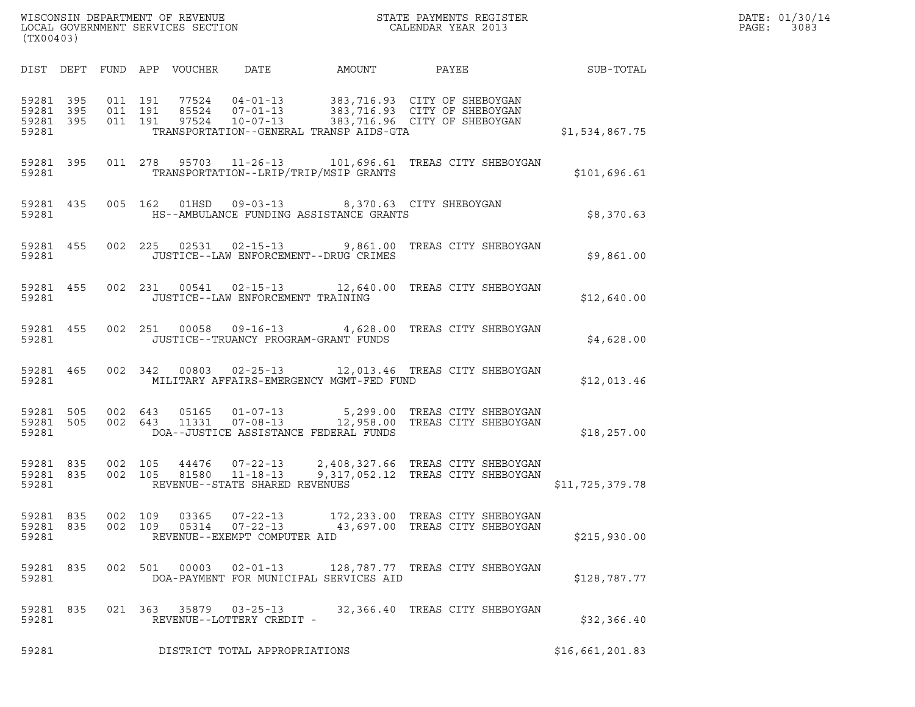WISCONSIN DEPARTMENT OF REVENUE
LOCAL GOVERNMENT SERVICES SECTION
(TX00403)

STATE PAYMENTS REGISTER
CALENDAR YEAR 2013

DATE: 01/30/14
PAGE: 3083

| DIST | DEPT | FUND | APP | VOUCHER | DATE | AMOUNT | PAYEE | SUB-TOTAL |
|---|---|---|---|---|---|---|---|---|
| 59281 | 395 | 011 | 191 | 77524 | 04-01-13 | 383,716.93 | CITY OF SHEBOYGAN | |
| 59281 | 395 | 011 | 191 | 85524 | 07-01-13 | 383,716.93 | CITY OF SHEBOYGAN | |
| 59281 | 395 | 011 | 191 | 97524 | 10-07-13 | 383,716.96 | CITY OF SHEBOYGAN | |
| 59281 | | | | TRANSPORTATION--GENERAL TRANSP AIDS-GTA | | | | $1,534,867.75 |
| 59281 | 395 | 011 | 278 | 95703 | 11-26-13 | 101,696.61 | TREAS CITY SHEBOYGAN | |
| 59281 | | | | TRANSPORTATION--LRIP/TRIP/MSIP GRANTS | | | | $101,696.61 |
| 59281 | 435 | 005 | 162 | 01HSD | 09-03-13 | 8,370.63 | CITY SHEBOYGAN | |
| 59281 | | | | HS--AMBULANCE FUNDING ASSISTANCE GRANTS | | | | $8,370.63 |
| 59281 | 455 | 002 | 225 | 02531 | 02-15-13 | 9,861.00 | TREAS CITY SHEBOYGAN | |
| 59281 | | | | JUSTICE--LAW ENFORCEMENT--DRUG CRIMES | | | | $9,861.00 |
| 59281 | 455 | 002 | 231 | 00541 | 02-15-13 | 12,640.00 | TREAS CITY SHEBOYGAN | |
| 59281 | | | | JUSTICE--LAW ENFORCEMENT TRAINING | | | | $12,640.00 |
| 59281 | 455 | 002 | 251 | 00058 | 09-16-13 | 4,628.00 | TREAS CITY SHEBOYGAN | |
| 59281 | | | | JUSTICE--TRUANCY PROGRAM-GRANT FUNDS | | | | $4,628.00 |
| 59281 | 465 | 002 | 342 | 00803 | 02-25-13 | 12,013.46 | TREAS CITY SHEBOYGAN | |
| 59281 | | | | MILITARY AFFAIRS-EMERGENCY MGMT-FED FUND | | | | $12,013.46 |
| 59281 | 505 | 002 | 643 | 05165 | 01-07-13 | 5,299.00 | TREAS CITY SHEBOYGAN | |
| 59281 | 505 | 002 | 643 | 11331 | 07-08-13 | 12,958.00 | TREAS CITY SHEBOYGAN | |
| 59281 | | | | DOA--JUSTICE ASSISTANCE FEDERAL FUNDS | | | | $18,257.00 |
| 59281 | 835 | 002 | 105 | 44476 | 07-22-13 | 2,408,327.66 | TREAS CITY SHEBOYGAN | |
| 59281 | 835 | 002 | 105 | 81580 | 11-18-13 | 9,317,052.12 | TREAS CITY SHEBOYGAN | |
| 59281 | | | | REVENUE--STATE SHARED REVENUES | | | | $11,725,379.78 |
| 59281 | 835 | 002 | 109 | 03365 | 07-22-13 | 172,233.00 | TREAS CITY SHEBOYGAN | |
| 59281 | 835 | 002 | 109 | 05314 | 07-22-13 | 43,697.00 | TREAS CITY SHEBOYGAN | |
| 59281 | | | | REVENUE--EXEMPT COMPUTER AID | | | | $215,930.00 |
| 59281 | 835 | 002 | 501 | 00003 | 02-01-13 | 128,787.77 | TREAS CITY SHEBOYGAN | |
| 59281 | | | | DOA-PAYMENT FOR MUNICIPAL SERVICES AID | | | | $128,787.77 |
| 59281 | 835 | 021 | 363 | 35879 | 03-25-13 | 32,366.40 | TREAS CITY SHEBOYGAN | |
| 59281 | | | | REVENUE--LOTTERY CREDIT - | | | | $32,366.40 |
| 59281 | | | | DISTRICT TOTAL APPROPRIATIONS | | | | $16,661,201.83 |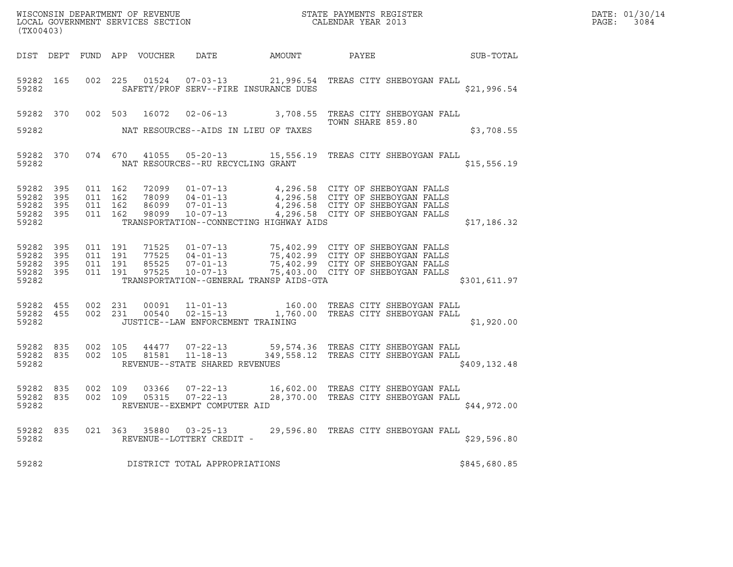WISCONSIN DEPARTMENT OF REVENUE
LOCAL GOVERNMENT SERVICES SECTION
(TX00403)

STATE PAYMENTS REGISTER
CALENDAR YEAR 2013

DATE: 01/30/14

| DIST | DEPT | FUND | APP | VOUCHER | DATE | AMOUNT | PAYEE | SUB-TOTAL |
|---|---|---|---|---|---|---|---|---|
| 59282 | 165 | 002 | 225 | 01524 | 07-03-13 | 21,996.54 | TREAS CITY SHEBOYGAN FALL | |
| 59282 | | | | | SAFETY/PROF SERV--FIRE INSURANCE DUES | | | $21,996.54 |
| 59282 | 370 | 002 | 503 | 16072 | 02-06-13 | 3,708.55 | TREAS CITY SHEBOYGAN FALL TOWN SHARE 859.80 | |
| 59282 | | | | | NAT RESOURCES--AIDS IN LIEU OF TAXES | | | $3,708.55 |
| 59282 | 370 | 074 | 670 | 41055 | 05-20-13 | 15,556.19 | TREAS CITY SHEBOYGAN FALL | |
| 59282 | | | | | NAT RESOURCES--RU RECYCLING GRANT | | | $15,556.19 |
| 59282 | 395 | 011 | 162 | 72099 | 01-07-13 | 4,296.58 | CITY OF SHEBOYGAN FALLS | |
| 59282 | 395 | 011 | 162 | 78099 | 04-01-13 | 4,296.58 | CITY OF SHEBOYGAN FALLS | |
| 59282 | 395 | 011 | 162 | 86099 | 07-01-13 | 4,296.58 | CITY OF SHEBOYGAN FALLS | |
| 59282 | 395 | 011 | 162 | 98099 | 10-07-13 | 4,296.58 | CITY OF SHEBOYGAN FALLS | |
| 59282 | | | | | TRANSPORTATION--CONNECTING HIGHWAY AIDS | | | $17,186.32 |
| 59282 | 395 | 011 | 191 | 71525 | 01-07-13 | 75,402.99 | CITY OF SHEBOYGAN FALLS | |
| 59282 | 395 | 011 | 191 | 77525 | 04-01-13 | 75,402.99 | CITY OF SHEBOYGAN FALLS | |
| 59282 | 395 | 011 | 191 | 85525 | 07-01-13 | 75,402.99 | CITY OF SHEBOYGAN FALLS | |
| 59282 | 395 | 011 | 191 | 97525 | 10-07-13 | 75,403.00 | CITY OF SHEBOYGAN FALLS | |
| 59282 | | | | | TRANSPORTATION--GENERAL TRANSP AIDS-GTA | | | $301,611.97 |
| 59282 | 455 | 002 | 231 | 00091 | 11-01-13 | 160.00 | TREAS CITY SHEBOYGAN FALL | |
| 59282 | 455 | 002 | 231 | 00540 | 02-15-13 | 1,760.00 | TREAS CITY SHEBOYGAN FALL | |
| 59282 | | | | | JUSTICE--LAW ENFORCEMENT TRAINING | | | $1,920.00 |
| 59282 | 835 | 002 | 105 | 44477 | 07-22-13 | 59,574.36 | TREAS CITY SHEBOYGAN FALL | |
| 59282 | 835 | 002 | 105 | 81581 | 11-18-13 | 349,558.12 | TREAS CITY SHEBOYGAN FALL | |
| 59282 | | | | | REVENUE--STATE SHARED REVENUES | | | $409,132.48 |
| 59282 | 835 | 002 | 109 | 03366 | 07-22-13 | 16,602.00 | TREAS CITY SHEBOYGAN FALL | |
| 59282 | 835 | 002 | 109 | 05315 | 07-22-13 | 28,370.00 | TREAS CITY SHEBOYGAN FALL | |
| 59282 | | | | | REVENUE--EXEMPT COMPUTER AID | | | $44,972.00 |
| 59282 | 835 | 021 | 363 | 35880 | 03-25-13 | 29,596.80 | TREAS CITY SHEBOYGAN FALL | |
| 59282 | | | | | REVENUE--LOTTERY CREDIT - | | | $29,596.80 |
| 59282 | | | | | DISTRICT TOTAL APPROPRIATIONS | | | $845,680.85 |